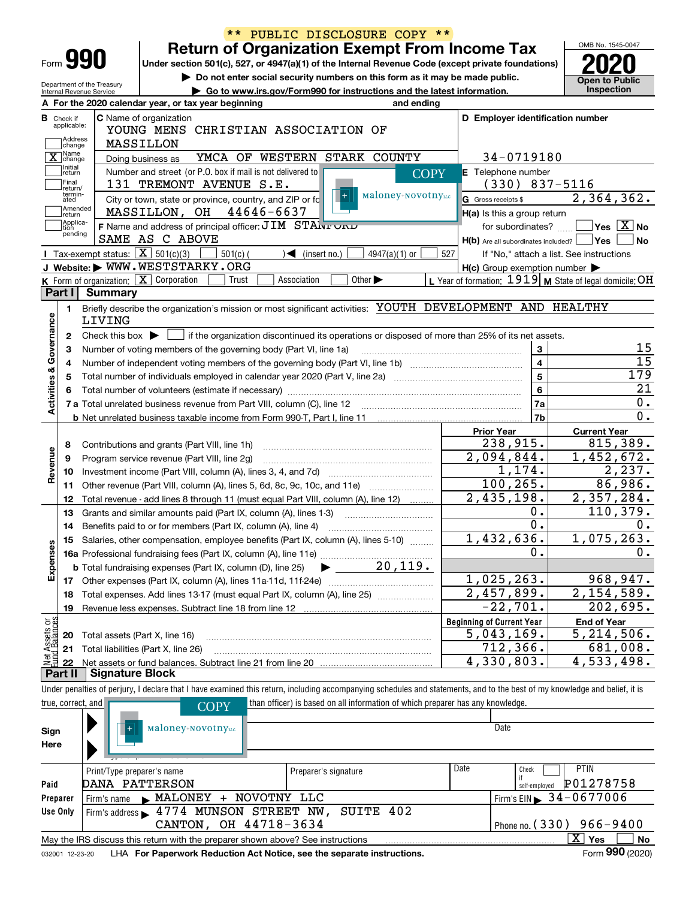** PUBLIC DISCLOSURE COPY **

# Form 990 — Return of Organization Exempt From Income Tax

Under section 501(c), 527, or 4947(a)(1) of the Internal Revenue Code (except private foundations)

▶ Do not enter social security numbers on this form as it may be made public.

▶ Go to www.irs.gov/Form990 for instructions and the latest information.

Department of the Treasury
Internal Revenue Service

OMB No. 1545-0047

**2020**

Open to Public Inspection

**A** For the 2020 calendar year, or tax year beginning and ending

**B** Check if applicable:
- Address change
- [X] Name change
- Initial return
- Final return/terminated
- Amended return
- Application pending

**C** Name of organization
YOUNG MENS CHRISTIAN ASSOCIATION OF MASSILLON

Doing business as YMCA OF WESTERN STARK COUNTY

Number and street (or P.O. box if mail is not delivered to street address) Room/suite
131 TREMONT AVENUE S.E.

City or town, state or province, country, and ZIP or foreign postal code
MASSILLON, OH 44646-6637

**F** Name and address of principal officer: JIM STANFORD
SAME AS C ABOVE

**D** Employer identification number
34-0719180

**E** Telephone number
(330) 837-5116

**G** Gross receipts $ 2,364,362.

**H(a)** Is this a group return for subordinates? [ ] Yes [X] No

**H(b)** Are all subordinates included? [ ] Yes [ ] No
If "No," attach a list. See instructions

**H(c)** Group exemption number ▶

**I** Tax-exempt status: [X] 501(c)(3) [ ] 501(c) ( ) ◀ (insert no.) [ ] 4947(a)(1) or [ ] 527

**J** Website: ▶ WWW.WESTSTARKY.ORG

**K** Form of organization: [X] Corporation [ ] Trust [ ] Association [ ] Other ▶

**L** Year of formation: 1919 **M** State of legal domicile: OH

## Part I Summary

**Activities & Governance**

1. Briefly describe the organization's mission or most significant activities: YOUTH DEVELOPMENT AND HEALTHY LIVING
2. Check this box ▶ [ ] if the organization discontinued its operations or disposed of more than 25% of its net assets.

| | | | |
|---|---|---|---|
| 3 | Number of voting members of the governing body (Part VI, line 1a) | 3 | 15 |
| 4 | Number of independent voting members of the governing body (Part VI, line 1b) | 4 | 15 |
| 5 | Total number of individuals employed in calendar year 2020 (Part V, line 2a) | 5 | 179 |
| 6 | Total number of volunteers (estimate if necessary) | 6 | 21 |
| 7a | Total unrelated business revenue from Part VIII, column (C), line 12 | 7a | 0. |
| b | Net unrelated business taxable income from Form 990-T, Part I, line 11 | 7b | 0. |

| | | | Prior Year | Current Year |
|---|---|---|---|---|
| **Revenue** | 8 | Contributions and grants (Part VIII, line 1h) | 238,915. | 815,389. |
| | 9 | Program service revenue (Part VIII, line 2g) | 2,094,844. | 1,452,672. |
| | 10 | Investment income (Part VIII, column (A), lines 3, 4, and 7d) | 1,174. | 2,237. |
| | 11 | Other revenue (Part VIII, column (A), lines 5, 6d, 8c, 9c, 10c, and 11e) | 100,265. | 86,986. |
| | 12 | Total revenue - add lines 8 through 11 (must equal Part VIII, column (A), line 12) | 2,435,198. | 2,357,284. |
| **Expenses** | 13 | Grants and similar amounts paid (Part IX, column (A), lines 1-3) | 0. | 110,379. |
| | 14 | Benefits paid to or for members (Part IX, column (A), line 4) | 0. | 0. |
| | 15 | Salaries, other compensation, employee benefits (Part IX, column (A), lines 5-10) | 1,432,636. | 1,075,263. |
| | 16a | Professional fundraising fees (Part IX, column (A), line 11e) | 0. | 0. |
| | b | Total fundraising expenses (Part IX, column (D), line 25) ▶ 20,119. | | |
| | 17 | Other expenses (Part IX, column (A), lines 11a-11d, 11f-24e) | 1,025,263. | 968,947. |
| | 18 | Total expenses. Add lines 13-17 (must equal Part IX, column (A), line 25) | 2,457,899. | 2,154,589. |
| | 19 | Revenue less expenses. Subtract line 18 from line 12 | -22,701. | 202,695. |

| | | | Beginning of Current Year | End of Year |
|---|---|---|---|---|
| **Net Assets or Fund Balances** | 20 | Total assets (Part X, line 16) | 5,043,169. | 5,214,506. |
| | 21 | Total liabilities (Part X, line 26) | 712,366. | 681,008. |
| | 22 | Net assets or fund balances. Subtract line 21 from line 20 | 4,330,803. | 4,533,498. |

## Part II Signature Block

Under penalties of perjury, I declare that I have examined this return, including accompanying schedules and statements, and to the best of my knowledge and belief, it is true, correct, and complete. Declaration of preparer (other than officer) is based on all information of which preparer has any knowledge.

**Sign Here**

Date

**Paid Preparer Use Only**

| Print/Type preparer's name | Preparer's signature | Date | Check [ ] if self-employed | PTIN |
|---|---|---|---|---|
| DANA PATTERSON | | | | P01278758 |

Firm's name ▶ MALONEY + NOVOTNY LLC — Firm's EIN ▶ 34-0677006

Firm's address ▶ 4774 MUNSON STREET NW, SUITE 402, CANTON, OH 44718-3634 — Phone no. (330) 966-9400

May the IRS discuss this return with the preparer shown above? See instructions [X] Yes [ ] No

032001 12-23-20 LHA For Paperwork Reduction Act Notice, see the separate instructions. Form **990** (2020)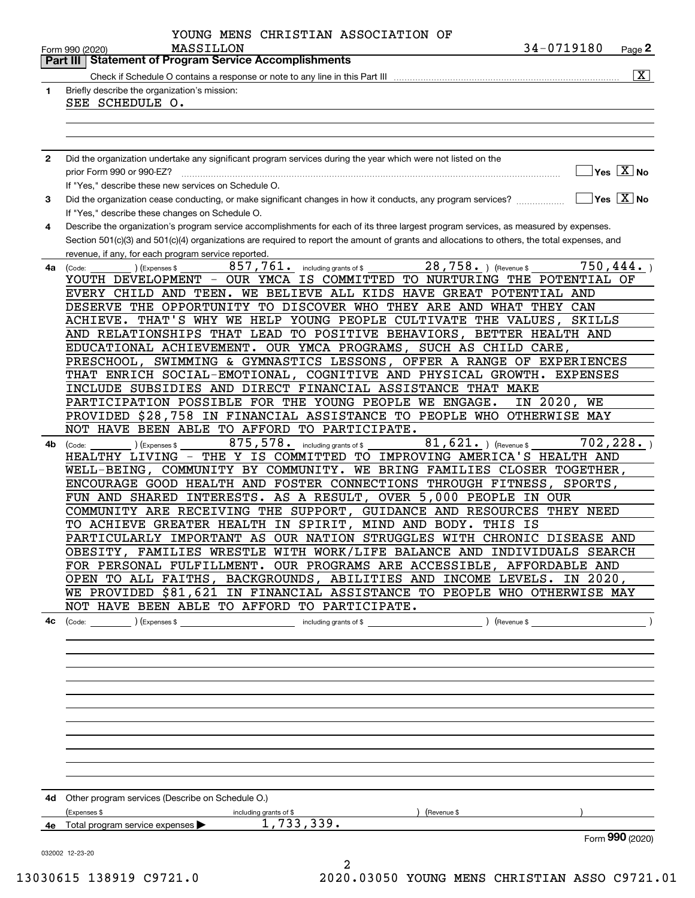Form 990 (2020) YOUNG MENS CHRISTIAN ASSOCIATION OF MASSILLON 34-0719180 Page **2**

## Part III Statement of Program Service Accomplishments

Check if Schedule O contains a response or note to any line in this Part III ..... [X]

**1** Briefly describe the organization's mission:

SEE SCHEDULE O.

**2** Did the organization undertake any significant program services during the year which were not listed on the prior Form 990 or 990-EZ? ..... [ ] Yes [X] No

If "Yes," describe these new services on Schedule O.

**3** Did the organization cease conducting, or make significant changes in how it conducts, any program services? ..... [ ] Yes [X] No

If "Yes," describe these changes on Schedule O.

**4** Describe the organization's program service accomplishments for each of its three largest program services, as measured by expenses. Section 501(c)(3) and 501(c)(4) organizations are required to report the amount of grants and allocations to others, the total expenses, and revenue, if any, for each program service reported.

**4a** (Code: ) (Expenses $ 857,761. including grants of $ 28,758. ) (Revenue $ 750,444. )

YOUTH DEVELOPMENT - OUR YMCA IS COMMITTED TO NURTURING THE POTENTIAL OF EVERY CHILD AND TEEN. WE BELIEVE ALL KIDS HAVE GREAT POTENTIAL AND DESERVE THE OPPORTUNITY TO DISCOVER WHO THEY ARE AND WHAT THEY CAN ACHIEVE. THAT'S WHY WE HELP YOUNG PEOPLE CULTIVATE THE VALUES, SKILLS AND RELATIONSHIPS THAT LEAD TO POSITIVE BEHAVIORS, BETTER HEALTH AND EDUCATIONAL ACHIEVEMENT. OUR YMCA PROGRAMS, SUCH AS CHILD CARE, PRESCHOOL, SWIMMING & GYMNASTICS LESSONS, OFFER A RANGE OF EXPERIENCES THAT ENRICH SOCIAL-EMOTIONAL, COGNITIVE AND PHYSICAL GROWTH. EXPENSES INCLUDE SUBSIDIES AND DIRECT FINANCIAL ASSISTANCE THAT MAKE PARTICIPATION POSSIBLE FOR THE YOUNG PEOPLE WE ENGAGE. IN 2020, WE PROVIDED $28,758 IN FINANCIAL ASSISTANCE TO PEOPLE WHO OTHERWISE MAY NOT HAVE BEEN ABLE TO AFFORD TO PARTICIPATE.

**4b** (Code: ) (Expenses $ 875,578. including grants of $ 81,621. ) (Revenue $ 702,228. )

HEALTHY LIVING - THE Y IS COMMITTED TO IMPROVING AMERICA'S HEALTH AND WELL-BEING, COMMUNITY BY COMMUNITY. WE BRING FAMILIES CLOSER TOGETHER, ENCOURAGE GOOD HEALTH AND FOSTER CONNECTIONS THROUGH FITNESS, SPORTS, FUN AND SHARED INTERESTS. AS A RESULT, OVER 5,000 PEOPLE IN OUR COMMUNITY ARE RECEIVING THE SUPPORT, GUIDANCE AND RESOURCES THEY NEED TO ACHIEVE GREATER HEALTH IN SPIRIT, MIND AND BODY. THIS IS PARTICULARLY IMPORTANT AS OUR NATION STRUGGLES WITH CHRONIC DISEASE AND OBESITY, FAMILIES WRESTLE WITH WORK/LIFE BALANCE AND INDIVIDUALS SEARCH FOR PERSONAL FULFILLMENT. OUR PROGRAMS ARE ACCESSIBLE, AFFORDABLE AND OPEN TO ALL FAITHS, BACKGROUNDS, ABILITIES AND INCOME LEVELS. IN 2020, WE PROVIDED $81,621 IN FINANCIAL ASSISTANCE TO PEOPLE WHO OTHERWISE MAY NOT HAVE BEEN ABLE TO AFFORD TO PARTICIPATE.

**4c** (Code: ) (Expenses $ including grants of $ ) (Revenue $ )

**4d** Other program services (Describe on Schedule O.)

(Expenses $ including grants of $ ) (Revenue $ )

**4e** Total program service expenses ▶ 1,733,339.

Form **990** (2020)

032002 12-23-20

13030615 138919 C9721.0 2020.03050 YOUNG MENS CHRISTIAN ASSO C9721.01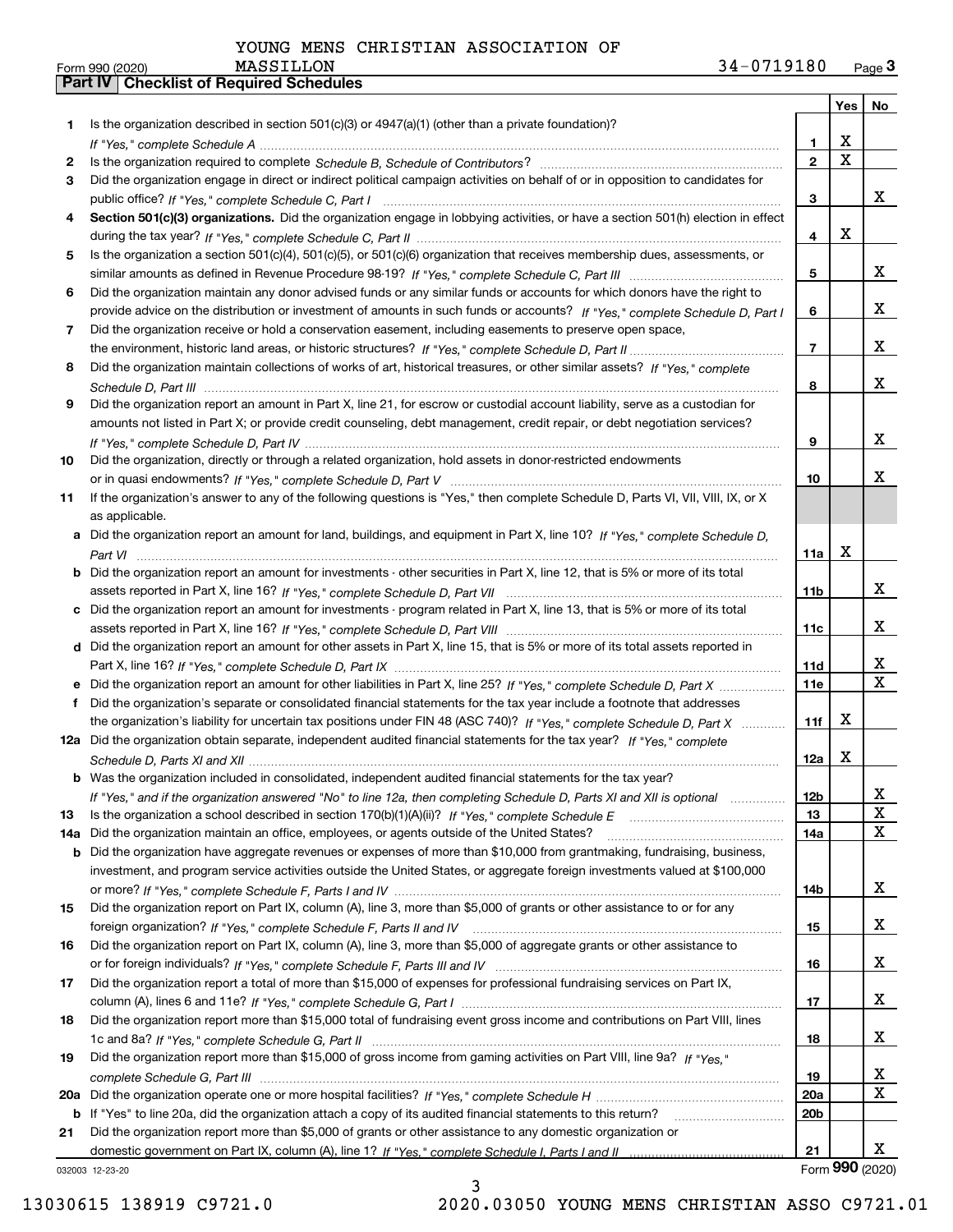YOUNG MENS CHRISTIAN ASSOCIATION OF MASSILLON

Form 990 (2020) 34-0719180 Page 3

**Part IV Checklist of Required Schedules**

| | | | Yes | No |
|---|---|---|---|---|
| 1 | Is the organization described in section 501(c)(3) or 4947(a)(1) (other than a private foundation)? *If "Yes," complete Schedule A* | 1 | X | |
| 2 | Is the organization required to complete *Schedule B, Schedule of Contributors*? | 2 | X | |
| 3 | Did the organization engage in direct or indirect political campaign activities on behalf of or in opposition to candidates for public office? *If "Yes," complete Schedule C, Part I* | 3 | | X |
| 4 | **Section 501(c)(3) organizations.** Did the organization engage in lobbying activities, or have a section 501(h) election in effect during the tax year? *If "Yes," complete Schedule C, Part II* | 4 | X | |
| 5 | Is the organization a section 501(c)(4), 501(c)(5), or 501(c)(6) organization that receives membership dues, assessments, or similar amounts as defined in Revenue Procedure 98-19? *If "Yes," complete Schedule C, Part III* | 5 | | X |
| 6 | Did the organization maintain any donor advised funds or any similar funds or accounts for which donors have the right to provide advice on the distribution or investment of amounts in such funds or accounts? *If "Yes," complete Schedule D, Part I* | 6 | | X |
| 7 | Did the organization receive or hold a conservation easement, including easements to preserve open space, the environment, historic land areas, or historic structures? *If "Yes," complete Schedule D, Part II* | 7 | | X |
| 8 | Did the organization maintain collections of works of art, historical treasures, or other similar assets? *If "Yes," complete Schedule D, Part III* | 8 | | X |
| 9 | Did the organization report an amount in Part X, line 21, for escrow or custodial account liability, serve as a custodian for amounts not listed in Part X; or provide credit counseling, debt management, credit repair, or debt negotiation services? *If "Yes," complete Schedule D, Part IV* | 9 | | X |
| 10 | Did the organization, directly or through a related organization, hold assets in donor-restricted endowments or in quasi endowments? *If "Yes," complete Schedule D, Part V* | 10 | | X |
| 11 | If the organization's answer to any of the following questions is "Yes," then complete Schedule D, Parts VI, VII, VIII, IX, or X as applicable. | | | |
| a | Did the organization report an amount for land, buildings, and equipment in Part X, line 10? *If "Yes," complete Schedule D, Part VI* | 11a | X | |
| b | Did the organization report an amount for investments - other securities in Part X, line 12, that is 5% or more of its total assets reported in Part X, line 16? *If "Yes," complete Schedule D, Part VII* | 11b | | X |
| c | Did the organization report an amount for investments - program related in Part X, line 13, that is 5% or more of its total assets reported in Part X, line 16? *If "Yes," complete Schedule D, Part VIII* | 11c | | X |
| d | Did the organization report an amount for other assets in Part X, line 15, that is 5% or more of its total assets reported in Part X, line 16? *If "Yes," complete Schedule D, Part IX* | 11d | | X |
| e | Did the organization report an amount for other liabilities in Part X, line 25? *If "Yes," complete Schedule D, Part X* | 11e | | X |
| f | Did the organization's separate or consolidated financial statements for the tax year include a footnote that addresses the organization's liability for uncertain tax positions under FIN 48 (ASC 740)? *If "Yes," complete Schedule D, Part X* | 11f | X | |
| 12a | Did the organization obtain separate, independent audited financial statements for the tax year? *If "Yes," complete Schedule D, Parts XI and XII* | 12a | X | |
| b | Was the organization included in consolidated, independent audited financial statements for the tax year? *If "Yes," and if the organization answered "No" to line 12a, then completing Schedule D, Parts XI and XII is optional* | 12b | | X |
| 13 | Is the organization a school described in section 170(b)(1)(A)(ii)? *If "Yes," complete Schedule E* | 13 | | X |
| 14a | Did the organization maintain an office, employees, or agents outside of the United States? | 14a | | X |
| b | Did the organization have aggregate revenues or expenses of more than $10,000 from grantmaking, fundraising, business, investment, and program service activities outside the United States, or aggregate foreign investments valued at $100,000 or more? *If "Yes," complete Schedule F, Parts I and IV* | 14b | | X |
| 15 | Did the organization report on Part IX, column (A), line 3, more than $5,000 of grants or other assistance to or for any foreign organization? *If "Yes," complete Schedule F, Parts II and IV* | 15 | | X |
| 16 | Did the organization report on Part IX, column (A), line 3, more than $5,000 of aggregate grants or other assistance to or for foreign individuals? *If "Yes," complete Schedule F, Parts III and IV* | 16 | | X |
| 17 | Did the organization report a total of more than $15,000 of expenses for professional fundraising services on Part IX, column (A), lines 6 and 11e? *If "Yes," complete Schedule G, Part I* | 17 | | X |
| 18 | Did the organization report more than $15,000 total of fundraising event gross income and contributions on Part VIII, lines 1c and 8a? *If "Yes," complete Schedule G, Part II* | 18 | | X |
| 19 | Did the organization report more than $15,000 of gross income from gaming activities on Part VIII, line 9a? *If "Yes," complete Schedule G, Part III* | 19 | | X |
| 20a | Did the organization operate one or more hospital facilities? *If "Yes," complete Schedule H* | 20a | | X |
| b | If "Yes" to line 20a, did the organization attach a copy of its audited financial statements to this return? | 20b | | |
| 21 | Did the organization report more than $5,000 of grants or other assistance to any domestic organization or domestic government on Part IX, column (A), line 1? *If "Yes," complete Schedule I, Parts I and II* | 21 | | X |

032003 12-23-20

Form **990** (2020)

13030615 138919 C9721.0 2020.03050 YOUNG MENS CHRISTIAN ASSO C9721.01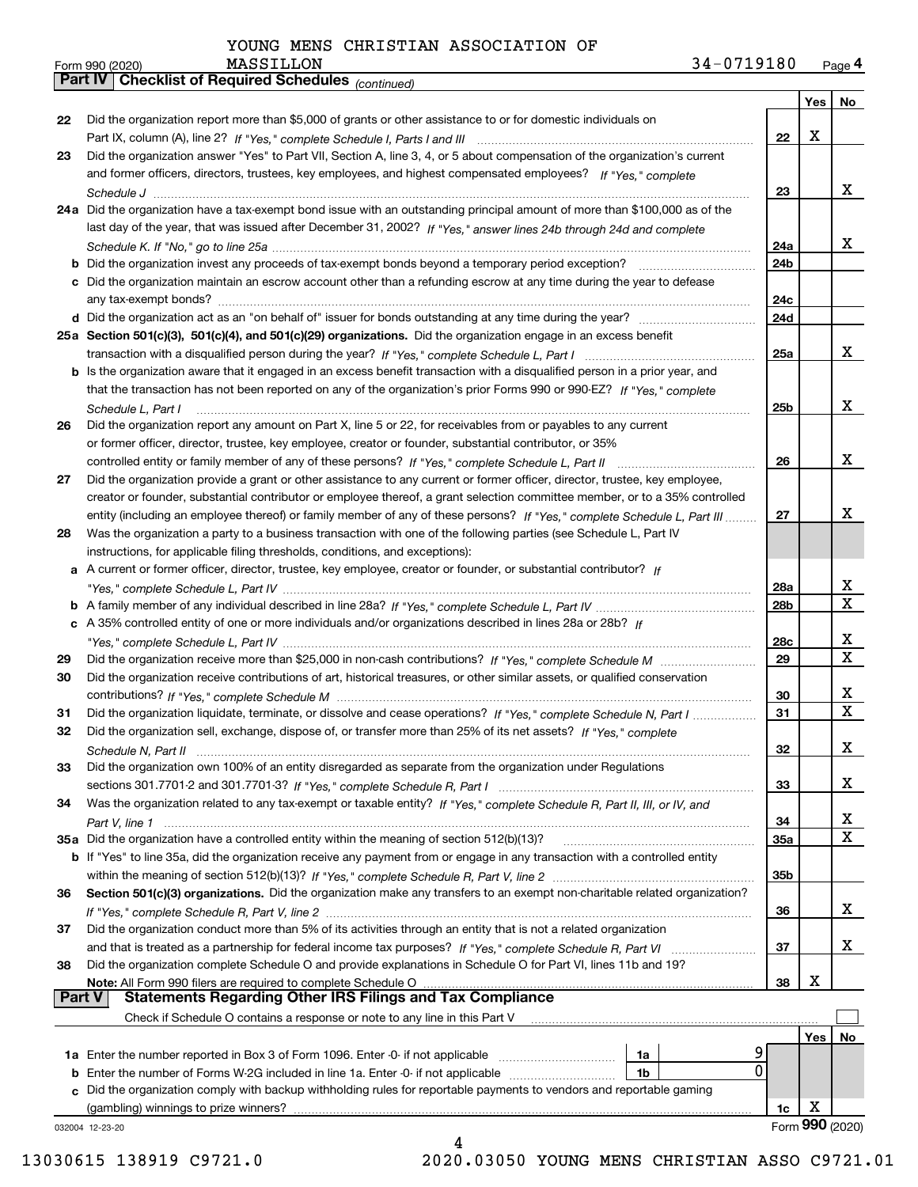YOUNG MENS CHRISTIAN ASSOCIATION OF MASSILLON 34-0719180

Form 990 (2020)

## Part IV Checklist of Required Schedules *(continued)*

| | | | Yes | No |
|---|---|---|---|---|
| 22 | Did the organization report more than $5,000 of grants or other assistance to or for domestic individuals on Part IX, column (A), line 2? *If "Yes," complete Schedule I, Parts I and III* | 22 | X | |
| 23 | Did the organization answer "Yes" to Part VII, Section A, line 3, 4, or 5 about compensation of the organization's current and former officers, directors, trustees, key employees, and highest compensated employees? *If "Yes," complete Schedule J* | 23 | | X |
| 24a | Did the organization have a tax-exempt bond issue with an outstanding principal amount of more than $100,000 as of the last day of the year, that was issued after December 31, 2002? *If "Yes," answer lines 24b through 24d and complete Schedule K. If "No," go to line 25a* | 24a | | X |
| b | Did the organization invest any proceeds of tax-exempt bonds beyond a temporary period exception? | 24b | | |
| c | Did the organization maintain an escrow account other than a refunding escrow at any time during the year to defease any tax-exempt bonds? | 24c | | |
| d | Did the organization act as an "on behalf of" issuer for bonds outstanding at any time during the year? | 24d | | |
| 25a | **Section 501(c)(3), 501(c)(4), and 501(c)(29) organizations.** Did the organization engage in an excess benefit transaction with a disqualified person during the year? *If "Yes," complete Schedule L, Part I* | 25a | | X |
| b | Is the organization aware that it engaged in an excess benefit transaction with a disqualified person in a prior year, and that the transaction has not been reported on any of the organization's prior Forms 990 or 990-EZ? *If "Yes," complete Schedule L, Part I* | 25b | | X |
| 26 | Did the organization report any amount on Part X, line 5 or 22, for receivables from or payables to any current or former officer, director, trustee, key employee, creator or founder, substantial contributor, or 35% controlled entity or family member of any of these persons? *If "Yes," complete Schedule L, Part II* | 26 | | X |
| 27 | Did the organization provide a grant or other assistance to any current or former officer, director, trustee, key employee, creator or founder, substantial contributor or employee thereof, a grant selection committee member, or to a 35% controlled entity (including an employee thereof) or family member of any of these persons? *If "Yes," complete Schedule L, Part III* | 27 | | X |
| 28 | Was the organization a party to a business transaction with one of the following parties (see Schedule L, Part IV instructions, for applicable filing thresholds, conditions, and exceptions): | | | |
| a | A current or former officer, director, trustee, key employee, creator or founder, or substantial contributor? *If "Yes," complete Schedule L, Part IV* | 28a | | X |
| b | A family member of any individual described in line 28a? *If "Yes," complete Schedule L, Part IV* | 28b | | X |
| c | A 35% controlled entity of one or more individuals and/or organizations described in lines 28a or 28b? *If "Yes," complete Schedule L, Part IV* | 28c | | X |
| 29 | Did the organization receive more than $25,000 in non-cash contributions? *If "Yes," complete Schedule M* | 29 | | X |
| 30 | Did the organization receive contributions of art, historical treasures, or other similar assets, or qualified conservation contributions? *If "Yes," complete Schedule M* | 30 | | X |
| 31 | Did the organization liquidate, terminate, or dissolve and cease operations? *If "Yes," complete Schedule N, Part I* | 31 | | X |
| 32 | Did the organization sell, exchange, dispose of, or transfer more than 25% of its net assets? *If "Yes," complete Schedule N, Part II* | 32 | | X |
| 33 | Did the organization own 100% of an entity disregarded as separate from the organization under Regulations sections 301.7701-2 and 301.7701-3? *If "Yes," complete Schedule R, Part I* | 33 | | X |
| 34 | Was the organization related to any tax-exempt or taxable entity? *If "Yes," complete Schedule R, Part II, III, or IV, and Part V, line 1* | 34 | | X |
| 35a | Did the organization have a controlled entity within the meaning of section 512(b)(13)? | 35a | | X |
| b | If "Yes" to line 35a, did the organization receive any payment from or engage in any transaction with a controlled entity within the meaning of section 512(b)(13)? *If "Yes," complete Schedule R, Part V, line 2* | 35b | | |
| 36 | **Section 501(c)(3) organizations.** Did the organization make any transfers to an exempt non-charitable related organization? *If "Yes," complete Schedule R, Part V, line 2* | 36 | | X |
| 37 | Did the organization conduct more than 5% of its activities through an entity that is not a related organization and that is treated as a partnership for federal income tax purposes? *If "Yes," complete Schedule R, Part VI* | 37 | | X |
| 38 | Did the organization complete Schedule O and provide explanations in Schedule O for Part VI, lines 11b and 19? **Note:** All Form 990 filers are required to complete Schedule O | 38 | X | |

## Part V Statements Regarding Other IRS Filings and Tax Compliance

Check if Schedule O contains a response or note to any line in this Part V

| | | | | | Yes | No |
|---|---|---|---|---|---|---|
| 1a | Enter the number reported in Box 3 of Form 1096. Enter -0- if not applicable | 1a | 9 | | | |
| b | Enter the number of Forms W-2G included in line 1a. Enter -0- if not applicable | 1b | 0 | | | |
| c | Did the organization comply with backup withholding rules for reportable payments to vendors and reportable gaming (gambling) winnings to prize winners? | | | 1c | X | |

032004 12-23-20

Form **990** (2020)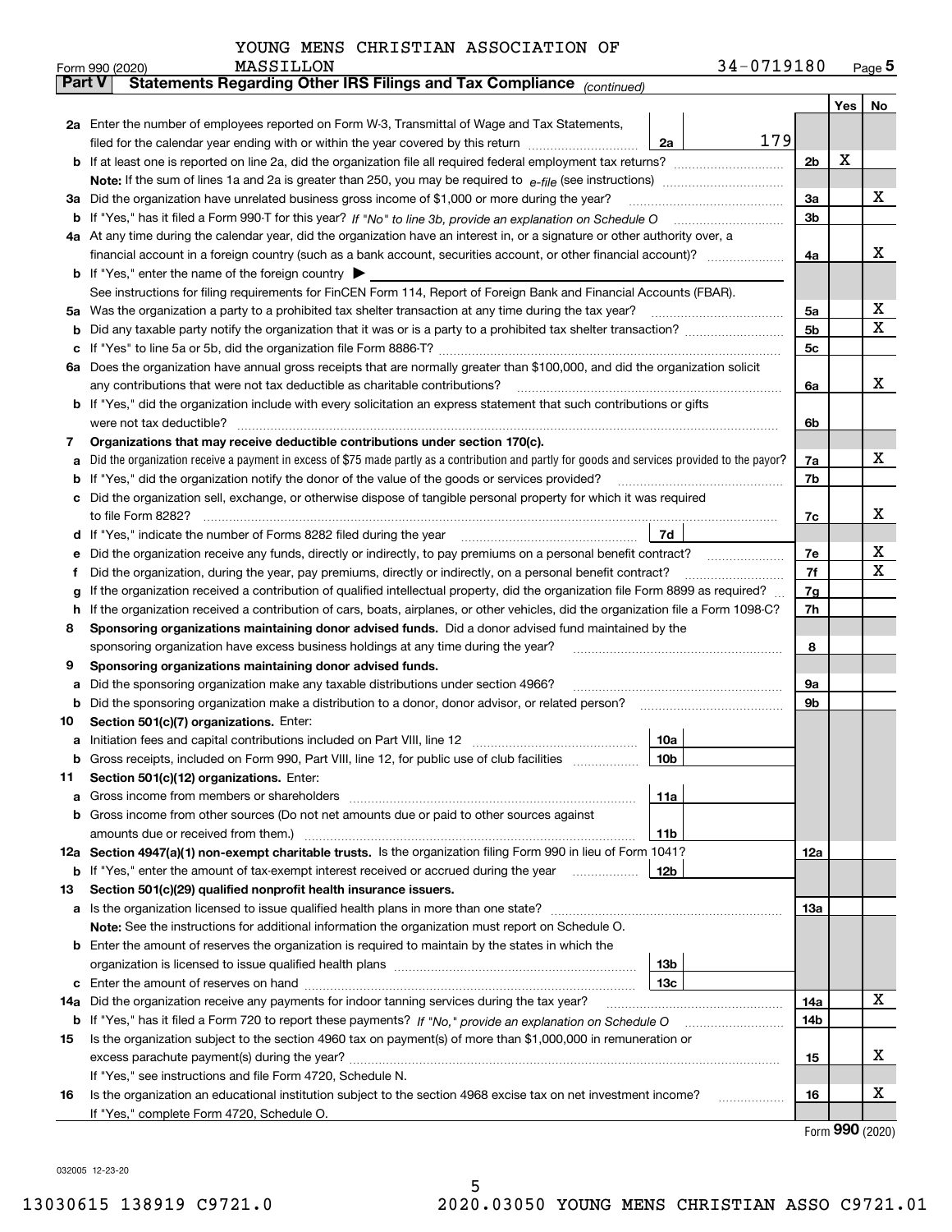YOUNG MENS CHRISTIAN ASSOCIATION OF MASSILLON

Form 990 (2020) 34-0719180 Page 5

**Part V Statements Regarding Other IRS Filings and Tax Compliance** *(continued)*

| | | | | | Yes | No |
|---|---|---|---|---|---|---|
| **2a** | Enter the number of employees reported on Form W-3, Transmittal of Wage and Tax Statements, filed for the calendar year ending with or within the year covered by this return | 2a | 179 | | | |
| **b** | If at least one is reported on line 2a, did the organization file all required federal employment tax returns? | | | 2b | X | |
| | **Note:** If the sum of lines 1a and 2a is greater than 250, you may be required to *e-file* (see instructions) | | | | | |
| **3a** | Did the organization have unrelated business gross income of $1,000 or more during the year? | | | 3a | | X |
| **b** | If "Yes," has it filed a Form 990-T for this year? *If "No" to line 3b, provide an explanation on Schedule O* | | | 3b | | |
| **4a** | At any time during the calendar year, did the organization have an interest in, or a signature or other authority over, a financial account in a foreign country (such as a bank account, securities account, or other financial account)? | | | 4a | | X |
| **b** | If "Yes," enter the name of the foreign country ▶ | | | | | |
| | See instructions for filing requirements for FinCEN Form 114, Report of Foreign Bank and Financial Accounts (FBAR). | | | | | |
| **5a** | Was the organization a party to a prohibited tax shelter transaction at any time during the tax year? | | | 5a | | X |
| **b** | Did any taxable party notify the organization that it was or is a party to a prohibited tax shelter transaction? | | | 5b | | X |
| **c** | If "Yes" to line 5a or 5b, did the organization file Form 8886-T? | | | 5c | | |
| **6a** | Does the organization have annual gross receipts that are normally greater than $100,000, and did the organization solicit any contributions that were not tax deductible as charitable contributions? | | | 6a | | X |
| **b** | If "Yes," did the organization include with every solicitation an express statement that such contributions or gifts were not tax deductible? | | | 6b | | |
| **7** | **Organizations that may receive deductible contributions under section 170(c).** | | | | | |
| **a** | Did the organization receive a payment in excess of $75 made partly as a contribution and partly for goods and services provided to the payor? | | | 7a | | X |
| **b** | If "Yes," did the organization notify the donor of the value of the goods or services provided? | | | 7b | | |
| **c** | Did the organization sell, exchange, or otherwise dispose of tangible personal property for which it was required to file Form 8282? | | | 7c | | X |
| **d** | If "Yes," indicate the number of Forms 8282 filed during the year | 7d | | | | |
| **e** | Did the organization receive any funds, directly or indirectly, to pay premiums on a personal benefit contract? | | | 7e | | X |
| **f** | Did the organization, during the year, pay premiums, directly or indirectly, on a personal benefit contract? | | | 7f | | X |
| **g** | If the organization received a contribution of qualified intellectual property, did the organization file Form 8899 as required? | | | 7g | | |
| **h** | If the organization received a contribution of cars, boats, airplanes, or other vehicles, did the organization file a Form 1098-C? | | | 7h | | |
| **8** | **Sponsoring organizations maintaining donor advised funds.** Did a donor advised fund maintained by the sponsoring organization have excess business holdings at any time during the year? | | | 8 | | |
| **9** | **Sponsoring organizations maintaining donor advised funds.** | | | | | |
| **a** | Did the sponsoring organization make any taxable distributions under section 4966? | | | 9a | | |
| **b** | Did the sponsoring organization make a distribution to a donor, donor advisor, or related person? | | | 9b | | |
| **10** | **Section 501(c)(7) organizations.** Enter: | | | | | |
| **a** | Initiation fees and capital contributions included on Part VIII, line 12 | 10a | | | | |
| **b** | Gross receipts, included on Form 990, Part VIII, line 12, for public use of club facilities | 10b | | | | |
| **11** | **Section 501(c)(12) organizations.** Enter: | | | | | |
| **a** | Gross income from members or shareholders | 11a | | | | |
| **b** | Gross income from other sources (Do not net amounts due or paid to other sources against amounts due or received from them.) | 11b | | | | |
| **12a** | **Section 4947(a)(1) non-exempt charitable trusts.** Is the organization filing Form 990 in lieu of Form 1041? | | | 12a | | |
| **b** | If "Yes," enter the amount of tax-exempt interest received or accrued during the year | 12b | | | | |
| **13** | **Section 501(c)(29) qualified nonprofit health insurance issuers.** | | | | | |
| **a** | Is the organization licensed to issue qualified health plans in more than one state? | | | 13a | | |
| | **Note:** See the instructions for additional information the organization must report on Schedule O. | | | | | |
| **b** | Enter the amount of reserves the organization is required to maintain by the states in which the organization is licensed to issue qualified health plans | 13b | | | | |
| **c** | Enter the amount of reserves on hand | 13c | | | | |
| **14a** | Did the organization receive any payments for indoor tanning services during the tax year? | | | 14a | | X |
| **b** | If "Yes," has it filed a Form 720 to report these payments? *If "No," provide an explanation on Schedule O* | | | 14b | | |
| **15** | Is the organization subject to the section 4960 tax on payment(s) of more than $1,000,000 in remuneration or excess parachute payment(s) during the year? | | | 15 | | X |
| | If "Yes," see instructions and file Form 4720, Schedule N. | | | | | |
| **16** | Is the organization an educational institution subject to the section 4968 excise tax on net investment income? | | | 16 | | X |
| | If "Yes," complete Form 4720, Schedule O. | | | | | |

Form **990** (2020)

032005 12-23-20

13030615 138919 C9721.0 2020.03050 YOUNG MENS CHRISTIAN ASSO C9721.01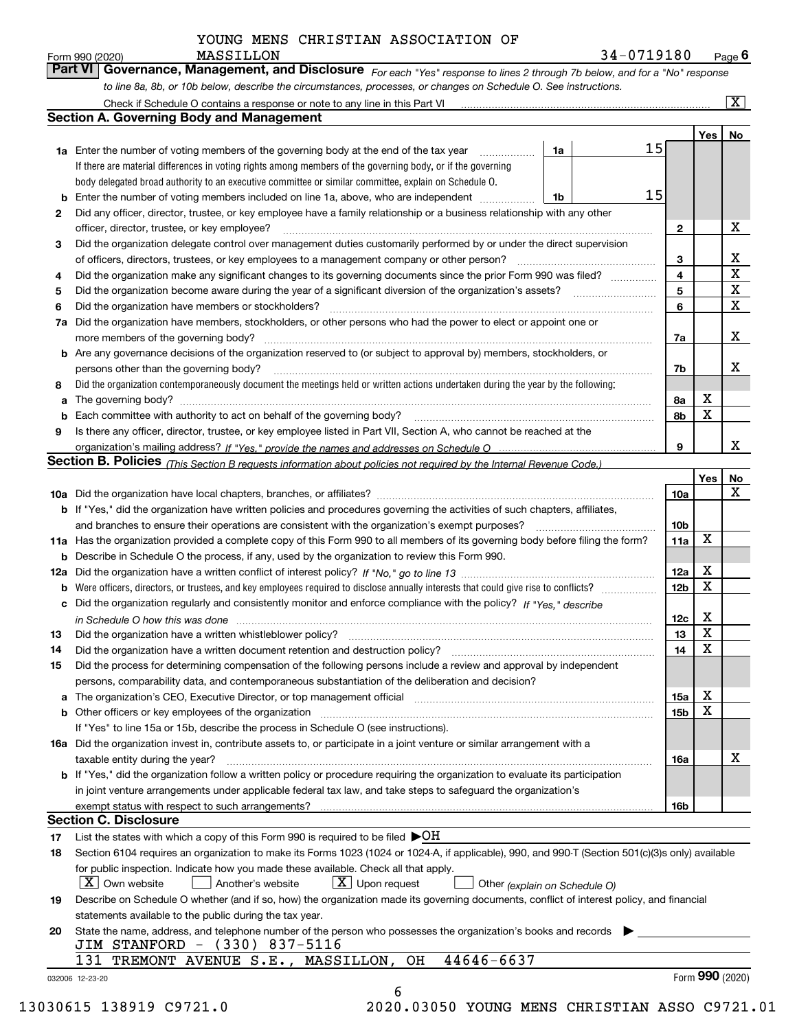YOUNG MENS CHRISTIAN ASSOCIATION OF MASSILLON

Form 990 (2020) 34-0719180 Page **6**

**Part VI Governance, Management, and Disclosure** *For each "Yes" response to lines 2 through 7b below, and for a "No" response to line 8a, 8b, or 10b below, describe the circumstances, processes, or changes on Schedule O. See instructions.*

Check if Schedule O contains a response or note to any line in this Part VI [X]

## Section A. Governing Body and Management

| | | | | Yes | No |
|---|---|---|---|---|---|
| **1a** | Enter the number of voting members of the governing body at the end of the tax year. If there are material differences in voting rights among members of the governing body, or if the governing body delegated broad authority to an executive committee or similar committee, explain on Schedule O. | 1a: 15 | | | |
| **b** | Enter the number of voting members included on line 1a, above, who are independent | 1b: 15 | | | |
| **2** | Did any officer, director, trustee, or key employee have a family relationship or a business relationship with any other officer, director, trustee, or key employee? | | 2 | | X |
| **3** | Did the organization delegate control over management duties customarily performed by or under the direct supervision of officers, directors, trustees, or key employees to a management company or other person? | | 3 | | X |
| **4** | Did the organization make any significant changes to its governing documents since the prior Form 990 was filed? | | 4 | | X |
| **5** | Did the organization become aware during the year of a significant diversion of the organization's assets? | | 5 | | X |
| **6** | Did the organization have members or stockholders? | | 6 | | X |
| **7a** | Did the organization have members, stockholders, or other persons who had the power to elect or appoint one or more members of the governing body? | | 7a | | X |
| **b** | Are any governance decisions of the organization reserved to (or subject to approval by) members, stockholders, or persons other than the governing body? | | 7b | | X |
| **8** | Did the organization contemporaneously document the meetings held or written actions undertaken during the year by the following: | | | | |
| **a** | The governing body? | | 8a | X | |
| **b** | Each committee with authority to act on behalf of the governing body? | | 8b | X | |
| **9** | Is there any officer, director, trustee, or key employee listed in Part VII, Section A, who cannot be reached at the organization's mailing address? *If "Yes," provide the names and addresses on Schedule O* | | 9 | | X |

## Section B. Policies *(This Section B requests information about policies not required by the Internal Revenue Code.)*

| | | | Yes | No |
|---|---|---|---|---|
| **10a** | Did the organization have local chapters, branches, or affiliates? | 10a | | X |
| **b** | If "Yes," did the organization have written policies and procedures governing the activities of such chapters, affiliates, and branches to ensure their operations are consistent with the organization's exempt purposes? | 10b | | |
| **11a** | Has the organization provided a complete copy of this Form 990 to all members of its governing body before filing the form? | 11a | X | |
| **b** | Describe in Schedule O the process, if any, used by the organization to review this Form 990. | | | |
| **12a** | Did the organization have a written conflict of interest policy? *If "No," go to line 13* | 12a | X | |
| **b** | Were officers, directors, or trustees, and key employees required to disclose annually interests that could give rise to conflicts? | 12b | X | |
| **c** | Did the organization regularly and consistently monitor and enforce compliance with the policy? *If "Yes," describe in Schedule O how this was done* | 12c | X | |
| **13** | Did the organization have a written whistleblower policy? | 13 | X | |
| **14** | Did the organization have a written document retention and destruction policy? | 14 | X | |
| **15** | Did the process for determining compensation of the following persons include a review and approval by independent persons, comparability data, and contemporaneous substantiation of the deliberation and decision? | | | |
| **a** | The organization's CEO, Executive Director, or top management official | 15a | X | |
| **b** | Other officers or key employees of the organization | 15b | X | |
| | If "Yes" to line 15a or 15b, describe the process in Schedule O (see instructions). | | | |
| **16a** | Did the organization invest in, contribute assets to, or participate in a joint venture or similar arrangement with a taxable entity during the year? | 16a | | X |
| **b** | If "Yes," did the organization follow a written policy or procedure requiring the organization to evaluate its participation in joint venture arrangements under applicable federal tax law, and take steps to safeguard the organization's exempt status with respect to such arrangements? | 16b | | |

## Section C. Disclosure

**17** List the states with which a copy of this Form 990 is required to be filed ▶OH

**18** Section 6104 requires an organization to make its Forms 1023 (1024 or 1024-A, if applicable), 990, and 990-T (Section 501(c)(3)s only) available for public inspection. Indicate how you made these available. Check all that apply.

[X] Own website [ ] Another's website [X] Upon request [ ] Other *(explain on Schedule O)*

**19** Describe on Schedule O whether (and if so, how) the organization made its governing documents, conflict of interest policy, and financial statements available to the public during the tax year.

**20** State the name, address, and telephone number of the person who possesses the organization's books and records ▶

JIM STANFORD - (330) 837-5116
131 TREMONT AVENUE S.E., MASSILLON, OH 44646-6637

032006 12-23-20 Form **990** (2020)

13030615 138919 C9721.0 2020.03050 YOUNG MENS CHRISTIAN ASSO C9721.01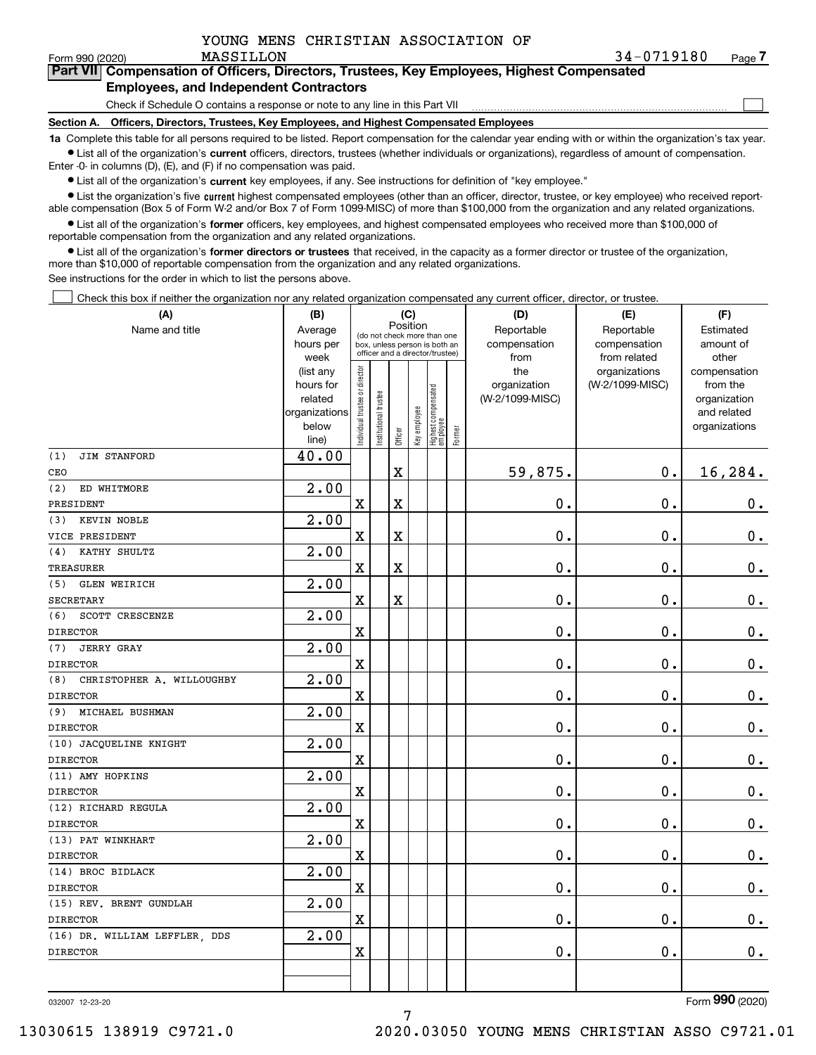YOUNG MENS CHRISTIAN ASSOCIATION OF MASSILLON 34-0719180

Form 990 (2020) Page 7

## Part VII Compensation of Officers, Directors, Trustees, Key Employees, Highest Compensated Employees, and Independent Contractors

Check if Schedule O contains a response or note to any line in this Part VII

**Section A. Officers, Directors, Trustees, Key Employees, and Highest Compensated Employees**

**1a** Complete this table for all persons required to be listed. Report compensation for the calendar year ending with or within the organization's tax year.

- List all of the organization's **current** officers, directors, trustees (whether individuals or organizations), regardless of amount of compensation. Enter -0- in columns (D), (E), and (F) if no compensation was paid.
- List all of the organization's **current** key employees, if any. See instructions for definition of "key employee."
- List the organization's five **current** highest compensated employees (other than an officer, director, trustee, or key employee) who received reportable compensation (Box 5 of Form W-2 and/or Box 7 of Form 1099-MISC) of more than $100,000 from the organization and any related organizations.
- List all of the organization's **former** officers, key employees, and highest compensated employees who received more than $100,000 of reportable compensation from the organization and any related organizations.
- List all of the organization's **former directors or trustees** that received, in the capacity as a former director or trustee of the organization, more than $10,000 of reportable compensation from the organization and any related organizations.

See instructions for the order in which to list the persons above.

Check this box if neither the organization nor any related organization compensated any current officer, director, or trustee.

| (A) Name and title | (B) Average hours per week (list any hours for related organizations below line) | (C) Position: Individual trustee or director | Institutional trustee | Officer | Key employee | Highest compensated employee | Former | (D) Reportable compensation from the organization (W-2/1099-MISC) | (E) Reportable compensation from related organizations (W-2/1099-MISC) | (F) Estimated amount of other compensation from the organization and related organizations |
|---|---|---|---|---|---|---|---|---|---|---|
| (1) JIM STANFORD<br>CEO | 40.00 | | | X | | | | 59,875. | 0. | 16,284. |
| (2) ED WHITMORE<br>PRESIDENT | 2.00 | X | | X | | | | 0. | 0. | 0. |
| (3) KEVIN NOBLE<br>VICE PRESIDENT | 2.00 | X | | X | | | | 0. | 0. | 0. |
| (4) KATHY SHULTZ<br>TREASURER | 2.00 | X | | X | | | | 0. | 0. | 0. |
| (5) GLEN WEIRICH<br>SECRETARY | 2.00 | X | | X | | | | 0. | 0. | 0. |
| (6) SCOTT CRESCENZE<br>DIRECTOR | 2.00 | X | | | | | | 0. | 0. | 0. |
| (7) JERRY GRAY<br>DIRECTOR | 2.00 | X | | | | | | 0. | 0. | 0. |
| (8) CHRISTOPHER A. WILLOUGHBY<br>DIRECTOR | 2.00 | X | | | | | | 0. | 0. | 0. |
| (9) MICHAEL BUSHMAN<br>DIRECTOR | 2.00 | X | | | | | | 0. | 0. | 0. |
| (10) JACQUELINE KNIGHT<br>DIRECTOR | 2.00 | X | | | | | | 0. | 0. | 0. |
| (11) AMY HOPKINS<br>DIRECTOR | 2.00 | X | | | | | | 0. | 0. | 0. |
| (12) RICHARD REGULA<br>DIRECTOR | 2.00 | X | | | | | | 0. | 0. | 0. |
| (13) PAT WINKHART<br>DIRECTOR | 2.00 | X | | | | | | 0. | 0. | 0. |
| (14) BROC BIDLACK<br>DIRECTOR | 2.00 | X | | | | | | 0. | 0. | 0. |
| (15) REV. BRENT GUNDLAH<br>DIRECTOR | 2.00 | X | | | | | | 0. | 0. | 0. |
| (16) DR. WILLIAM LEFFLER, DDS<br>DIRECTOR | 2.00 | X | | | | | | 0. | 0. | 0. |

032007 12-23-20

Form **990** (2020)

13030615 138919 C9721.0 2020.03050 YOUNG MENS CHRISTIAN ASSO C9721.01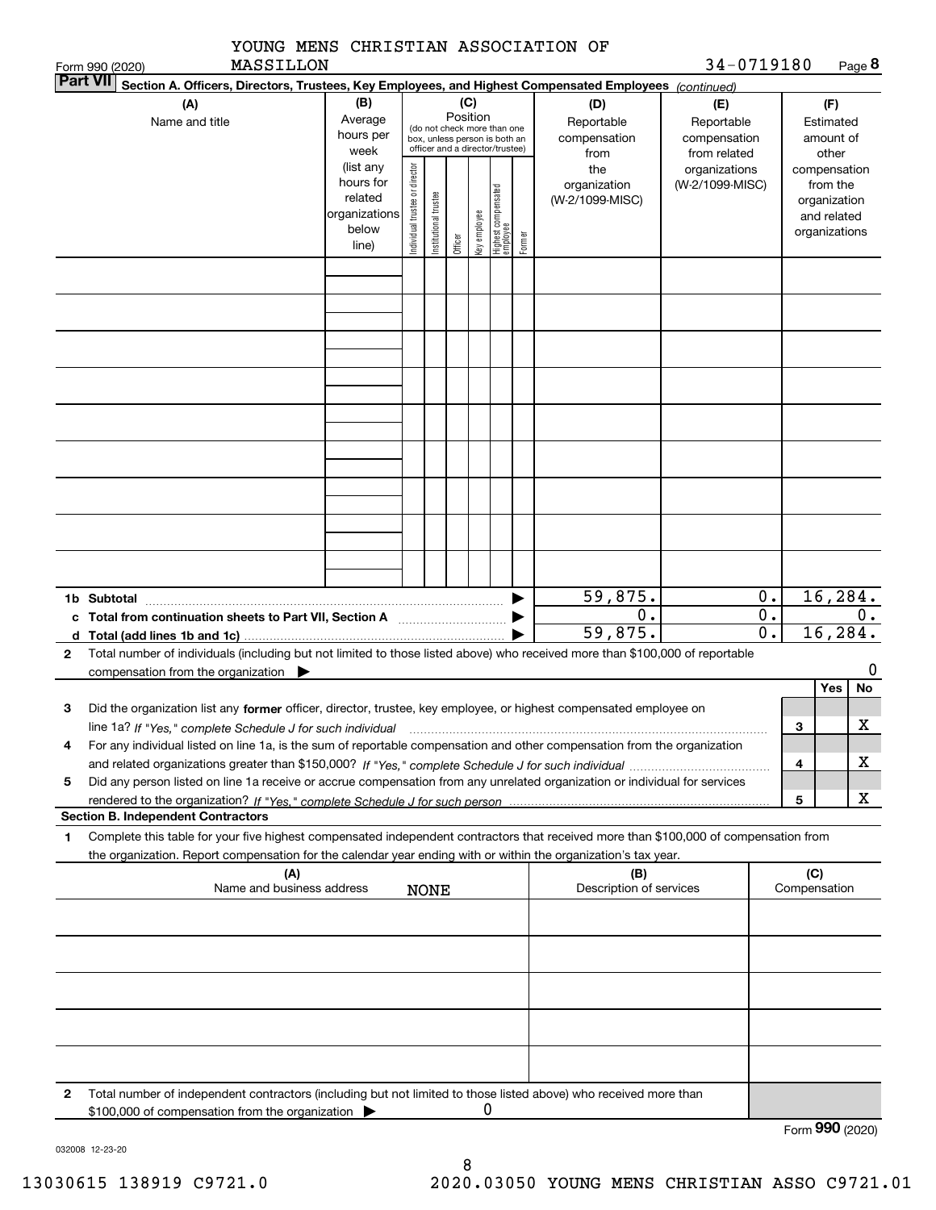YOUNG MENS CHRISTIAN ASSOCIATION OF MASSILLON

Form 990 (2020) 34-0719180 Page 8

**Part VII Section A. Officers, Directors, Trustees, Key Employees, and Highest Compensated Employees** *(continued)*

| (A) Name and title | (B) Average hours per week (list any hours for related organizations below line) | (C) Position: Individual trustee or director | Institutional trustee | Officer | Key employee | Highest compensated employee | Former | (D) Reportable compensation from the organization (W-2/1099-MISC) | (E) Reportable compensation from related organizations (W-2/1099-MISC) | (F) Estimated amount of other compensation from the organization and related organizations |
|---|---|---|---|---|---|---|---|---|---|---|
| | | | | | | | | | | |
| | | | | | | | | | | |
| | | | | | | | | | | |
| | | | | | | | | | | |
| | | | | | | | | | | |
| | | | | | | | | | | |
| | | | | | | | | | | |
| | | | | | | | | | | |
| | | | | | | | | | | |
| **1b Subtotal** | | | | | | | | 59,875. | 0. | 16,284. |
| **c Total from continuation sheets to Part VII, Section A** | | | | | | | | 0. | 0. | 0. |
| **d Total (add lines 1b and 1c)** | | | | | | | | 59,875. | 0. | 16,284. |

**2** Total number of individuals (including but not limited to those listed above) who received more than $100,000 of reportable compensation from the organization ▶ 0

| | | Yes | No |
|---|---|---|---|
| **3** Did the organization list any **former** officer, director, trustee, key employee, or highest compensated employee on line 1a? *If "Yes," complete Schedule J for such individual* | 3 | | X |
| **4** For any individual listed on line 1a, is the sum of reportable compensation and other compensation from the organization and related organizations greater than $150,000? *If "Yes," complete Schedule J for such individual* | 4 | | X |
| **5** Did any person listed on line 1a receive or accrue compensation from any unrelated organization or individual for services rendered to the organization? *If "Yes," complete Schedule J for such person* | 5 | | X |

**Section B. Independent Contractors**

**1** Complete this table for your five highest compensated independent contractors that received more than $100,000 of compensation from the organization. Report compensation for the calendar year ending with or within the organization's tax year.

| (A) Name and business address | (B) Description of services | (C) Compensation |
|---|---|---|
| NONE | | |
| | | |
| | | |
| | | |
| | | |

**2** Total number of independent contractors (including but not limited to those listed above) who received more than $100,000 of compensation from the organization ▶ 0

Form **990** (2020)

032008 12-23-20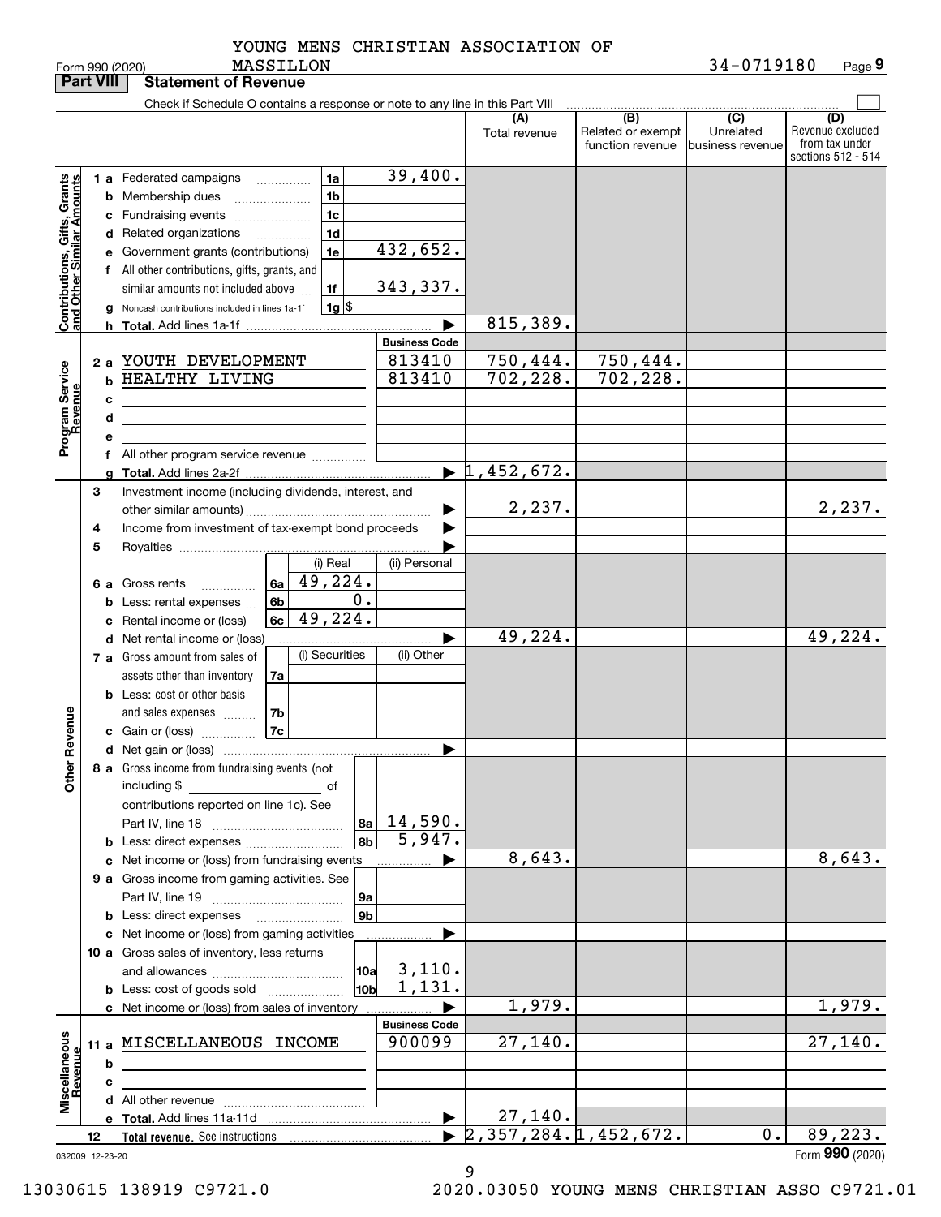YOUNG MENS CHRISTIAN ASSOCIATION OF MASSILLON

Form 990 (2020) 34-0719180 Page **9**

**Part VIII Statement of Revenue**

Check if Schedule O contains a response or note to any line in this Part VIII

| | | | | | (A) Total revenue | (B) Related or exempt function revenue | (C) Unrelated business revenue | (D) Revenue excluded from tax under sections 512 - 514 |
|---|---|---|---|---|---|---|---|---|
| **Contributions, Gifts, Grants and Other Similar Amounts** | 1 a | Federated campaigns | 1a | 39,400. | | | | |
| | b | Membership dues | 1b | | | | | |
| | c | Fundraising events | 1c | | | | | |
| | d | Related organizations | 1d | | | | | |
| | e | Government grants (contributions) | 1e | 432,652. | | | | |
| | f | All other contributions, gifts, grants, and similar amounts not included above | 1f | 343,337. | | | | |
| | g | Noncash contributions included in lines 1a-1f | 1g | $ | | | | |
| | h | **Total.** Add lines 1a-1f | | | 815,389. | | | |
| | | | | **Business Code** | | | | |
| **Program Service Revenue** | 2 a | YOUTH DEVELOPMENT | | 813410 | 750,444. | 750,444. | | |
| | b | HEALTHY LIVING | | 813410 | 702,228. | 702,228. | | |
| | c | | | | | | | |
| | d | | | | | | | |
| | e | | | | | | | |
| | f | All other program service revenue | | | | | | |
| | g | **Total.** Add lines 2a-2f | | | 1,452,672. | | | |
| **Other Revenue** | 3 | Investment income (including dividends, interest, and other similar amounts) | | | 2,237. | | | 2,237. |
| | 4 | Income from investment of tax-exempt bond proceeds | | | | | | |
| | 5 | Royalties | | | | | | |
| | | | (i) Real | (ii) Personal | | | | |
| | 6 a | Gross rents | 6a 49,224. | | | | | |
| | b | Less: rental expenses | 6b 0. | | | | | |
| | c | Rental income or (loss) | 6c 49,224. | | | | | |
| | d | Net rental income or (loss) | | | 49,224. | | | 49,224. |
| | | | (i) Securities | (ii) Other | | | | |
| | 7 a | Gross amount from sales of assets other than inventory | 7a | | | | | |
| | b | Less: cost or other basis and sales expenses | 7b | | | | | |
| | c | Gain or (loss) | 7c | | | | | |
| | d | Net gain or (loss) | | | | | | |
| | 8 a | Gross income from fundraising events (not including $ of contributions reported on line 1c). See Part IV, line 18 | 8a | 14,590. | | | | |
| | b | Less: direct expenses | 8b | 5,947. | | | | |
| | c | Net income or (loss) from fundraising events | | | 8,643. | | | 8,643. |
| | 9 a | Gross income from gaming activities. See Part IV, line 19 | 9a | | | | | |
| | b | Less: direct expenses | 9b | | | | | |
| | c | Net income or (loss) from gaming activities | | | | | | |
| | 10 a | Gross sales of inventory, less returns and allowances | 10a | 3,110. | | | | |
| | b | Less: cost of goods sold | 10b | 1,131. | | | | |
| | c | Net income or (loss) from sales of inventory | | | 1,979. | | | 1,979. |
| | | | | **Business Code** | | | | |
| **Miscellaneous Revenue** | 11 a | MISCELLANEOUS INCOME | | 900099 | 27,140. | | | 27,140. |
| | b | | | | | | | |
| | c | | | | | | | |
| | d | All other revenue | | | | | | |
| | e | **Total.** Add lines 11a-11d | | | 27,140. | | | |
| | 12 | **Total revenue.** See instructions | | | 2,357,284. | 1,452,672. | 0. | 89,223. |

032009 12-23-20 Form **990** (2020)

13030615 138919 C9721.0 2020.03050 YOUNG MENS CHRISTIAN ASSO C9721.01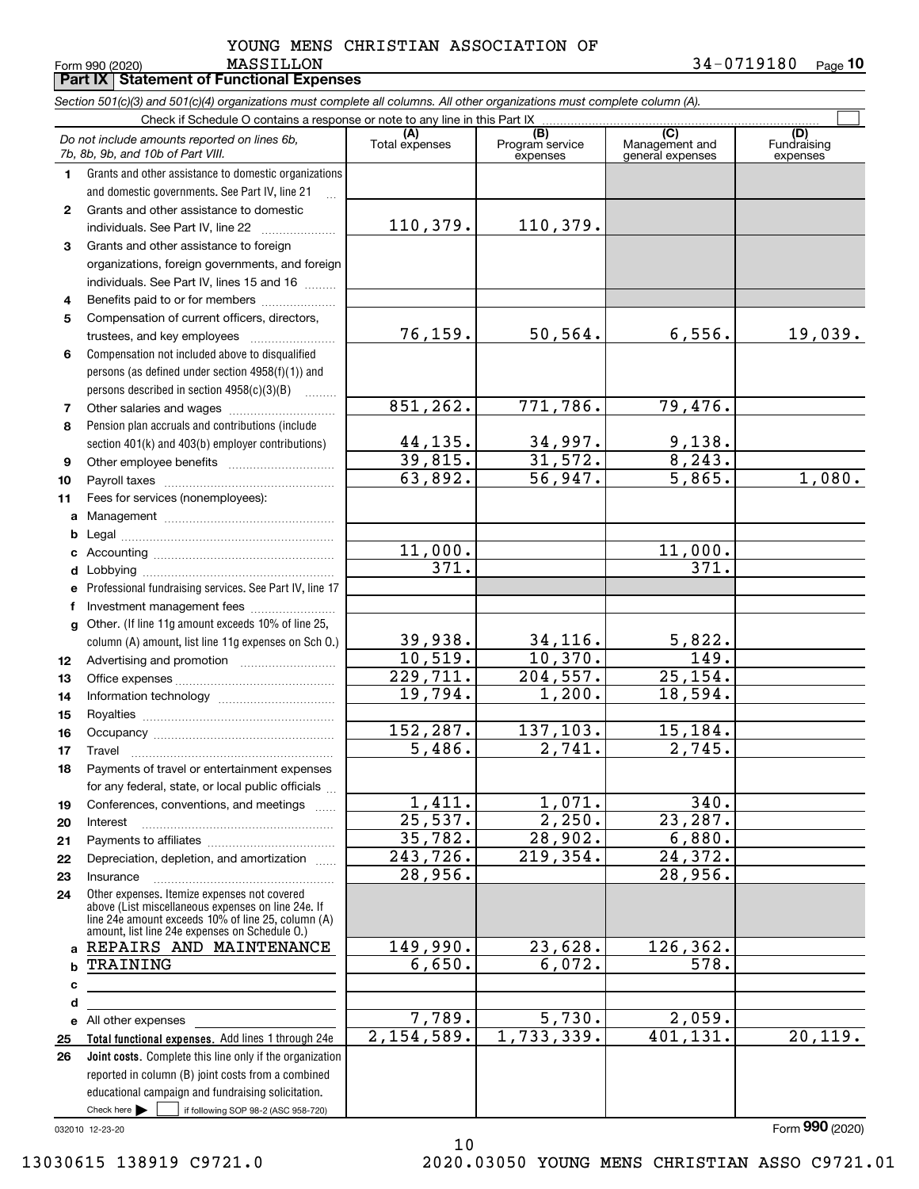YOUNG MENS CHRISTIAN ASSOCIATION OF MASSILLON

Form 990 (2020) 34-0719180 Page **10**

**Part IX | Statement of Functional Expenses**

*Section 501(c)(3) and 501(c)(4) organizations must complete all columns. All other organizations must complete column (A).*

Check if Schedule O contains a response or note to any line in this Part IX ☐

| *Do not include amounts reported on lines 6b, 7b, 8b, 9b, and 10b of Part VIII.* | (A) Total expenses | (B) Program service expenses | (C) Management and general expenses | (D) Fundraising expenses |
|---|---|---|---|---|
| **1** Grants and other assistance to domestic organizations and domestic governments. See Part IV, line 21 | | | | |
| **2** Grants and other assistance to domestic individuals. See Part IV, line 22 | 110,379. | 110,379. | | |
| **3** Grants and other assistance to foreign organizations, foreign governments, and foreign individuals. See Part IV, lines 15 and 16 | | | | |
| **4** Benefits paid to or for members | | | | |
| **5** Compensation of current officers, directors, trustees, and key employees | 76,159. | 50,564. | 6,556. | 19,039. |
| **6** Compensation not included above to disqualified persons (as defined under section 4958(f)(1)) and persons described in section 4958(c)(3)(B) | | | | |
| **7** Other salaries and wages | 851,262. | 771,786. | 79,476. | |
| **8** Pension plan accruals and contributions (include section 401(k) and 403(b) employer contributions) | 44,135. | 34,997. | 9,138. | |
| **9** Other employee benefits | 39,815. | 31,572. | 8,243. | |
| **10** Payroll taxes | 63,892. | 56,947. | 5,865. | 1,080. |
| **11** Fees for services (nonemployees): | | | | |
| **a** Management | | | | |
| **b** Legal | | | | |
| **c** Accounting | 11,000. | | 11,000. | |
| **d** Lobbying | 371. | | 371. | |
| **e** Professional fundraising services. See Part IV, line 17 | | | | |
| **f** Investment management fees | | | | |
| **g** Other. (If line 11g amount exceeds 10% of line 25, column (A) amount, list line 11g expenses on Sch O.) | 39,938. | 34,116. | 5,822. | |
| **12** Advertising and promotion | 10,519. | 10,370. | 149. | |
| **13** Office expenses | 229,711. | 204,557. | 25,154. | |
| **14** Information technology | 19,794. | 1,200. | 18,594. | |
| **15** Royalties | | | | |
| **16** Occupancy | 152,287. | 137,103. | 15,184. | |
| **17** Travel | 5,486. | 2,741. | 2,745. | |
| **18** Payments of travel or entertainment expenses for any federal, state, or local public officials | | | | |
| **19** Conferences, conventions, and meetings | 1,411. | 1,071. | 340. | |
| **20** Interest | 25,537. | 2,250. | 23,287. | |
| **21** Payments to affiliates | 35,782. | 28,902. | 6,880. | |
| **22** Depreciation, depletion, and amortization | 243,726. | 219,354. | 24,372. | |
| **23** Insurance | 28,956. | | 28,956. | |
| **24** Other expenses. Itemize expenses not covered above (List miscellaneous expenses on line 24e. If line 24e amount exceeds 10% of line 25, column (A) amount, list line 24e expenses on Schedule O.) | | | | |
| **a** REPAIRS AND MAINTENANCE | 149,990. | 23,628. | 126,362. | |
| **b** TRAINING | 6,650. | 6,072. | 578. | |
| **c** | | | | |
| **d** | | | | |
| **e** All other expenses | 7,789. | 5,730. | 2,059. | |
| **25** **Total functional expenses.** Add lines 1 through 24e | 2,154,589. | 1,733,339. | 401,131. | 20,119. |
| **26** **Joint costs.** Complete this line only if the organization reported in column (B) joint costs from a combined educational campaign and fundraising solicitation. Check here ☐ if following SOP 98-2 (ASC 958-720) | | | | |

032010 12-23-20

Form **990** (2020)

13030615 138919 C9721.0 2020.03050 YOUNG MENS CHRISTIAN ASSO C9721.01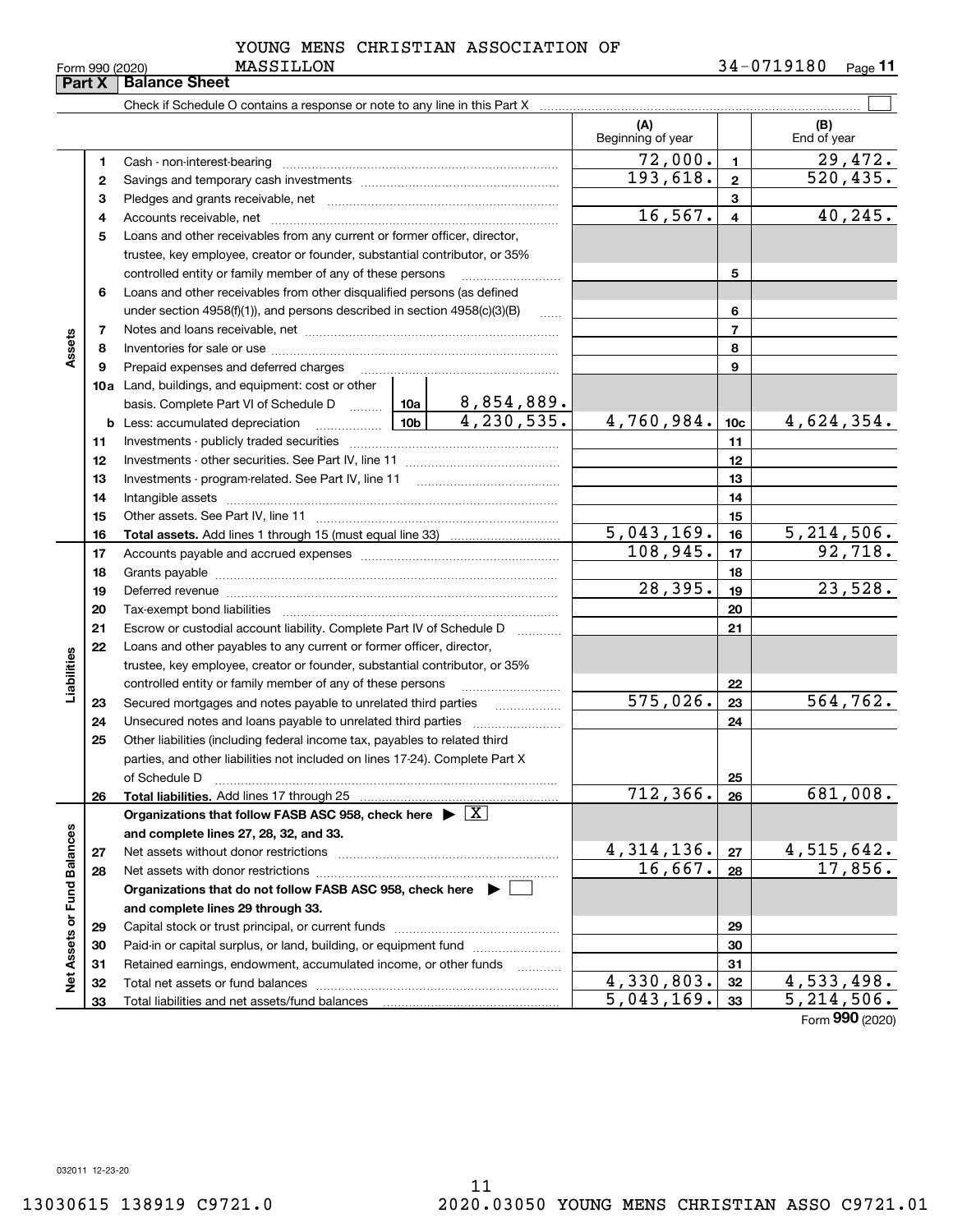Form 990 (2020) YOUNG MENS CHRISTIAN ASSOCIATION OF MASSILLON 34-0719180

## Part X Balance Sheet

Check if Schedule O contains a response or note to any line in this Part X

| | | | | (A) Beginning of year | | (B) End of year |
|---|---|---|---|---|---|---|
| Assets | 1 | Cash - non-interest-bearing | | 72,000. | 1 | 29,472. |
| | 2 | Savings and temporary cash investments | | 193,618. | 2 | 520,435. |
| | 3 | Pledges and grants receivable, net | | | 3 | |
| | 4 | Accounts receivable, net | | 16,567. | 4 | 40,245. |
| | 5 | Loans and other receivables from any current or former officer, director, trustee, key employee, creator or founder, substantial contributor, or 35% controlled entity or family member of any of these persons | | | 5 | |
| | 6 | Loans and other receivables from other disqualified persons (as defined under section 4958(f)(1)), and persons described in section 4958(c)(3)(B) | | | 6 | |
| | 7 | Notes and loans receivable, net | | | 7 | |
| | 8 | Inventories for sale or use | | | 8 | |
| | 9 | Prepaid expenses and deferred charges | | | 9 | |
| | 10a | Land, buildings, and equipment: cost or other basis. Complete Part VI of Schedule D | 10a 8,854,889. | | | |
| | b | Less: accumulated depreciation | 10b 4,230,535. | 4,760,984. | 10c | 4,624,354. |
| | 11 | Investments - publicly traded securities | | | 11 | |
| | 12 | Investments - other securities. See Part IV, line 11 | | | 12 | |
| | 13 | Investments - program-related. See Part IV, line 11 | | | 13 | |
| | 14 | Intangible assets | | | 14 | |
| | 15 | Other assets. See Part IV, line 11 | | | 15 | |
| | 16 | **Total assets.** Add lines 1 through 15 (must equal line 33) | | 5,043,169. | 16 | 5,214,506. |
| Liabilities | 17 | Accounts payable and accrued expenses | | 108,945. | 17 | 92,718. |
| | 18 | Grants payable | | | 18 | |
| | 19 | Deferred revenue | | 28,395. | 19 | 23,528. |
| | 20 | Tax-exempt bond liabilities | | | 20 | |
| | 21 | Escrow or custodial account liability. Complete Part IV of Schedule D | | | 21 | |
| | 22 | Loans and other payables to any current or former officer, director, trustee, key employee, creator or founder, substantial contributor, or 35% controlled entity or family member of any of these persons | | | 22 | |
| | 23 | Secured mortgages and notes payable to unrelated third parties | | 575,026. | 23 | 564,762. |
| | 24 | Unsecured notes and loans payable to unrelated third parties | | | 24 | |
| | 25 | Other liabilities (including federal income tax, payables to related third parties, and other liabilities not included on lines 17-24). Complete Part X of Schedule D | | | 25 | |
| | 26 | **Total liabilities.** Add lines 17 through 25 | | 712,366. | 26 | 681,008. |
| Net Assets or Fund Balances | | **Organizations that follow FASB ASC 958, check here** [X] **and complete lines 27, 28, 32, and 33.** | | | | |
| | 27 | Net assets without donor restrictions | | 4,314,136. | 27 | 4,515,642. |
| | 28 | Net assets with donor restrictions | | 16,667. | 28 | 17,856. |
| | | **Organizations that do not follow FASB ASC 958, check here** [ ] **and complete lines 29 through 33.** | | | | |
| | 29 | Capital stock or trust principal, or current funds | | | 29 | |
| | 30 | Paid-in or capital surplus, or land, building, or equipment fund | | | 30 | |
| | 31 | Retained earnings, endowment, accumulated income, or other funds | | | 31 | |
| | 32 | Total net assets or fund balances | | 4,330,803. | 32 | 4,533,498. |
| | 33 | Total liabilities and net assets/fund balances | | 5,043,169. | 33 | 5,214,506. |

Form **990** (2020)

032011 12-23-20

13030615 138919 C9721.0 2020.03050 YOUNG MENS CHRISTIAN ASSO C9721.01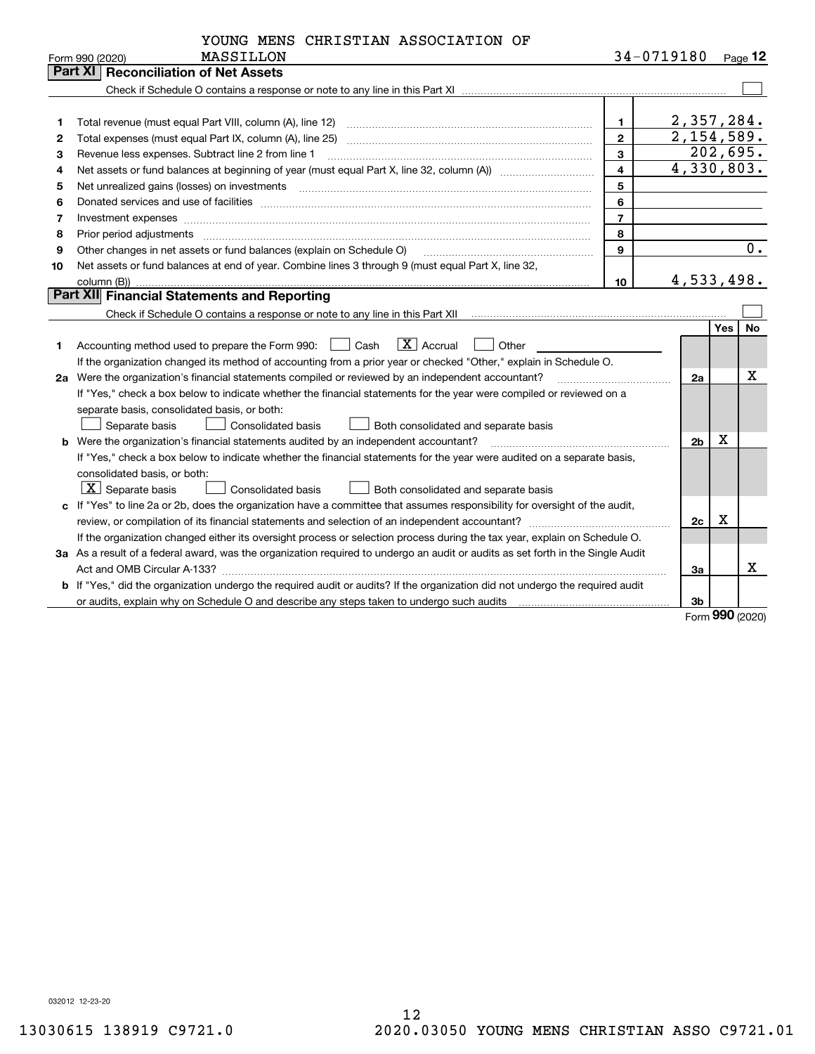YOUNG MENS CHRISTIAN ASSOCIATION OF MASSILLON

Form 990 (2020) 34-0719180 Page 12

## Part XI Reconciliation of Net Assets

Check if Schedule O contains a response or note to any line in this Part XI ☐

| | | | |
|---|---|---|---|
| 1 | Total revenue (must equal Part VIII, column (A), line 12) | 1 | 2,357,284. |
| 2 | Total expenses (must equal Part IX, column (A), line 25) | 2 | 2,154,589. |
| 3 | Revenue less expenses. Subtract line 2 from line 1 | 3 | 202,695. |
| 4 | Net assets or fund balances at beginning of year (must equal Part X, line 32, column (A)) | 4 | 4,330,803. |
| 5 | Net unrealized gains (losses) on investments | 5 | |
| 6 | Donated services and use of facilities | 6 | |
| 7 | Investment expenses | 7 | |
| 8 | Prior period adjustments | 8 | |
| 9 | Other changes in net assets or fund balances (explain on Schedule O) | 9 | 0. |
| 10 | Net assets or fund balances at end of year. Combine lines 3 through 9 (must equal Part X, line 32, column (B)) | 10 | 4,533,498. |

## Part XII Financial Statements and Reporting

Check if Schedule O contains a response or note to any line in this Part XII ☐

| | | | Yes | No |
|---|---|---|---|---|
| 1 | Accounting method used to prepare the Form 990: ☐ Cash ☒ Accrual ☐ Other | | | |
| | If the organization changed its method of accounting from a prior year or checked "Other," explain in Schedule O. | | | |
| 2a | Were the organization's financial statements compiled or reviewed by an independent accountant? | 2a | | X |
| | If "Yes," check a box below to indicate whether the financial statements for the year were compiled or reviewed on a separate basis, consolidated basis, or both: ☐ Separate basis ☐ Consolidated basis ☐ Both consolidated and separate basis | | | |
| b | Were the organization's financial statements audited by an independent accountant? | 2b | X | |
| | If "Yes," check a box below to indicate whether the financial statements for the year were audited on a separate basis, consolidated basis, or both: ☒ Separate basis ☐ Consolidated basis ☐ Both consolidated and separate basis | | | |
| c | If "Yes" to line 2a or 2b, does the organization have a committee that assumes responsibility for oversight of the audit, review, or compilation of its financial statements and selection of an independent accountant? | 2c | X | |
| | If the organization changed either its oversight process or selection process during the tax year, explain on Schedule O. | | | |
| 3a | As a result of a federal award, was the organization required to undergo an audit or audits as set forth in the Single Audit Act and OMB Circular A-133? | 3a | | X |
| b | If "Yes," did the organization undergo the required audit or audits? If the organization did not undergo the required audit or audits, explain why on Schedule O and describe any steps taken to undergo such audits | 3b | | |

Form 990 (2020)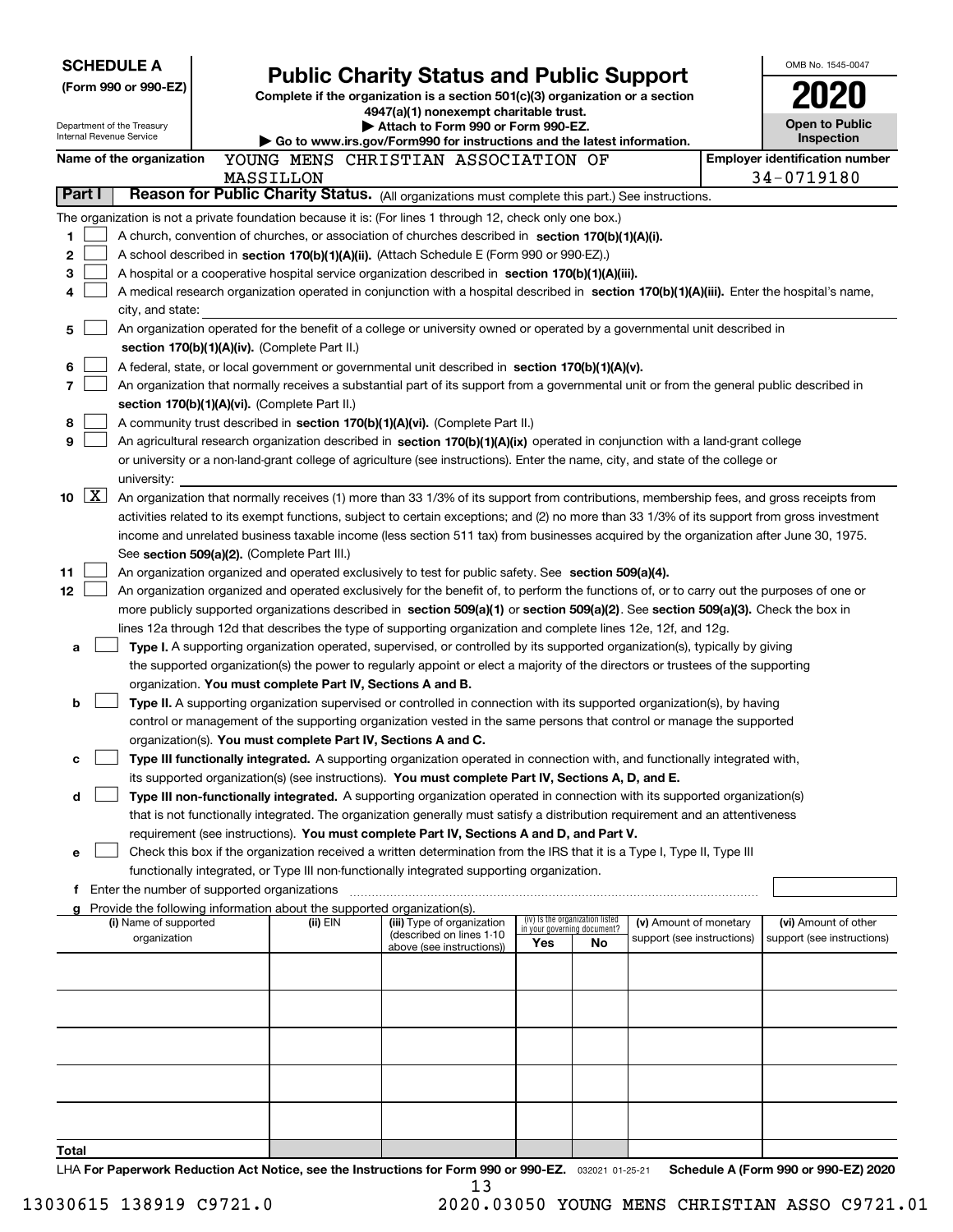**SCHEDULE A**
**(Form 990 or 990-EZ)**

Department of the Treasury
Internal Revenue Service

# Public Charity Status and Public Support

**Complete if the organization is a section 501(c)(3) organization or a section 4947(a)(1) nonexempt charitable trust.**
**▶ Attach to Form 990 or Form 990-EZ.**
**▶ Go to www.irs.gov/Form990 for instructions and the latest information.**

OMB No. 1545-0047
**2020**
**Open to Public Inspection**

**Name of the organization** YOUNG MENS CHRISTIAN ASSOCIATION OF MASSILLON
**Employer identification number** 34-0719180

## Part I Reason for Public Charity Status. (All organizations must complete this part.) See instructions.

The organization is not a private foundation because it is: (For lines 1 through 12, check only one box.)

1. ☐ A church, convention of churches, or association of churches described in **section 170(b)(1)(A)(i).**
2. ☐ A school described in **section 170(b)(1)(A)(ii).** (Attach Schedule E (Form 990 or 990-EZ).)
3. ☐ A hospital or a cooperative hospital service organization described in **section 170(b)(1)(A)(iii).**
4. ☐ A medical research organization operated in conjunction with a hospital described in **section 170(b)(1)(A)(iii).** Enter the hospital's name, city, and state:
5. ☐ An organization operated for the benefit of a college or university owned or operated by a governmental unit described in **section 170(b)(1)(A)(iv).** (Complete Part II.)
6. ☐ A federal, state, or local government or governmental unit described in **section 170(b)(1)(A)(v).**
7. ☐ An organization that normally receives a substantial part of its support from a governmental unit or from the general public described in **section 170(b)(1)(A)(vi).** (Complete Part II.)
8. ☐ A community trust described in **section 170(b)(1)(A)(vi).** (Complete Part II.)
9. ☐ An agricultural research organization described in **section 170(b)(1)(A)(ix)** operated in conjunction with a land-grant college or university or a non-land-grant college of agriculture (see instructions). Enter the name, city, and state of the college or university:
10. ☒ An organization that normally receives (1) more than 33 1/3% of its support from contributions, membership fees, and gross receipts from activities related to its exempt functions, subject to certain exceptions; and (2) no more than 33 1/3% of its support from gross investment income and unrelated business taxable income (less section 511 tax) from businesses acquired by the organization after June 30, 1975. See **section 509(a)(2).** (Complete Part III.)
11. ☐ An organization organized and operated exclusively to test for public safety. See **section 509(a)(4).**
12. ☐ An organization organized and operated exclusively for the benefit of, to perform the functions of, or to carry out the purposes of one or more publicly supported organizations described in **section 509(a)(1)** or **section 509(a)(2)**. See **section 509(a)(3).** Check the box in lines 12a through 12d that describes the type of supporting organization and complete lines 12e, 12f, and 12g.
   - **a** ☐ **Type I.** A supporting organization operated, supervised, or controlled by its supported organization(s), typically by giving the supported organization(s) the power to regularly appoint or elect a majority of the directors or trustees of the supporting organization. **You must complete Part IV, Sections A and B.**
   - **b** ☐ **Type II.** A supporting organization supervised or controlled in connection with its supported organization(s), by having control or management of the supporting organization vested in the same persons that control or manage the supported organization(s). **You must complete Part IV, Sections A and C.**
   - **c** ☐ **Type III functionally integrated.** A supporting organization operated in connection with, and functionally integrated with, its supported organization(s) (see instructions). **You must complete Part IV, Sections A, D, and E.**
   - **d** ☐ **Type III non-functionally integrated.** A supporting organization operated in connection with its supported organization(s) that is not functionally integrated. The organization generally must satisfy a distribution requirement and an attentiveness requirement (see instructions). **You must complete Part IV, Sections A and D, and Part V.**
   - **e** ☐ Check this box if the organization received a written determination from the IRS that it is a Type I, Type II, Type III functionally integrated, or Type III non-functionally integrated supporting organization.
   - **f** Enter the number of supported organizations
   - **g** Provide the following information about the supported organization(s).

| (i) Name of supported organization | (ii) EIN | (iii) Type of organization (described on lines 1-10 above (see instructions)) | (iv) Is the organization listed in your governing document? Yes | No | (v) Amount of monetary support (see instructions) | (vi) Amount of other support (see instructions) |
|---|---|---|---|---|---|---|
| | | | | | | |
| | | | | | | |
| | | | | | | |
| | | | | | | |
| | | | | | | |
| **Total** | | | | | | |

LHA **For Paperwork Reduction Act Notice, see the Instructions for Form 990 or 990-EZ.** 032021 01-25-21 **Schedule A (Form 990 or 990-EZ) 2020**

13030615 138919 C9721.0 2020.03050 YOUNG MENS CHRISTIAN ASSO C9721.01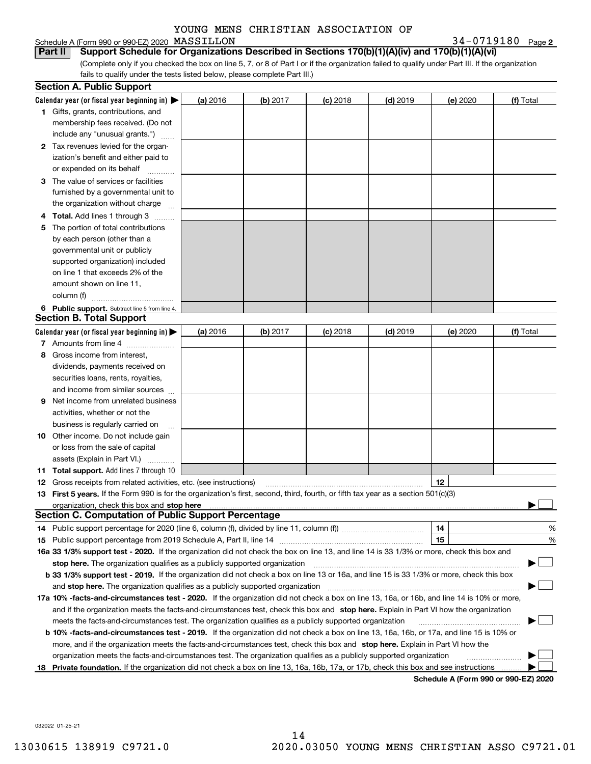YOUNG MENS CHRISTIAN ASSOCIATION OF

Schedule A (Form 990 or 990-EZ) 2020 MASSILLON 34-0719180 Page 2

**Part II** **Support Schedule for Organizations Described in Sections 170(b)(1)(A)(iv) and 170(b)(1)(A)(vi)**

(Complete only if you checked the box on line 5, 7, or 8 of Part I or if the organization failed to qualify under Part III. If the organization fails to qualify under the tests listed below, please complete Part III.)

## Section A. Public Support

| Calendar year (or fiscal year beginning in) ▶ | (a) 2016 | (b) 2017 | (c) 2018 | (d) 2019 | (e) 2020 | (f) Total |
|---|---|---|---|---|---|---|
| **1** Gifts, grants, contributions, and membership fees received. (Do not include any "unusual grants.") | | | | | | |
| **2** Tax revenues levied for the organization's benefit and either paid to or expended on its behalf | | | | | | |
| **3** The value of services or facilities furnished by a governmental unit to the organization without charge | | | | | | |
| **4 Total.** Add lines 1 through 3 | | | | | | |
| **5** The portion of total contributions by each person (other than a governmental unit or publicly supported organization) included on line 1 that exceeds 2% of the amount shown on line 11, column (f) | | | | | | |
| **6 Public support.** Subtract line 5 from line 4. | | | | | | |

## Section B. Total Support

| Calendar year (or fiscal year beginning in) ▶ | (a) 2016 | (b) 2017 | (c) 2018 | (d) 2019 | (e) 2020 | (f) Total |
|---|---|---|---|---|---|---|
| **7** Amounts from line 4 | | | | | | |
| **8** Gross income from interest, dividends, payments received on securities loans, rents, royalties, and income from similar sources | | | | | | |
| **9** Net income from unrelated business activities, whether or not the business is regularly carried on | | | | | | |
| **10** Other income. Do not include gain or loss from the sale of capital assets (Explain in Part VI.) | | | | | | |
| **11 Total support.** Add lines 7 through 10 | | | | | | |

**12** Gross receipts from related activities, etc. (see instructions) **12**

**13 First 5 years.** If the Form 990 is for the organization's first, second, third, fourth, or fifth tax year as a section 501(c)(3) organization, check this box and **stop here** ▶ ☐

## Section C. Computation of Public Support Percentage

**14** Public support percentage for 2020 (line 6, column (f), divided by line 11, column (f)) **14** %

**15** Public support percentage from 2019 Schedule A, Part II, line 14 **15** %

**16a 33 1/3% support test - 2020.** If the organization did not check the box on line 13, and line 14 is 33 1/3% or more, check this box and **stop here.** The organization qualifies as a publicly supported organization ▶ ☐

**b 33 1/3% support test - 2019.** If the organization did not check a box on line 13 or 16a, and line 15 is 33 1/3% or more, check this box and **stop here.** The organization qualifies as a publicly supported organization ▶ ☐

**17a 10% -facts-and-circumstances test - 2020.** If the organization did not check a box on line 13, 16a, or 16b, and line 14 is 10% or more, and if the organization meets the facts-and-circumstances test, check this box and **stop here.** Explain in Part VI how the organization meets the facts-and-circumstances test. The organization qualifies as a publicly supported organization ▶ ☐

**b 10% -facts-and-circumstances test - 2019.** If the organization did not check a box on line 13, 16a, 16b, or 17a, and line 15 is 10% or more, and if the organization meets the facts-and-circumstances test, check this box and **stop here.** Explain in Part VI how the organization meets the facts-and-circumstances test. The organization qualifies as a publicly supported organization ▶ ☐

**18 Private foundation.** If the organization did not check a box on line 13, 16a, 16b, 17a, or 17b, check this box and see instructions ▶ ☐

**Schedule A (Form 990 or 990-EZ) 2020**

032022 01-25-21

13030615 138919 C9721.0 2020.03050 YOUNG MENS CHRISTIAN ASSO C9721.01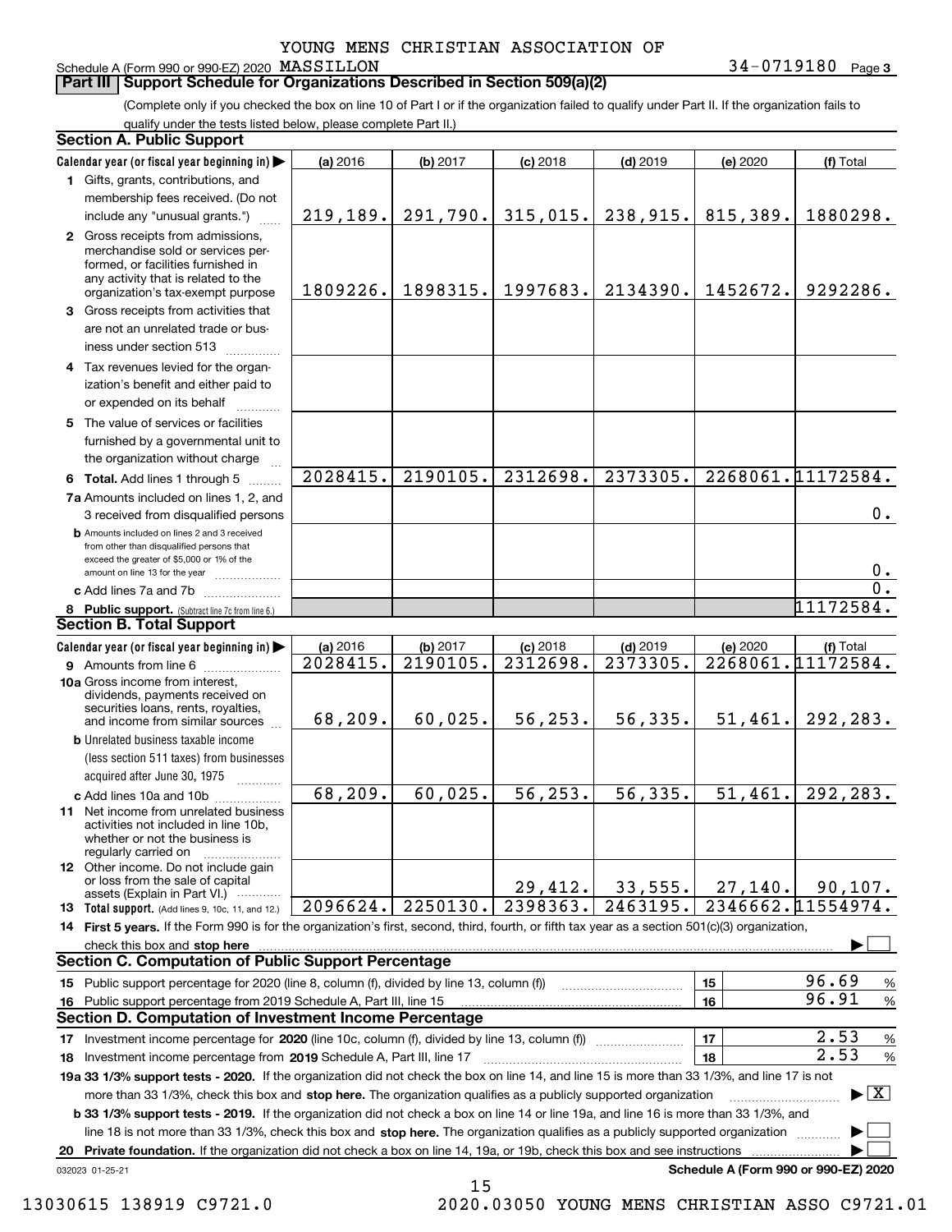YOUNG MENS CHRISTIAN ASSOCIATION OF MASSILLON

Schedule A (Form 990 or 990-EZ) 2020 34-0719180 Page 3

## Part III Support Schedule for Organizations Described in Section 509(a)(2)

(Complete only if you checked the box on line 10 of Part I or if the organization failed to qualify under Part II. If the organization fails to qualify under the tests listed below, please complete Part II.)

### Section A. Public Support

| Calendar year (or fiscal year beginning in) | (a) 2016 | (b) 2017 | (c) 2018 | (d) 2019 | (e) 2020 | (f) Total |
|---|---|---|---|---|---|---|
| 1 Gifts, grants, contributions, and membership fees received. (Do not include any "unusual grants.") | 219,189. | 291,790. | 315,015. | 238,915. | 815,389. | 1880298. |
| 2 Gross receipts from admissions, merchandise sold or services performed, or facilities furnished in any activity that is related to the organization's tax-exempt purpose | 1809226. | 1898315. | 1997683. | 2134390. | 1452672. | 9292286. |
| 3 Gross receipts from activities that are not an unrelated trade or business under section 513 | | | | | | |
| 4 Tax revenues levied for the organization's benefit and either paid to or expended on its behalf | | | | | | |
| 5 The value of services or facilities furnished by a governmental unit to the organization without charge | | | | | | |
| 6 Total. Add lines 1 through 5 | 2028415. | 2190105. | 2312698. | 2373305. | 2268061. | 11172584. |
| 7a Amounts included on lines 1, 2, and 3 received from disqualified persons | | | | | | 0. |
| b Amounts included on lines 2 and 3 received from other than disqualified persons that exceed the greater of $5,000 or 1% of the amount on line 13 for the year | | | | | | 0. |
| c Add lines 7a and 7b | | | | | | 0. |
| 8 Public support. (Subtract line 7c from line 6.) | | | | | | 11172584. |

### Section B. Total Support

| Calendar year (or fiscal year beginning in) | (a) 2016 | (b) 2017 | (c) 2018 | (d) 2019 | (e) 2020 | (f) Total |
|---|---|---|---|---|---|---|
| 9 Amounts from line 6 | 2028415. | 2190105. | 2312698. | 2373305. | 2268061. | 11172584. |
| 10a Gross income from interest, dividends, payments received on securities loans, rents, royalties, and income from similar sources | 68,209. | 60,025. | 56,253. | 56,335. | 51,461. | 292,283. |
| b Unrelated business taxable income (less section 511 taxes) from businesses acquired after June 30, 1975 | | | | | | |
| c Add lines 10a and 10b | 68,209. | 60,025. | 56,253. | 56,335. | 51,461. | 292,283. |
| 11 Net income from unrelated business activities not included in line 10b, whether or not the business is regularly carried on | | | | | | |
| 12 Other income. Do not include gain or loss from the sale of capital assets (Explain in Part VI.) | | | 29,412. | 33,555. | 27,140. | 90,107. |
| 13 Total support. (Add lines 9, 10c, 11, and 12.) | 2096624. | 2250130. | 2398363. | 2463195. | 2346662. | 11554974. |

14 **First 5 years.** If the Form 990 is for the organization's first, second, third, fourth, or fifth tax year as a section 501(c)(3) organization, check this box and **stop here** ☐

### Section C. Computation of Public Support Percentage

| | | |
|---|---|---|
| 15 Public support percentage for 2020 (line 8, column (f), divided by line 13, column (f)) | 15 | 96.69 % |
| 16 Public support percentage from 2019 Schedule A, Part III, line 15 | 16 | 96.91 % |

### Section D. Computation of Investment Income Percentage

| | | |
|---|---|---|
| 17 Investment income percentage for **2020** (line 10c, column (f), divided by line 13, column (f)) | 17 | 2.53 % |
| 18 Investment income percentage from **2019** Schedule A, Part III, line 17 | 18 | 2.53 % |

**19a 33 1/3% support tests - 2020.** If the organization did not check the box on line 14, and line 15 is more than 33 1/3%, and line 17 is not more than 33 1/3%, check this box and **stop here.** The organization qualifies as a publicly supported organization ☒

**b 33 1/3% support tests - 2019.** If the organization did not check a box on line 14 or line 19a, and line 16 is more than 33 1/3%, and line 18 is not more than 33 1/3%, check this box and **stop here.** The organization qualifies as a publicly supported organization ☐

**20 Private foundation.** If the organization did not check a box on line 14, 19a, or 19b, check this box and see instructions ☐

032023 01-25-21 **Schedule A (Form 990 or 990-EZ) 2020**

13030615 138919 C9721.0 2020.03050 YOUNG MENS CHRISTIAN ASSO C9721.01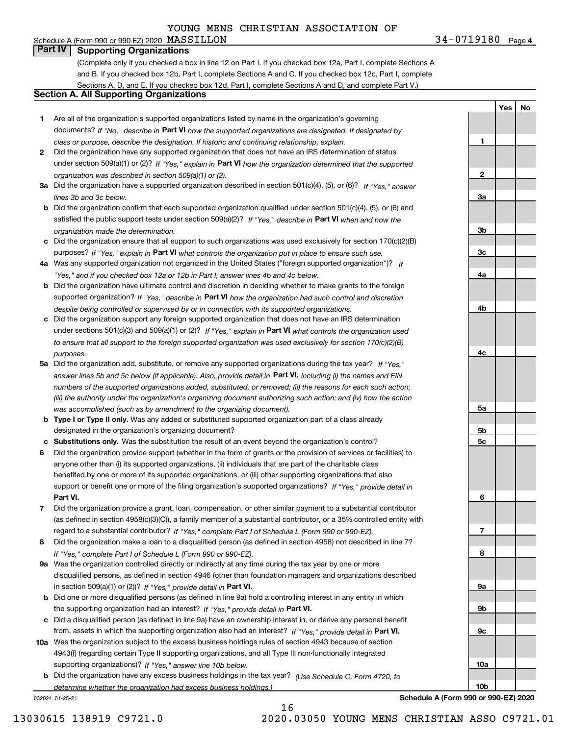YOUNG MENS CHRISTIAN ASSOCIATION OF MASSILLON

Schedule A (Form 990 or 990-EZ) 2020 — 34-0719180 — Page 4

## Part IV Supporting Organizations

(Complete only if you checked a box in line 12 on Part I. If you checked box 12a, Part I, complete Sections A and B. If you checked box 12b, Part I, complete Sections A and C. If you checked box 12c, Part I, complete Sections A, D, and E. If you checked box 12d, Part I, complete Sections A and D, and complete Part V.)

### Section A. All Supporting Organizations

| | | Line | Yes | No |
|---|---|---|---|---|
| **1** | Are all of the organization's supported organizations listed by name in the organization's governing documents? *If "No," describe in* **Part VI** *how the supported organizations are designated. If designated by class or purpose, describe the designation. If historic and continuing relationship, explain.* | 1 | | |
| **2** | Did the organization have any supported organization that does not have an IRS determination of status under section 509(a)(1) or (2)? *If "Yes," explain in* **Part VI** *how the organization determined that the supported organization was described in section 509(a)(1) or (2).* | 2 | | |
| **3a** | Did the organization have a supported organization described in section 501(c)(4), (5), or (6)? *If "Yes," answer lines 3b and 3c below.* | 3a | | |
| **b** | Did the organization confirm that each supported organization qualified under section 501(c)(4), (5), or (6) and satisfied the public support tests under section 509(a)(2)? *If "Yes," describe in* **Part VI** *when and how the organization made the determination.* | 3b | | |
| **c** | Did the organization ensure that all support to such organizations was used exclusively for section 170(c)(2)(B) purposes? *If "Yes," explain in* **Part VI** *what controls the organization put in place to ensure such use.* | 3c | | |
| **4a** | Was any supported organization not organized in the United States ("foreign supported organization")? *If "Yes," and if you checked box 12a or 12b in Part I, answer lines 4b and 4c below.* | 4a | | |
| **b** | Did the organization have ultimate control and discretion in deciding whether to make grants to the foreign supported organization? *If "Yes," describe in* **Part VI** *how the organization had such control and discretion despite being controlled or supervised by or in connection with its supported organizations.* | 4b | | |
| **c** | Did the organization support any foreign supported organization that does not have an IRS determination under sections 501(c)(3) and 509(a)(1) or (2)? *If "Yes," explain in* **Part VI** *what controls the organization used to ensure that all support to the foreign supported organization was used exclusively for section 170(c)(2)(B) purposes.* | 4c | | |
| **5a** | Did the organization add, substitute, or remove any supported organizations during the tax year? *If "Yes," answer lines 5b and 5c below (if applicable). Also, provide detail in* **Part VI,** *including (i) the names and EIN numbers of the supported organizations added, substituted, or removed; (ii) the reasons for each such action; (iii) the authority under the organization's organizing document authorizing such action; and (iv) how the action was accomplished (such as by amendment to the organizing document).* | 5a | | |
| **b** | **Type I or Type II only.** Was any added or substituted supported organization part of a class already designated in the organization's organizing document? | 5b | | |
| **c** | **Substitutions only.** Was the substitution the result of an event beyond the organization's control? | 5c | | |
| **6** | Did the organization provide support (whether in the form of grants or the provision of services or facilities) to anyone other than (i) its supported organizations, (ii) individuals that are part of the charitable class benefited by one or more of its supported organizations, or (iii) other supporting organizations that also support or benefit one or more of the filing organization's supported organizations? *If "Yes," provide detail in* **Part VI.** | 6 | | |
| **7** | Did the organization provide a grant, loan, compensation, or other similar payment to a substantial contributor (as defined in section 4958(c)(3)(C)), a family member of a substantial contributor, or a 35% controlled entity with regard to a substantial contributor? *If "Yes," complete Part I of Schedule L (Form 990 or 990-EZ).* | 7 | | |
| **8** | Did the organization make a loan to a disqualified person (as defined in section 4958) not described in line 7? *If "Yes," complete Part I of Schedule L (Form 990 or 990-EZ).* | 8 | | |
| **9a** | Was the organization controlled directly or indirectly at any time during the tax year by one or more disqualified persons, as defined in section 4946 (other than foundation managers and organizations described in section 509(a)(1) or (2))? *If "Yes," provide detail in* **Part VI.** | 9a | | |
| **b** | Did one or more disqualified persons (as defined in line 9a) hold a controlling interest in any entity in which the supporting organization had an interest? *If "Yes," provide detail in* **Part VI.** | 9b | | |
| **c** | Did a disqualified person (as defined in line 9a) have an ownership interest in, or derive any personal benefit from, assets in which the supporting organization also had an interest? *If "Yes," provide detail in* **Part VI.** | 9c | | |
| **10a** | Was the organization subject to the excess business holdings rules of section 4943 because of section 4943(f) (regarding certain Type II supporting organizations, and all Type III non-functionally integrated supporting organizations)? *If "Yes," answer line 10b below.* | 10a | | |
| **b** | Did the organization have any excess business holdings in the tax year? *(Use Schedule C, Form 4720, to determine whether the organization had excess business holdings.)* | 10b | | |

032024 01-25-21 — **Schedule A (Form 990 or 990-EZ) 2020**

13030615 138919 C9721.0 — 2020.03050 YOUNG MENS CHRISTIAN ASSO C9721.01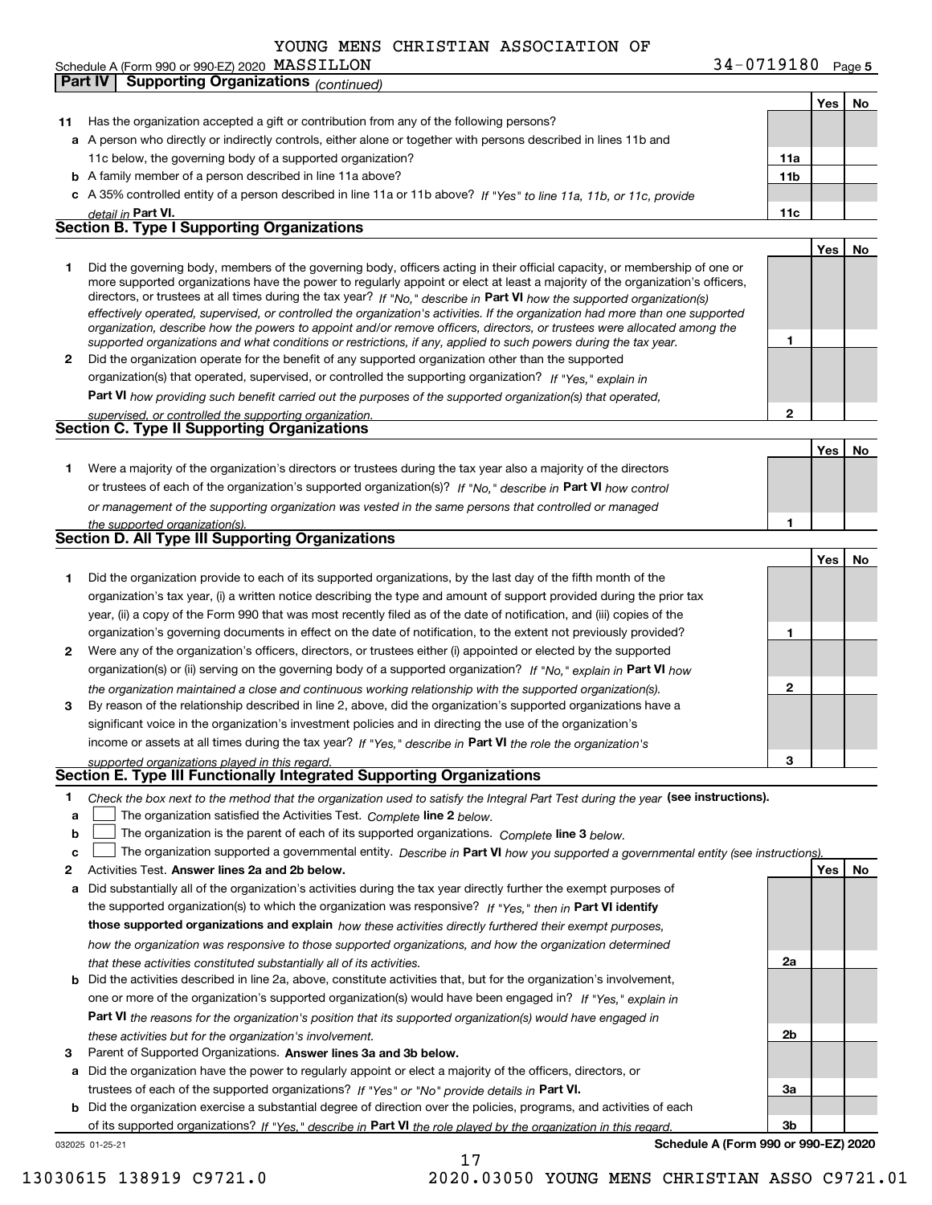YOUNG MENS CHRISTIAN ASSOCIATION OF MASSILLON

Schedule A (Form 990 or 990-EZ) 2020 34-0719180 Page 5

**Part IV Supporting Organizations** *(continued)*

| | | | Yes | No |
|---|---|---|---|---|
| **11** | Has the organization accepted a gift or contribution from any of the following persons? | | | |
| **a** | A person who directly or indirectly controls, either alone or together with persons described in lines 11b and 11c below, the governing body of a supported organization? | 11a | | |
| **b** | A family member of a person described in line 11a above? | 11b | | |
| **c** | A 35% controlled entity of a person described in line 11a or 11b above? *If "Yes" to line 11a, 11b, or 11c, provide detail in* **Part VI.** | 11c | | |

## Section B. Type I Supporting Organizations

| | | | Yes | No |
|---|---|---|---|---|
| **1** | Did the governing body, members of the governing body, officers acting in their official capacity, or membership of one or more supported organizations have the power to regularly appoint or elect at least a majority of the organization's officers, directors, or trustees at all times during the tax year? *If "No," describe in* **Part VI** *how the supported organization(s) effectively operated, supervised, or controlled the organization's activities. If the organization had more than one supported organization, describe how the powers to appoint and/or remove officers, directors, or trustees were allocated among the supported organizations and what conditions or restrictions, if any, applied to such powers during the tax year.* | 1 | | |
| **2** | Did the organization operate for the benefit of any supported organization other than the supported organization(s) that operated, supervised, or controlled the supporting organization? *If "Yes," explain in* **Part VI** *how providing such benefit carried out the purposes of the supported organization(s) that operated, supervised, or controlled the supporting organization.* | 2 | | |

## Section C. Type II Supporting Organizations

| | | | Yes | No |
|---|---|---|---|---|
| **1** | Were a majority of the organization's directors or trustees during the tax year also a majority of the directors or trustees of each of the organization's supported organization(s)? *If "No," describe in* **Part VI** *how control or management of the supporting organization was vested in the same persons that controlled or managed the supported organization(s).* | 1 | | |

## Section D. All Type III Supporting Organizations

| | | | Yes | No |
|---|---|---|---|---|
| **1** | Did the organization provide to each of its supported organizations, by the last day of the fifth month of the organization's tax year, (i) a written notice describing the type and amount of support provided during the prior tax year, (ii) a copy of the Form 990 that was most recently filed as of the date of notification, and (iii) copies of the organization's governing documents in effect on the date of notification, to the extent not previously provided? | 1 | | |
| **2** | Were any of the organization's officers, directors, or trustees either (i) appointed or elected by the supported organization(s) or (ii) serving on the governing body of a supported organization? *If "No," explain in* **Part VI** *how the organization maintained a close and continuous working relationship with the supported organization(s).* | 2 | | |
| **3** | By reason of the relationship described in line 2, above, did the organization's supported organizations have a significant voice in the organization's investment policies and in directing the use of the organization's income or assets at all times during the tax year? *If "Yes," describe in* **Part VI** *the role the organization's supported organizations played in this regard.* | 3 | | |

## Section E. Type III Functionally Integrated Supporting Organizations

**1** *Check the box next to the method that the organization used to satisfy the Integral Part Test during the year* **(see instructions).**

- **a** ☐ The organization satisfied the Activities Test. *Complete* **line 2** *below.*
- **b** ☐ The organization is the parent of each of its supported organizations. *Complete* **line 3** *below.*
- **c** ☐ The organization supported a governmental entity. *Describe in* **Part VI** *how you supported a governmental entity (see instructions).*

| | | | Yes | No |
|---|---|---|---|---|
| **2** | Activities Test. **Answer lines 2a and 2b below.** | | | |
| **a** | Did substantially all of the organization's activities during the tax year directly further the exempt purposes of the supported organization(s) to which the organization was responsive? *If "Yes," then in* **Part VI identify those supported organizations and explain** *how these activities directly furthered their exempt purposes, how the organization was responsive to those supported organizations, and how the organization determined that these activities constituted substantially all of its activities.* | 2a | | |
| **b** | Did the activities described in line 2a, above, constitute activities that, but for the organization's involvement, one or more of the organization's supported organization(s) would have been engaged in? *If "Yes," explain in* **Part VI** *the reasons for the organization's position that its supported organization(s) would have engaged in these activities but for the organization's involvement.* | 2b | | |
| **3** | Parent of Supported Organizations. **Answer lines 3a and 3b below.** | | | |
| **a** | Did the organization have the power to regularly appoint or elect a majority of the officers, directors, or trustees of each of the supported organizations? *If "Yes" or "No" provide details in* **Part VI.** | 3a | | |
| **b** | Did the organization exercise a substantial degree of direction over the policies, programs, and activities of each of its supported organizations? *If "Yes," describe in* **Part VI** *the role played by the organization in this regard.* | 3b | | |

032025 01-25-21 **Schedule A (Form 990 or 990-EZ) 2020**

13030615 138919 C9721.0 2020.03050 YOUNG MENS CHRISTIAN ASSO C9721.01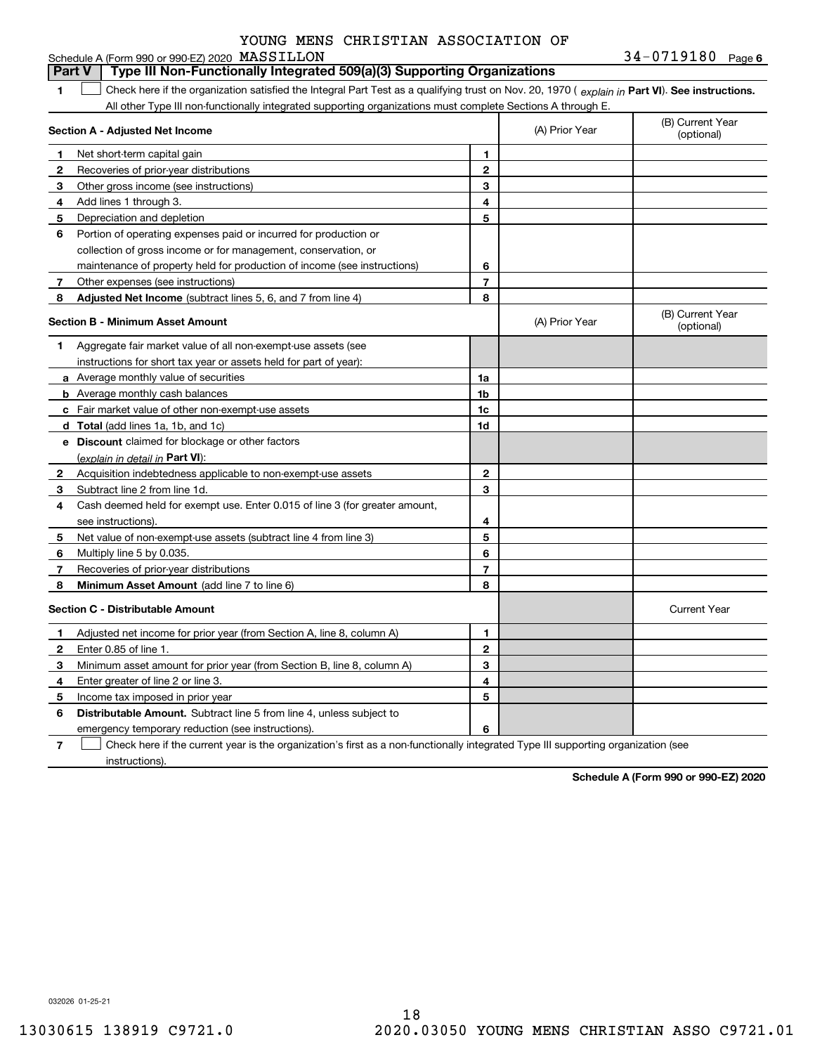YOUNG MENS CHRISTIAN ASSOCIATION OF

Schedule A (Form 990 or 990-EZ) 2020 MASSILLON 34-0719180 Page 6

## Part V Type III Non-Functionally Integrated 509(a)(3) Supporting Organizations

**1** ☐ Check here if the organization satisfied the Integral Part Test as a qualifying trust on Nov. 20, 1970 ( *explain in* **Part VI**). **See instructions.** All other Type III non-functionally integrated supporting organizations must complete Sections A through E.

| **Section A - Adjusted Net Income** | | (A) Prior Year | (B) Current Year (optional) |
|---|---|---|---|
| **1** Net short-term capital gain | 1 | | |
| **2** Recoveries of prior-year distributions | 2 | | |
| **3** Other gross income (see instructions) | 3 | | |
| **4** Add lines 1 through 3. | 4 | | |
| **5** Depreciation and depletion | 5 | | |
| **6** Portion of operating expenses paid or incurred for production or collection of gross income or for management, conservation, or maintenance of property held for production of income (see instructions) | 6 | | |
| **7** Other expenses (see instructions) | 7 | | |
| **8** **Adjusted Net Income** (subtract lines 5, 6, and 7 from line 4) | 8 | | |

| **Section B - Minimum Asset Amount** | | (A) Prior Year | (B) Current Year (optional) |
|---|---|---|---|
| **1** Aggregate fair market value of all non-exempt-use assets (see instructions for short tax year or assets held for part of year): | | | |
| **a** Average monthly value of securities | 1a | | |
| **b** Average monthly cash balances | 1b | | |
| **c** Fair market value of other non-exempt-use assets | 1c | | |
| **d** **Total** (add lines 1a, 1b, and 1c) | 1d | | |
| **e** **Discount** claimed for blockage or other factors (*explain in detail in* **Part VI**): | | | |
| **2** Acquisition indebtedness applicable to non-exempt-use assets | 2 | | |
| **3** Subtract line 2 from line 1d. | 3 | | |
| **4** Cash deemed held for exempt use. Enter 0.015 of line 3 (for greater amount, see instructions). | 4 | | |
| **5** Net value of non-exempt-use assets (subtract line 4 from line 3) | 5 | | |
| **6** Multiply line 5 by 0.035. | 6 | | |
| **7** Recoveries of prior-year distributions | 7 | | |
| **8** **Minimum Asset Amount** (add line 7 to line 6) | 8 | | |

| **Section C - Distributable Amount** | | | Current Year |
|---|---|---|---|
| **1** Adjusted net income for prior year (from Section A, line 8, column A) | 1 | | |
| **2** Enter 0.85 of line 1. | 2 | | |
| **3** Minimum asset amount for prior year (from Section B, line 8, column A) | 3 | | |
| **4** Enter greater of line 2 or line 3. | 4 | | |
| **5** Income tax imposed in prior year | 5 | | |
| **6** **Distributable Amount.** Subtract line 5 from line 4, unless subject to emergency temporary reduction (see instructions). | 6 | | |

**7** ☐ Check here if the current year is the organization's first as a non-functionally integrated Type III supporting organization (see instructions).

**Schedule A (Form 990 or 990-EZ) 2020**

032026 01-25-21

13030615 138919 C9721.0 2020.03050 YOUNG MENS CHRISTIAN ASSO C9721.01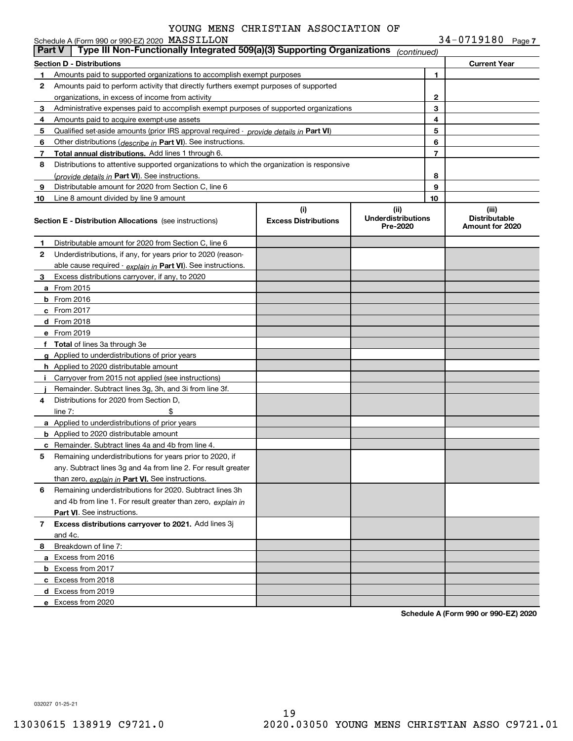YOUNG MENS CHRISTIAN ASSOCIATION OF MASSILLON

Schedule A (Form 990 or 990-EZ) 2020 — 34-0719180 Page 7

**Part V — Type III Non-Functionally Integrated 509(a)(3) Supporting Organizations** *(continued)*

| Section D - Distributions | | | Current Year |
|---|---|---|---|
| 1 | Amounts paid to supported organizations to accomplish exempt purposes | 1 | |
| 2 | Amounts paid to perform activity that directly furthers exempt purposes of supported organizations, in excess of income from activity | 2 | |
| 3 | Administrative expenses paid to accomplish exempt purposes of supported organizations | 3 | |
| 4 | Amounts paid to acquire exempt-use assets | 4 | |
| 5 | Qualified set-aside amounts (prior IRS approval required - *provide details in* **Part VI**) | 5 | |
| 6 | Other distributions (*describe in* **Part VI**). See instructions. | 6 | |
| 7 | **Total annual distributions.** Add lines 1 through 6. | 7 | |
| 8 | Distributions to attentive supported organizations to which the organization is responsive (*provide details in* **Part VI**). See instructions. | 8 | |
| 9 | Distributable amount for 2020 from Section C, line 6 | 9 | |
| 10 | Line 8 amount divided by line 9 amount | 10 | |

| Section E - Distribution Allocations (see instructions) | (i) Excess Distributions | (ii) Underdistributions Pre-2020 | (iii) Distributable Amount for 2020 |
|---|---|---|---|
| **1** Distributable amount for 2020 from Section C, line 6 | | | |
| **2** Underdistributions, if any, for years prior to 2020 (reasonable cause required - *explain in* **Part VI**). See instructions. | | | |
| **3** Excess distributions carryover, if any, to 2020 | | | |
| **a** From 2015 | | | |
| **b** From 2016 | | | |
| **c** From 2017 | | | |
| **d** From 2018 | | | |
| **e** From 2019 | | | |
| **f Total** of lines 3a through 3e | | | |
| **g** Applied to underdistributions of prior years | | | |
| **h** Applied to 2020 distributable amount | | | |
| **i** Carryover from 2015 not applied (see instructions) | | | |
| **j** Remainder. Subtract lines 3g, 3h, and 3i from line 3f. | | | |
| **4** Distributions for 2020 from Section D, line 7: $ | | | |
| **a** Applied to underdistributions of prior years | | | |
| **b** Applied to 2020 distributable amount | | | |
| **c** Remainder. Subtract lines 4a and 4b from line 4. | | | |
| **5** Remaining underdistributions for years prior to 2020, if any. Subtract lines 3g and 4a from line 2. For result greater than zero, *explain in* **Part VI.** See instructions. | | | |
| **6** Remaining underdistributions for 2020. Subtract lines 3h and 4b from line 1. For result greater than zero, *explain in* **Part VI**. See instructions. | | | |
| **7 Excess distributions carryover to 2021.** Add lines 3j and 4c. | | | |
| **8** Breakdown of line 7: | | | |
| **a** Excess from 2016 | | | |
| **b** Excess from 2017 | | | |
| **c** Excess from 2018 | | | |
| **d** Excess from 2019 | | | |
| **e** Excess from 2020 | | | |

**Schedule A (Form 990 or 990-EZ) 2020**

032027 01-25-21

13030615 138919 C9721.0 2020.03050 YOUNG MENS CHRISTIAN ASSO C9721.01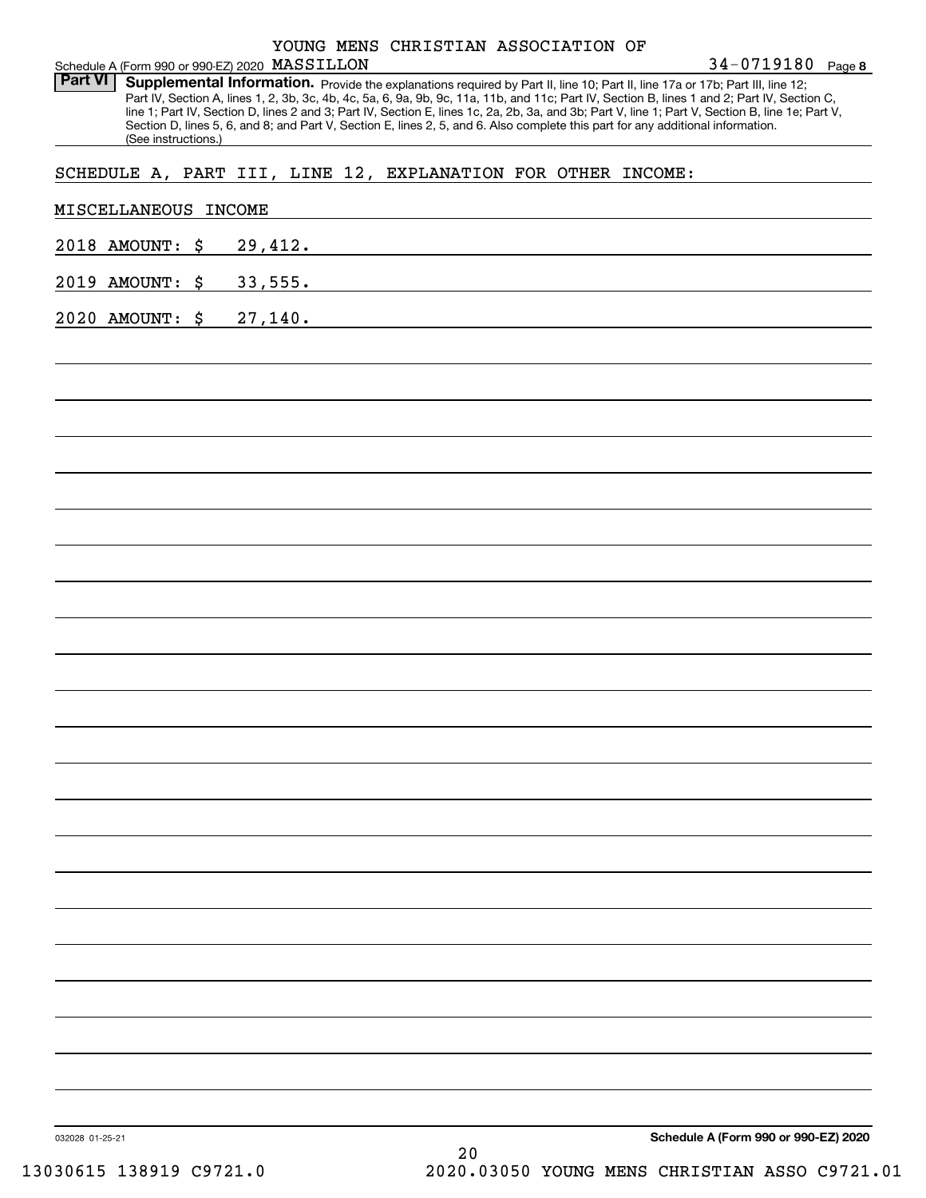YOUNG MENS CHRISTIAN ASSOCIATION OF MASSILLON

Schedule A (Form 990 or 990-EZ) 2020 — 34-0719180 — Page 8

**Part VI — Supplemental Information.** Provide the explanations required by Part II, line 10; Part II, line 17a or 17b; Part III, line 12; Part IV, Section A, lines 1, 2, 3b, 3c, 4b, 4c, 5a, 6, 9a, 9b, 9c, 11a, 11b, and 11c; Part IV, Section B, lines 1 and 2; Part IV, Section C, line 1; Part IV, Section D, lines 2 and 3; Part IV, Section E, lines 1c, 2a, 2b, 3a, and 3b; Part V, line 1; Part V, Section B, line 1e; Part V, Section D, lines 5, 6, and 8; and Part V, Section E, lines 2, 5, and 6. Also complete this part for any additional information. (See instructions.)

SCHEDULE A, PART III, LINE 12, EXPLANATION FOR OTHER INCOME:

MISCELLANEOUS INCOME

2018 AMOUNT: $ 29,412.

2019 AMOUNT: $ 33,555.

2020 AMOUNT: $ 27,140.

032028 01-25-21 — Schedule A (Form 990 or 990-EZ) 2020

13030615 138919 C9721.0 — 2020.03050 YOUNG MENS CHRISTIAN ASSO C9721.01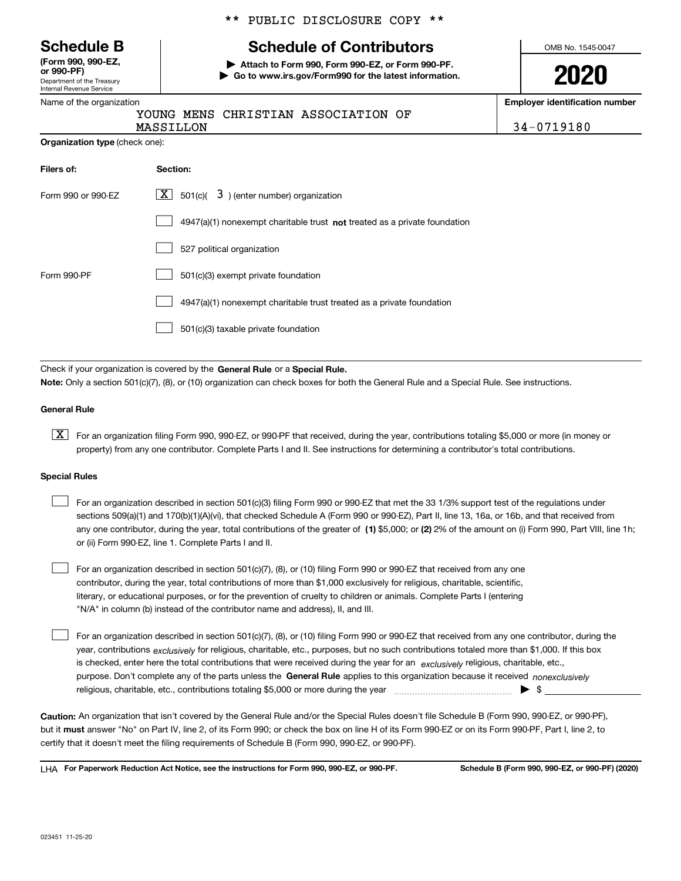** PUBLIC DISCLOSURE COPY **

# Schedule B

**(Form 990, 990-EZ, or 990-PF)**
Department of the Treasury
Internal Revenue Service

## Schedule of Contributors

▶ **Attach to Form 990, Form 990-EZ, or Form 990-PF.**
▶ **Go to www.irs.gov/Form990 for the latest information.**

OMB No. 1545-0047

**2020**

Name of the organization: YOUNG MENS CHRISTIAN ASSOCIATION OF MASSILLON

**Employer identification number:** 34-0719180

**Organization type** (check one):

| **Filers of:** | **Section:** |
|---|---|
| Form 990 or 990-EZ | [X] 501(c)( 3 ) (enter number) organization |
| | [ ] 4947(a)(1) nonexempt charitable trust **not** treated as a private foundation |
| | [ ] 527 political organization |
| Form 990-PF | [ ] 501(c)(3) exempt private foundation |
| | [ ] 4947(a)(1) nonexempt charitable trust treated as a private foundation |
| | [ ] 501(c)(3) taxable private foundation |

Check if your organization is covered by the **General Rule** or a **Special Rule.**

**Note:** Only a section 501(c)(7), (8), or (10) organization can check boxes for both the General Rule and a Special Rule. See instructions.

### General Rule

[X] For an organization filing Form 990, 990-EZ, or 990-PF that received, during the year, contributions totaling $5,000 or more (in money or property) from any one contributor. Complete Parts I and II. See instructions for determining a contributor's total contributions.

### Special Rules

[ ] For an organization described in section 501(c)(3) filing Form 990 or 990-EZ that met the 33 1/3% support test of the regulations under sections 509(a)(1) and 170(b)(1)(A)(vi), that checked Schedule A (Form 990 or 990-EZ), Part II, line 13, 16a, or 16b, and that received from any one contributor, during the year, total contributions of the greater of **(1)** $5,000; or **(2)** 2% of the amount on (i) Form 990, Part VIII, line 1h; or (ii) Form 990-EZ, line 1. Complete Parts I and II.

[ ] For an organization described in section 501(c)(7), (8), or (10) filing Form 990 or 990-EZ that received from any one contributor, during the year, total contributions of more than $1,000 exclusively for religious, charitable, scientific, literary, or educational purposes, or for the prevention of cruelty to children or animals. Complete Parts I (entering "N/A" in column (b) instead of the contributor name and address), II, and III.

[ ] For an organization described in section 501(c)(7), (8), or (10) filing Form 990 or 990-EZ that received from any one contributor, during the year, contributions *exclusively* for religious, charitable, etc., purposes, but no such contributions totaled more than $1,000. If this box is checked, enter here the total contributions that were received during the year for an *exclusively* religious, charitable, etc., purpose. Don't complete any of the parts unless the **General Rule** applies to this organization because it received *nonexclusively* religious, charitable, etc., contributions totaling $5,000 or more during the year ▶ $ ______

**Caution:** An organization that isn't covered by the General Rule and/or the Special Rules doesn't file Schedule B (Form 990, 990-EZ, or 990-PF), but it **must** answer "No" on Part IV, line 2, of its Form 990; or check the box on line H of its Form 990-EZ or on its Form 990-PF, Part I, line 2, to certify that it doesn't meet the filing requirements of Schedule B (Form 990, 990-EZ, or 990-PF).

LHA **For Paperwork Reduction Act Notice, see the instructions for Form 990, 990-EZ, or 990-PF.** **Schedule B (Form 990, 990-EZ, or 990-PF) (2020)**

023451 11-25-20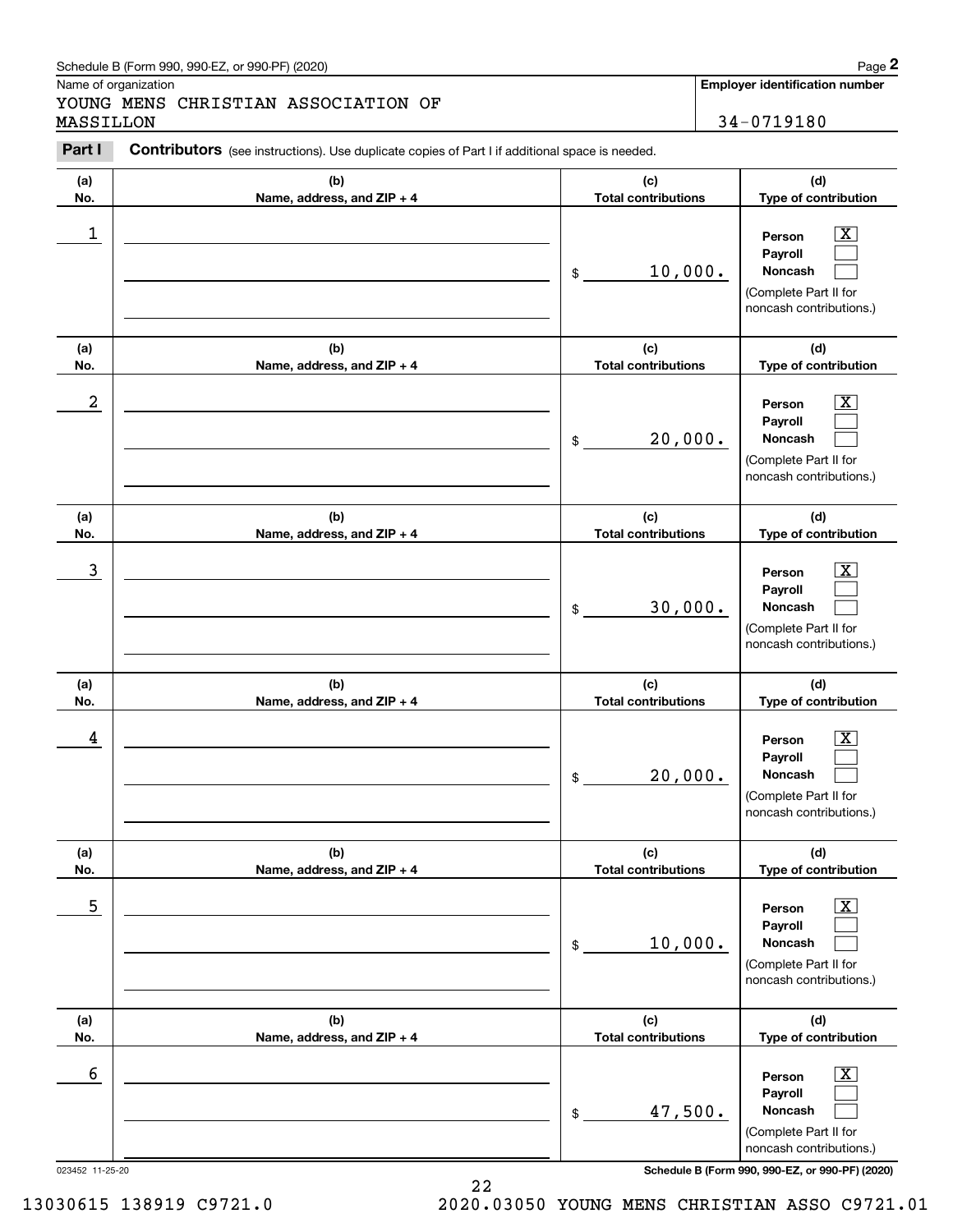Schedule B (Form 990, 990-EZ, or 990-PF) (2020)

Name of organization: YOUNG MENS CHRISTIAN ASSOCIATION OF MASSILLON

**Employer identification number:** 34-0719180

**Part I** **Contributors** (see instructions). Use duplicate copies of Part I if additional space is needed.

| (a) No. | (b) Name, address, and ZIP + 4 | (c) Total contributions | (d) Type of contribution |
|---|---|---|---|
| 1 | | $ 10,000. | Person [X] Payroll [ ] Noncash [ ] (Complete Part II for noncash contributions.) |
| 2 | | $ 20,000. | Person [X] Payroll [ ] Noncash [ ] (Complete Part II for noncash contributions.) |
| 3 | | $ 30,000. | Person [X] Payroll [ ] Noncash [ ] (Complete Part II for noncash contributions.) |
| 4 | | $ 20,000. | Person [X] Payroll [ ] Noncash [ ] (Complete Part II for noncash contributions.) |
| 5 | | $ 10,000. | Person [X] Payroll [ ] Noncash [ ] (Complete Part II for noncash contributions.) |
| 6 | | $ 47,500. | Person [X] Payroll [ ] Noncash [ ] (Complete Part II for noncash contributions.) |

023452 11-25-20

Schedule B (Form 990, 990-EZ, or 990-PF) (2020)

13030615 138919 C9721.0 2020.03050 YOUNG MENS CHRISTIAN ASSO C9721.01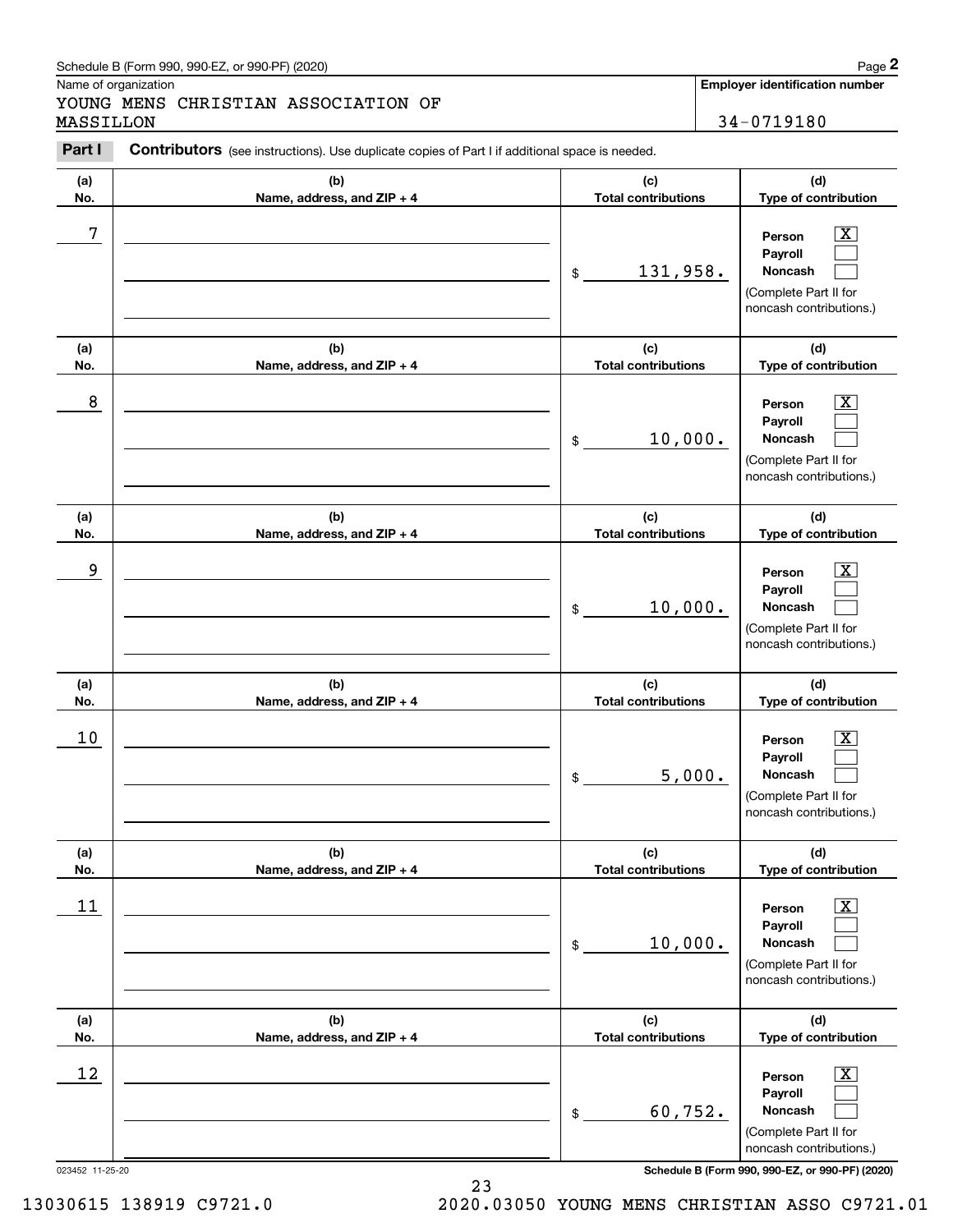Schedule B (Form 990, 990-EZ, or 990-PF) (2020)

Name of organization

YOUNG MENS CHRISTIAN ASSOCIATION OF MASSILLON

**Employer identification number**

34-0719180

**Part I** **Contributors** (see instructions). Use duplicate copies of Part I if additional space is needed.

| (a) No. | (b) Name, address, and ZIP + 4 | (c) Total contributions | (d) Type of contribution |
|---|---|---|---|
| 7 | | $ 131,958. | Person [X] Payroll [ ] Noncash [ ] (Complete Part II for noncash contributions.) |
| 8 | | $ 10,000. | Person [X] Payroll [ ] Noncash [ ] (Complete Part II for noncash contributions.) |
| 9 | | $ 10,000. | Person [X] Payroll [ ] Noncash [ ] (Complete Part II for noncash contributions.) |
| 10 | | $ 5,000. | Person [X] Payroll [ ] Noncash [ ] (Complete Part II for noncash contributions.) |
| 11 | | $ 10,000. | Person [X] Payroll [ ] Noncash [ ] (Complete Part II for noncash contributions.) |
| 12 | | $ 60,752. | Person [X] Payroll [ ] Noncash [ ] (Complete Part II for noncash contributions.) |

023452 11-25-20

**Schedule B (Form 990, 990-EZ, or 990-PF) (2020)**

13030615 138919 C9721.0 2020.03050 YOUNG MENS CHRISTIAN ASSO C9721.01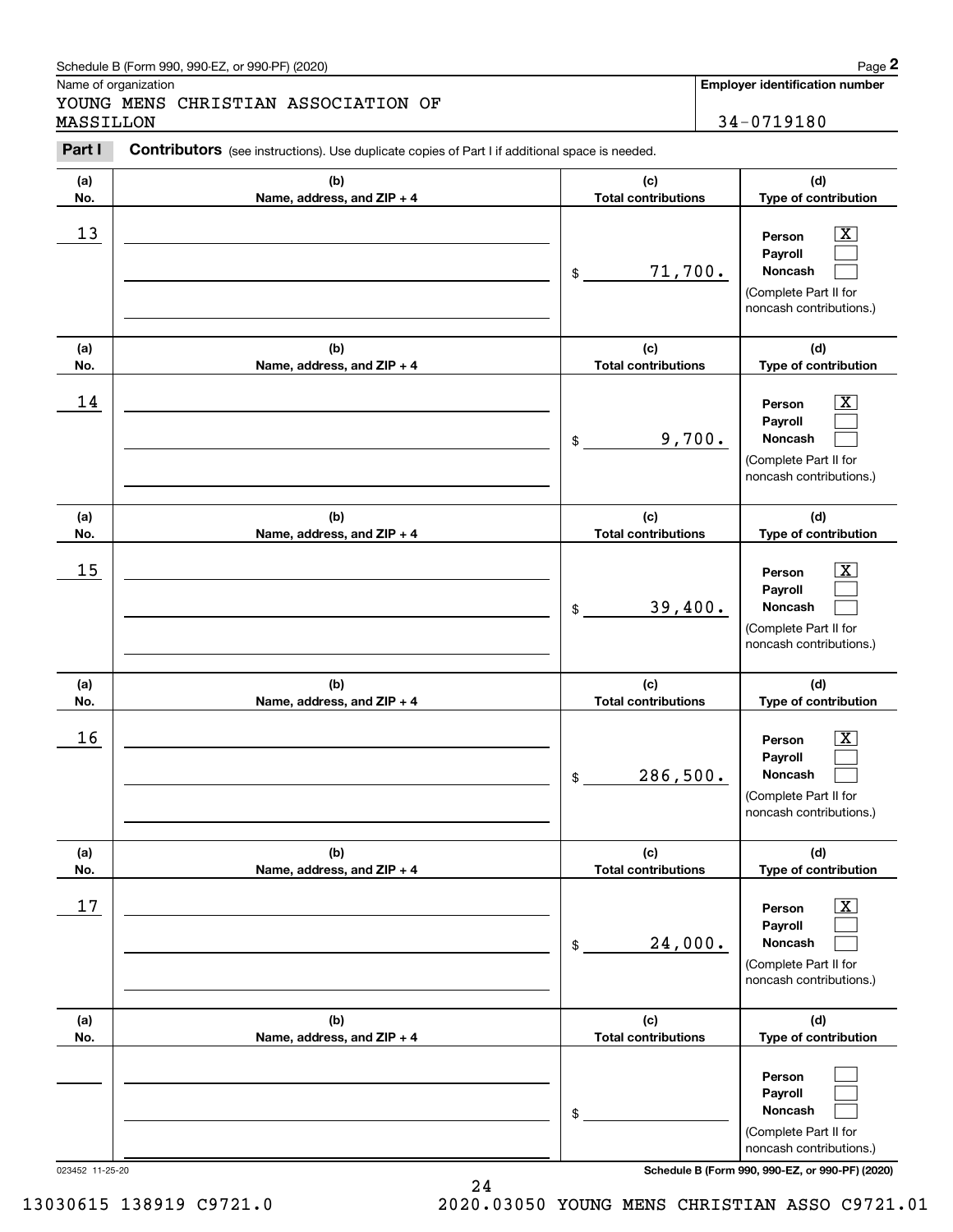Schedule B (Form 990, 990-EZ, or 990-PF) (2020)

Name of organization: YOUNG MENS CHRISTIAN ASSOCIATION OF MASSILLON

**Employer identification number:** 34-0719180

**Part I** **Contributors** (see instructions). Use duplicate copies of Part I if additional space is needed.

| (a) No. | (b) Name, address, and ZIP + 4 | (c) Total contributions | (d) Type of contribution |
|---|---|---|---|
| 13 | | $ 71,700. | Person [X] Payroll [ ] Noncash [ ] (Complete Part II for noncash contributions.) |
| 14 | | $ 9,700. | Person [X] Payroll [ ] Noncash [ ] (Complete Part II for noncash contributions.) |
| 15 | | $ 39,400. | Person [X] Payroll [ ] Noncash [ ] (Complete Part II for noncash contributions.) |
| 16 | | $ 286,500. | Person [X] Payroll [ ] Noncash [ ] (Complete Part II for noncash contributions.) |
| 17 | | $ 24,000. | Person [X] Payroll [ ] Noncash [ ] (Complete Part II for noncash contributions.) |
| | | $ | Person [ ] Payroll [ ] Noncash [ ] (Complete Part II for noncash contributions.) |

023452 11-25-20 **Schedule B (Form 990, 990-EZ, or 990-PF) (2020)**

13030615 138919 C9721.0 2020.03050 YOUNG MENS CHRISTIAN ASSO C9721.01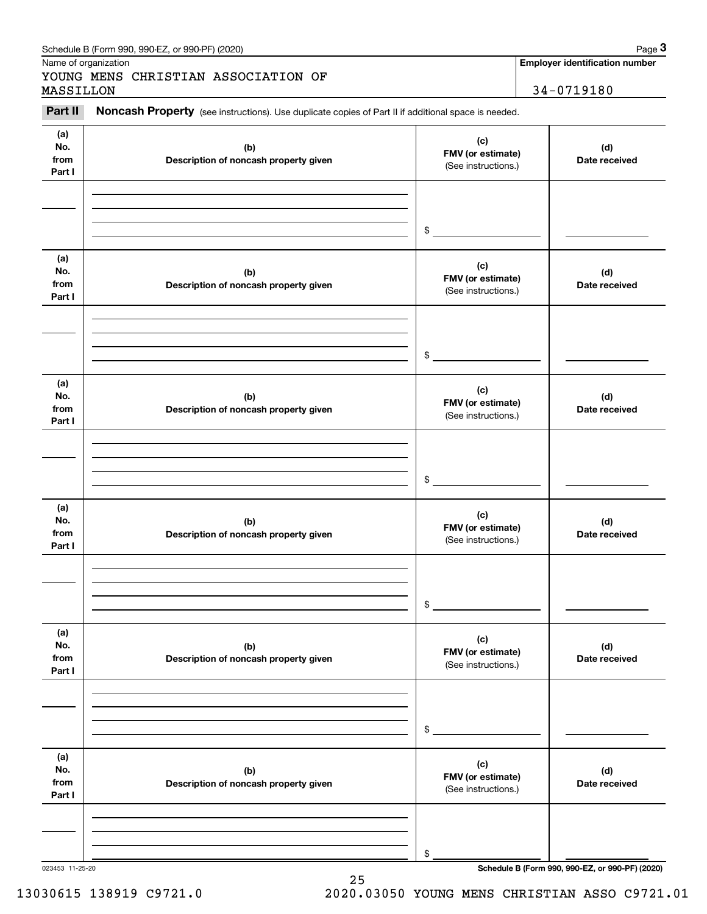Name of organization

YOUNG MENS CHRISTIAN ASSOCIATION OF MASSILLON

**Employer identification number**

34-0719180

**Part II** **Noncash Property** (see instructions). Use duplicate copies of Part II if additional space is needed.

| (a) No. from Part I | (b) Description of noncash property given | (c) FMV (or estimate) (See instructions.) | (d) Date received |
|---|---|---|---|
| | | $ | |

| (a) No. from Part I | (b) Description of noncash property given | (c) FMV (or estimate) (See instructions.) | (d) Date received |
|---|---|---|---|
| | | $ | |

| (a) No. from Part I | (b) Description of noncash property given | (c) FMV (or estimate) (See instructions.) | (d) Date received |
|---|---|---|---|
| | | $ | |

| (a) No. from Part I | (b) Description of noncash property given | (c) FMV (or estimate) (See instructions.) | (d) Date received |
|---|---|---|---|
| | | $ | |

| (a) No. from Part I | (b) Description of noncash property given | (c) FMV (or estimate) (See instructions.) | (d) Date received |
|---|---|---|---|
| | | $ | |

| (a) No. from Part I | (b) Description of noncash property given | (c) FMV (or estimate) (See instructions.) | (d) Date received |
|---|---|---|---|
| | | $ | |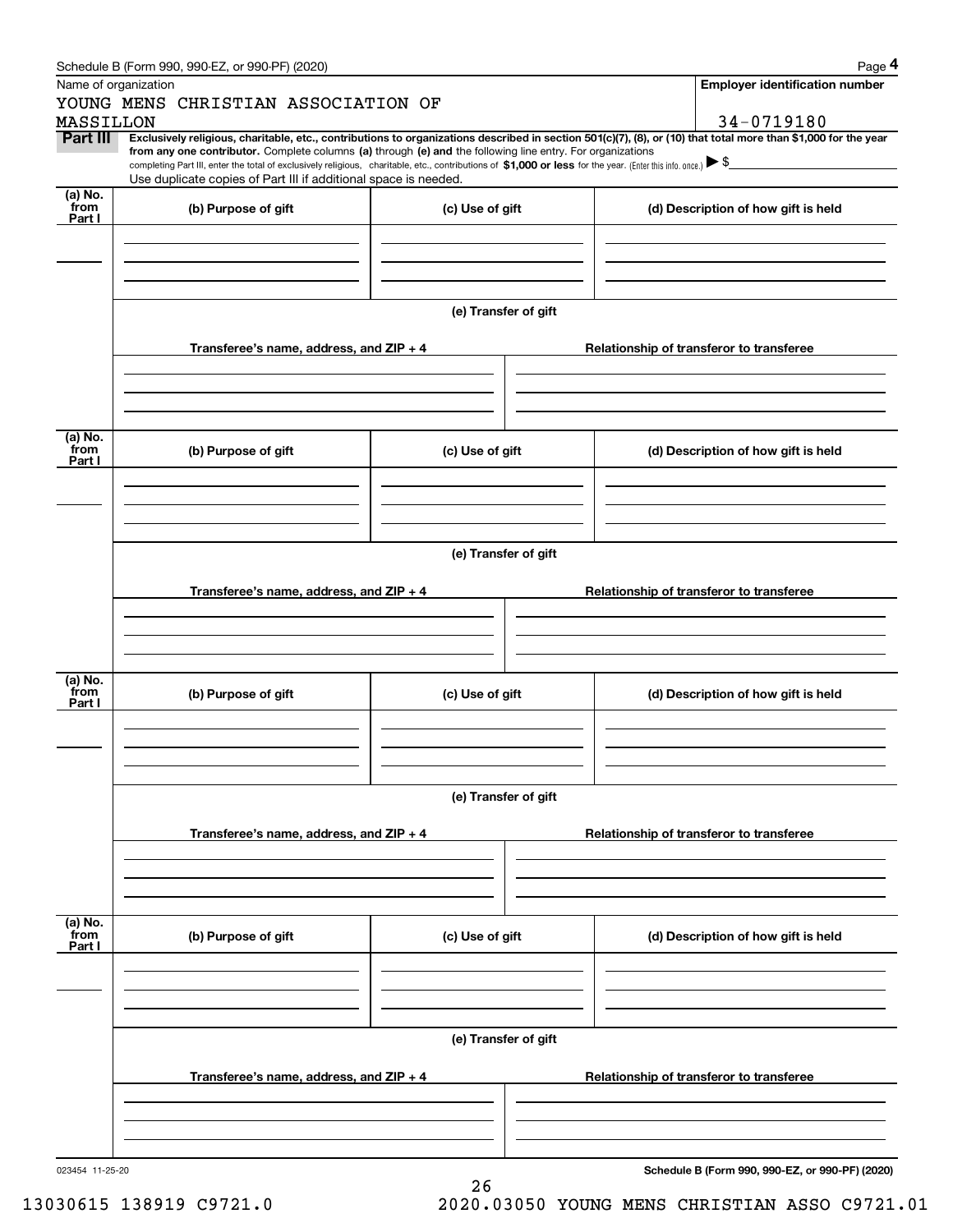Name of organization

YOUNG MENS CHRISTIAN ASSOCIATION OF MASSILLON

**Employer identification number**

34-0719180

**Part III** **Exclusively religious, charitable, etc., contributions to organizations described in section 501(c)(7), (8), or (10) that total more than $1,000 for the year from any one contributor.** Complete columns **(a)** through **(e)** and the following line entry. For organizations completing Part III, enter the total of exclusively religious, charitable, etc., contributions of **$1,000 or less** for the year. (Enter this info. once.) ▶ $

Use duplicate copies of Part III if additional space is needed.

| (a) No. from Part I | (b) Purpose of gift | (c) Use of gift | (d) Description of how gift is held |
|---|---|---|---|
| | | | |

**(e) Transfer of gift**

| Transferee's name, address, and ZIP + 4 | Relationship of transferor to transferee |
|---|---|
| | |

| (a) No. from Part I | (b) Purpose of gift | (c) Use of gift | (d) Description of how gift is held |
|---|---|---|---|
| | | | |

**(e) Transfer of gift**

| Transferee's name, address, and ZIP + 4 | Relationship of transferor to transferee |
|---|---|
| | |

| (a) No. from Part I | (b) Purpose of gift | (c) Use of gift | (d) Description of how gift is held |
|---|---|---|---|
| | | | |

**(e) Transfer of gift**

| Transferee's name, address, and ZIP + 4 | Relationship of transferor to transferee |
|---|---|
| | |

| (a) No. from Part I | (b) Purpose of gift | (c) Use of gift | (d) Description of how gift is held |
|---|---|---|---|
| | | | |

**(e) Transfer of gift**

| Transferee's name, address, and ZIP + 4 | Relationship of transferor to transferee |
|---|---|
| | |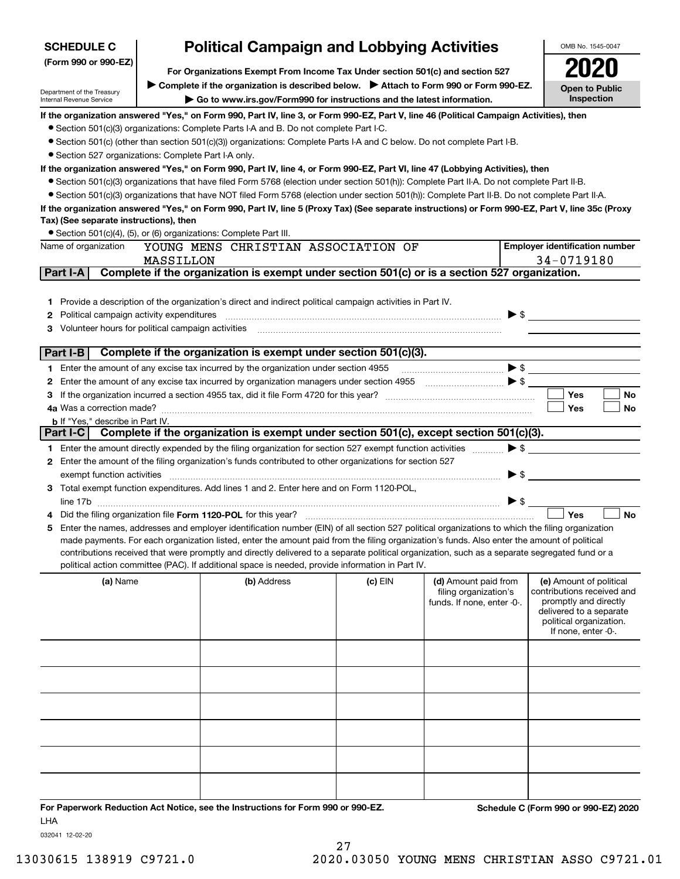**SCHEDULE C**
**(Form 990 or 990-EZ)**

Department of the Treasury
Internal Revenue Service

# Political Campaign and Lobbying Activities

**For Organizations Exempt From Income Tax Under section 501(c) and section 527**

▶ **Complete if the organization is described below.** ▶ **Attach to Form 990 or Form 990-EZ.**

▶ **Go to www.irs.gov/Form990 for instructions and the latest information.**

OMB No. 1545-0047

**2020**

**Open to Public Inspection**

**If the organization answered "Yes," on Form 990, Part IV, line 3, or Form 990-EZ, Part V, line 46 (Political Campaign Activities), then**

- Section 501(c)(3) organizations: Complete Parts I-A and B. Do not complete Part I-C.
- Section 501(c) (other than section 501(c)(3)) organizations: Complete Parts I-A and C below. Do not complete Part I-B.
- Section 527 organizations: Complete Part I-A only.

**If the organization answered "Yes," on Form 990, Part IV, line 4, or Form 990-EZ, Part VI, line 47 (Lobbying Activities), then**

- Section 501(c)(3) organizations that have filed Form 5768 (election under section 501(h)): Complete Part II-A. Do not complete Part II-B.
- Section 501(c)(3) organizations that have NOT filed Form 5768 (election under section 501(h)): Complete Part II-B. Do not complete Part II-A.

**If the organization answered "Yes," on Form 990, Part IV, line 5 (Proxy Tax) (See separate instructions) or Form 990-EZ, Part V, line 35c (Proxy Tax) (See separate instructions), then**

- Section 501(c)(4), (5), or (6) organizations: Complete Part III.

| Name of organization | Employer identification number |
|---|---|
| YOUNG MENS CHRISTIAN ASSOCIATION OF MASSILLON | 34-0719180 |

## Part I-A Complete if the organization is exempt under section 501(c) or is a section 527 organization.

1. Provide a description of the organization's direct and indirect political campaign activities in Part IV.
2. Political campaign activity expenditures ▶ $
3. Volunteer hours for political campaign activities

## Part I-B Complete if the organization is exempt under section 501(c)(3).

1. Enter the amount of any excise tax incurred by the organization under section 4955 ▶ $
2. Enter the amount of any excise tax incurred by organization managers under section 4955 ▶ $
3. If the organization incurred a section 4955 tax, did it file Form 4720 for this year? ☐ Yes ☐ No
4a. Was a correction made? ☐ Yes ☐ No
 b. If "Yes," describe in Part IV.

## Part I-C Complete if the organization is exempt under section 501(c), except section 501(c)(3).

1. Enter the amount directly expended by the filing organization for section 527 exempt function activities ▶ $
2. Enter the amount of the filing organization's funds contributed to other organizations for section 527 exempt function activities ▶ $
3. Total exempt function expenditures. Add lines 1 and 2. Enter here and on Form 1120-POL, line 17b ▶ $
4. Did the filing organization file **Form 1120-POL** for this year? ☐ Yes ☐ No
5. Enter the names, addresses and employer identification number (EIN) of all section 527 political organizations to which the filing organization made payments. For each organization listed, enter the amount paid from the filing organization's funds. Also enter the amount of political contributions received that were promptly and directly delivered to a separate political organization, such as a separate segregated fund or a political action committee (PAC). If additional space is needed, provide information in Part IV.

| (a) Name | (b) Address | (c) EIN | (d) Amount paid from filing organization's funds. If none, enter -0-. | (e) Amount of political contributions received and promptly and directly delivered to a separate political organization. If none, enter -0-. |
|---|---|---|---|---|
| | | | | |
| | | | | |
| | | | | |
| | | | | |
| | | | | |
| | | | | |

**For Paperwork Reduction Act Notice, see the Instructions for Form 990 or 990-EZ.** **Schedule C (Form 990 or 990-EZ) 2020**

LHA

032041 12-02-20

13030615 138919 C9721.0 2020.03050 YOUNG MENS CHRISTIAN ASSO C9721.01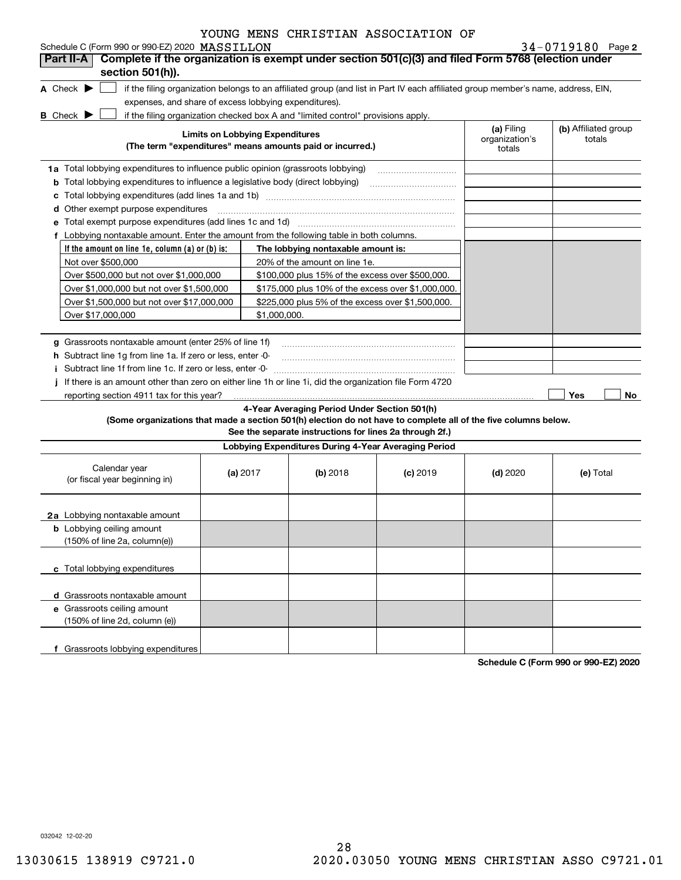YOUNG MENS CHRISTIAN ASSOCIATION OF

Schedule C (Form 990 or 990-EZ) 2020 MASSILLON 34-0719180 Page 2

**Part II-A** **Complete if the organization is exempt under section 501(c)(3) and filed Form 5768 (election under section 501(h)).**

**A** Check ▶ ☐ if the filing organization belongs to an affiliated group (and list in Part IV each affiliated group member's name, address, EIN, expenses, and share of excess lobbying expenditures).

**B** Check ▶ ☐ if the filing organization checked box A and "limited control" provisions apply.

| Limits on Lobbying Expenditures (The term "expenditures" means amounts paid or incurred.) | (a) Filing organization's totals | (b) Affiliated group totals |
|---|---|---|
| **1a** Total lobbying expenditures to influence public opinion (grassroots lobbying) | | |
| **b** Total lobbying expenditures to influence a legislative body (direct lobbying) | | |
| **c** Total lobbying expenditures (add lines 1a and 1b) | | |
| **d** Other exempt purpose expenditures | | |
| **e** Total exempt purpose expenditures (add lines 1c and 1d) | | |
| **f** Lobbying nontaxable amount. Enter the amount from the following table in both columns. | | |

| If the amount on line 1e, column (a) or (b) is: | The lobbying nontaxable amount is: |
|---|---|
| Not over $500,000 | 20% of the amount on line 1e. |
| Over $500,000 but not over $1,000,000 | $100,000 plus 15% of the excess over $500,000. |
| Over $1,000,000 but not over $1,500,000 | $175,000 plus 10% of the excess over $1,000,000. |
| Over $1,500,000 but not over $17,000,000 | $225,000 plus 5% of the excess over $1,500,000. |
| Over $17,000,000 | $1,000,000. |

| | (a) Filing organization's totals | (b) Affiliated group totals |
|---|---|---|
| **g** Grassroots nontaxable amount (enter 25% of line 1f) | | |
| **h** Subtract line 1g from line 1a. If zero or less, enter -0- | | |
| **i** Subtract line 1f from line 1c. If zero or less, enter -0- | | |

**j** If there is an amount other than zero on either line 1h or line 1i, did the organization file Form 4720 reporting section 4911 tax for this year? ☐ Yes ☐ No

**4-Year Averaging Period Under Section 501(h)**

**(Some organizations that made a section 501(h) election do not have to complete all of the five columns below. See the separate instructions for lines 2a through 2f.)**

**Lobbying Expenditures During 4-Year Averaging Period**

| Calendar year (or fiscal year beginning in) | (a) 2017 | (b) 2018 | (c) 2019 | (d) 2020 | (e) Total |
|---|---|---|---|---|---|
| **2a** Lobbying nontaxable amount | | | | | |
| **b** Lobbying ceiling amount (150% of line 2a, column(e)) | | | | | |
| **c** Total lobbying expenditures | | | | | |
| **d** Grassroots nontaxable amount | | | | | |
| **e** Grassroots ceiling amount (150% of line 2d, column (e)) | | | | | |
| **f** Grassroots lobbying expenditures | | | | | |

**Schedule C (Form 990 or 990-EZ) 2020**

032042 12-02-20

13030615 138919 C9721.0 2020.03050 YOUNG MENS CHRISTIAN ASSO C9721.01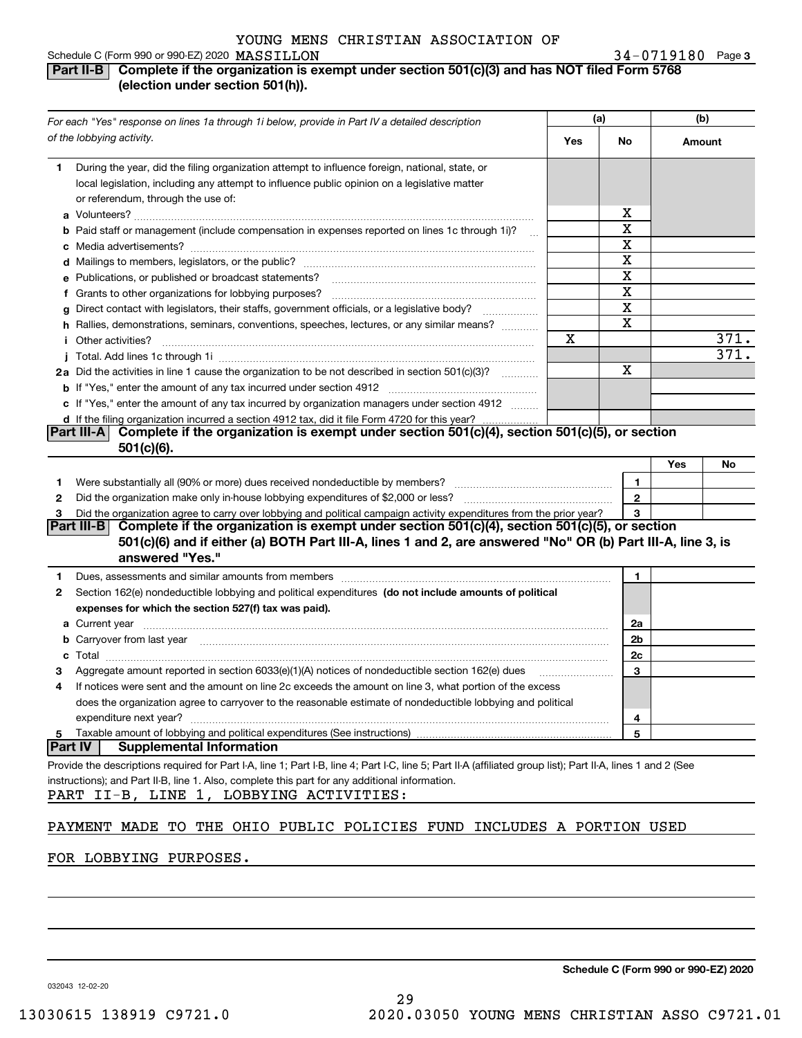YOUNG MENS CHRISTIAN ASSOCIATION OF MASSILLON

Schedule C (Form 990 or 990-EZ) 2020 — 34-0719180 — Page 3

## Part II-B — Complete if the organization is exempt under section 501(c)(3) and has NOT filed Form 5768 (election under section 501(h)).

| For each "Yes" response on lines 1a through 1i below, provide in Part IV a detailed description of the lobbying activity. | (a) Yes | (a) No | (b) Amount |
|---|---|---|---|
| **1** During the year, did the filing organization attempt to influence foreign, national, state, or local legislation, including any attempt to influence public opinion on a legislative matter or referendum, through the use of: | | | |
| **a** Volunteers? | | X | |
| **b** Paid staff or management (include compensation in expenses reported on lines 1c through 1i)? | | X | |
| **c** Media advertisements? | | X | |
| **d** Mailings to members, legislators, or the public? | | X | |
| **e** Publications, or published or broadcast statements? | | X | |
| **f** Grants to other organizations for lobbying purposes? | | X | |
| **g** Direct contact with legislators, their staffs, government officials, or a legislative body? | | X | |
| **h** Rallies, demonstrations, seminars, conventions, speeches, lectures, or any similar means? | | X | |
| **i** Other activities? | X | | 371. |
| **j** Total. Add lines 1c through 1i | | | 371. |
| **2a** Did the activities in line 1 cause the organization to be not described in section 501(c)(3)? | | X | |
| **b** If "Yes," enter the amount of any tax incurred under section 4912 | | | |
| **c** If "Yes," enter the amount of any tax incurred by organization managers under section 4912 | | | |
| **d** If the filing organization incurred a section 4912 tax, did it file Form 4720 for this year? | | | |

## Part III-A — Complete if the organization is exempt under section 501(c)(4), section 501(c)(5), or section 501(c)(6).

| | | | Yes | No |
|---|---|---|---|---|
| **1** | Were substantially all (90% or more) dues received nondeductible by members? | 1 | | |
| **2** | Did the organization make only in-house lobbying expenditures of $2,000 or less? | 2 | | |
| **3** | Did the organization agree to carry over lobbying and political campaign activity expenditures from the prior year? | 3 | | |

## Part III-B — Complete if the organization is exempt under section 501(c)(4), section 501(c)(5), or section 501(c)(6) and if either (a) BOTH Part III-A, lines 1 and 2, are answered "No" OR (b) Part III-A, line 3, is answered "Yes."

| | | | |
|---|---|---|---|
| **1** | Dues, assessments and similar amounts from members | 1 | |
| **2** | Section 162(e) nondeductible lobbying and political expenditures **(do not include amounts of political expenses for which the section 527(f) tax was paid).** | | |
| **a** | Current year | 2a | |
| **b** | Carryover from last year | 2b | |
| **c** | Total | 2c | |
| **3** | Aggregate amount reported in section 6033(e)(1)(A) notices of nondeductible section 162(e) dues | 3 | |
| **4** | If notices were sent and the amount on line 2c exceeds the amount on line 3, what portion of the excess does the organization agree to carryover to the reasonable estimate of nondeductible lobbying and political expenditure next year? | 4 | |
| **5** | Taxable amount of lobbying and political expenditures (See instructions) | 5 | |

## Part IV — Supplemental Information

Provide the descriptions required for Part I-A, line 1; Part I-B, line 4; Part I-C, line 5; Part II-A (affiliated group list); Part II-A, lines 1 and 2 (See instructions); and Part II-B, line 1. Also, complete this part for any additional information.

PART II-B, LINE 1, LOBBYING ACTIVITIES:

PAYMENT MADE TO THE OHIO PUBLIC POLICIES FUND INCLUDES A PORTION USED FOR LOBBYING PURPOSES.

**Schedule C (Form 990 or 990-EZ) 2020**

032043 12-02-20

13030615 138919 C9721.0 2020.03050 YOUNG MENS CHRISTIAN ASSO C9721.01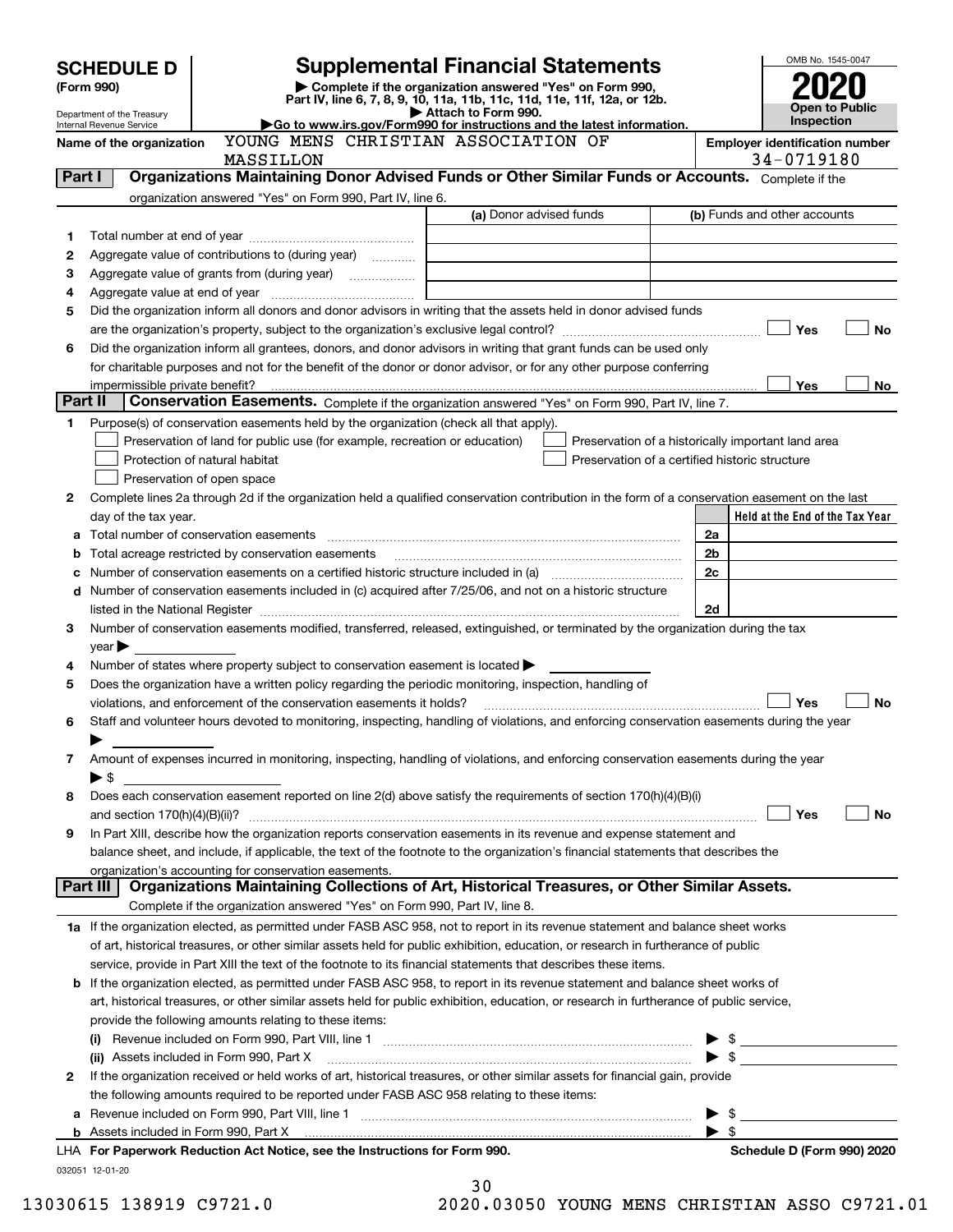# SCHEDULE D (Form 990)

Department of the Treasury
Internal Revenue Service

## Supplemental Financial Statements

▶ Complete if the organization answered "Yes" on Form 990, Part IV, line 6, 7, 8, 9, 10, 11a, 11b, 11c, 11d, 11e, 11f, 12a, or 12b.
▶ Attach to Form 990.
▶Go to www.irs.gov/Form990 for instructions and the latest information.

OMB No. 1545-0047
**2020**
**Open to Public Inspection**

**Name of the organization** YOUNG MENS CHRISTIAN ASSOCIATION OF MASSILLON

**Employer identification number** 34-0719180

**Part I** **Organizations Maintaining Donor Advised Funds or Other Similar Funds or Accounts.** Complete if the organization answered "Yes" on Form 990, Part IV, line 6.

| | | (a) Donor advised funds | (b) Funds and other accounts |
|---|---|---|---|
| 1 | Total number at end of year | | |
| 2 | Aggregate value of contributions to (during year) | | |
| 3 | Aggregate value of grants from (during year) | | |
| 4 | Aggregate value at end of year | | |

5 Did the organization inform all donors and donor advisors in writing that the assets held in donor advised funds are the organization's property, subject to the organization's exclusive legal control? ☐ Yes ☐ No

6 Did the organization inform all grantees, donors, and donor advisors in writing that grant funds can be used only for charitable purposes and not for the benefit of the donor or donor advisor, or for any other purpose conferring impermissible private benefit? ☐ Yes ☐ No

**Part II** **Conservation Easements.** Complete if the organization answered "Yes" on Form 990, Part IV, line 7.

1 Purpose(s) of conservation easements held by the organization (check all that apply).
- ☐ Preservation of land for public use (for example, recreation or education)
- ☐ Protection of natural habitat
- ☐ Preservation of open space
- ☐ Preservation of a historically important land area
- ☐ Preservation of a certified historic structure

2 Complete lines 2a through 2d if the organization held a qualified conservation contribution in the form of a conservation easement on the last day of the tax year.

| | | | Held at the End of the Tax Year |
|---|---|---|---|
| a | Total number of conservation easements | 2a | |
| b | Total acreage restricted by conservation easements | 2b | |
| c | Number of conservation easements on a certified historic structure included in (a) | 2c | |
| d | Number of conservation easements included in (c) acquired after 7/25/06, and not on a historic structure listed in the National Register | 2d | |

3 Number of conservation easements modified, transferred, released, extinguished, or terminated by the organization during the tax year ▶

4 Number of states where property subject to conservation easement is located ▶

5 Does the organization have a written policy regarding the periodic monitoring, inspection, handling of violations, and enforcement of the conservation easements it holds? ☐ Yes ☐ No

6 Staff and volunteer hours devoted to monitoring, inspecting, handling of violations, and enforcing conservation easements during the year ▶

7 Amount of expenses incurred in monitoring, inspecting, handling of violations, and enforcing conservation easements during the year ▶ $

8 Does each conservation easement reported on line 2(d) above satisfy the requirements of section 170(h)(4)(B)(i) and section 170(h)(4)(B)(ii)? ☐ Yes ☐ No

9 In Part XIII, describe how the organization reports conservation easements in its revenue and expense statement and balance sheet, and include, if applicable, the text of the footnote to the organization's financial statements that describes the organization's accounting for conservation easements.

**Part III** **Organizations Maintaining Collections of Art, Historical Treasures, or Other Similar Assets.** Complete if the organization answered "Yes" on Form 990, Part IV, line 8.

1a If the organization elected, as permitted under FASB ASC 958, not to report in its revenue statement and balance sheet works of art, historical treasures, or other similar assets held for public exhibition, education, or research in furtherance of public service, provide in Part XIII the text of the footnote to its financial statements that describes these items.

b If the organization elected, as permitted under FASB ASC 958, to report in its revenue statement and balance sheet works of art, historical treasures, or other similar assets held for public exhibition, education, or research in furtherance of public service, provide the following amounts relating to these items:

(i) Revenue included on Form 990, Part VIII, line 1 ▶ $

(ii) Assets included in Form 990, Part X ▶ $

2 If the organization received or held works of art, historical treasures, or other similar assets for financial gain, provide the following amounts required to be reported under FASB ASC 958 relating to these items:

a Revenue included on Form 990, Part VIII, line 1 ▶ $

b Assets included in Form 990, Part X ▶ $

LHA **For Paperwork Reduction Act Notice, see the Instructions for Form 990.** **Schedule D (Form 990) 2020**

032051 12-01-20

13030615 138919 C9721.0 2020.03050 YOUNG MENS CHRISTIAN ASSO C9721.01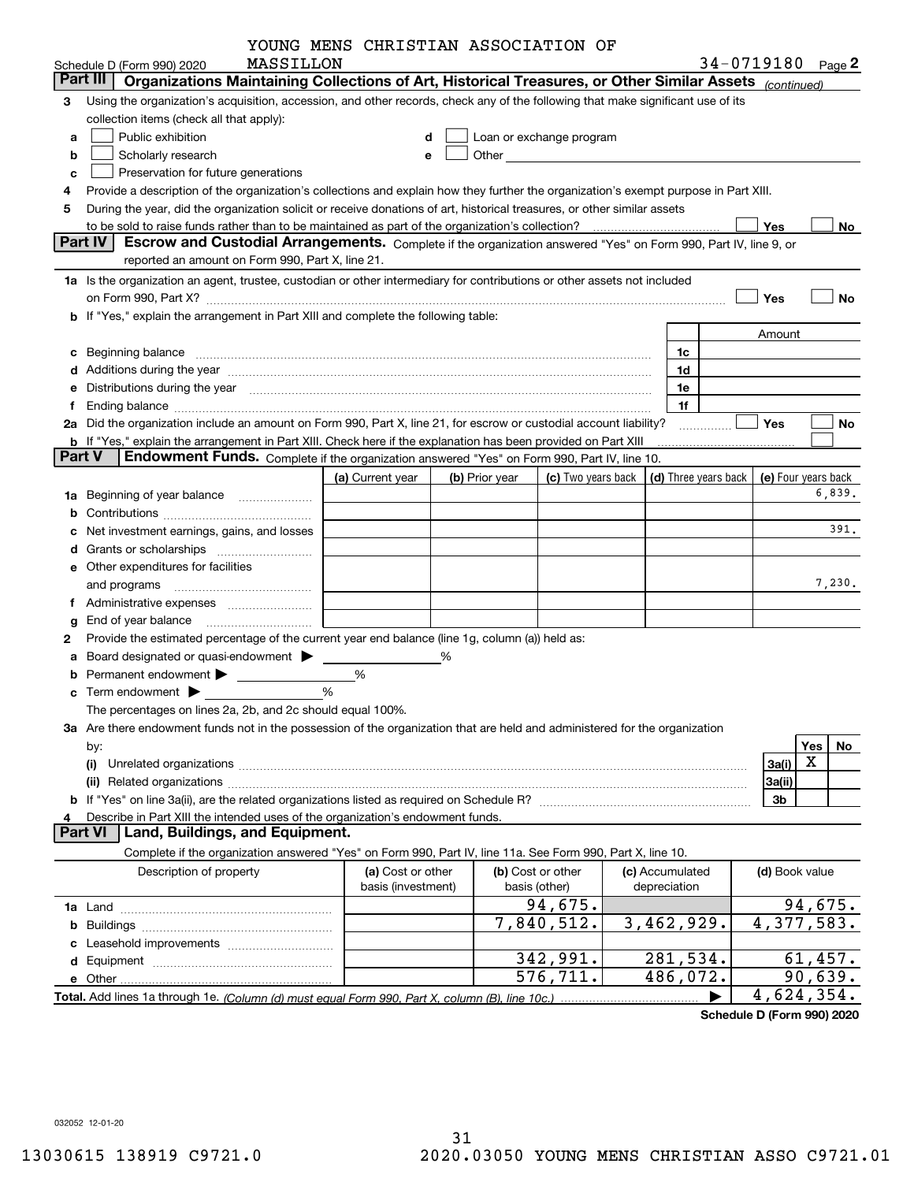YOUNG MENS CHRISTIAN ASSOCIATION OF MASSILLON

Schedule D (Form 990) 2020 — 34-0719180 Page 2

## Part III Organizations Maintaining Collections of Art, Historical Treasures, or Other Similar Assets *(continued)*

3 Using the organization's acquisition, accession, and other records, check any of the following that make significant use of its collection items (check all that apply):

a ☐ Public exhibition
b ☐ Scholarly research
c ☐ Preservation for future generations
d ☐ Loan or exchange program
e ☐ Other

4 Provide a description of the organization's collections and explain how they further the organization's exempt purpose in Part XIII.

5 During the year, did the organization solicit or receive donations of art, historical treasures, or other similar assets to be sold to raise funds rather than to be maintained as part of the organization's collection? ☐ Yes ☐ No

## Part IV Escrow and Custodial Arrangements.

Complete if the organization answered "Yes" on Form 990, Part IV, line 9, or reported an amount on Form 990, Part X, line 21.

1a Is the organization an agent, trustee, custodian or other intermediary for contributions or other assets not included on Form 990, Part X? ☐ Yes ☐ No

b If "Yes," explain the arrangement in Part XIII and complete the following table:

| | | Amount |
|---|---|---|
| c Beginning balance | 1c | |
| d Additions during the year | 1d | |
| e Distributions during the year | 1e | |
| f Ending balance | 1f | |

2a Did the organization include an amount on Form 990, Part X, line 21, for escrow or custodial account liability? ☐ Yes ☐ No

b If "Yes," explain the arrangement in Part XIII. Check here if the explanation has been provided on Part XIII ☐

## Part V Endowment Funds.

Complete if the organization answered "Yes" on Form 990, Part IV, line 10.

| | (a) Current year | (b) Prior year | (c) Two years back | (d) Three years back | (e) Four years back |
|---|---|---|---|---|---|
| 1a Beginning of year balance | | | | | 6,839. |
| b Contributions | | | | | |
| c Net investment earnings, gains, and losses | | | | | 391. |
| d Grants or scholarships | | | | | |
| e Other expenditures for facilities and programs | | | | | 7,230. |
| f Administrative expenses | | | | | |
| g End of year balance | | | | | |

2 Provide the estimated percentage of the current year end balance (line 1g, column (a)) held as:

a Board designated or quasi-endowment ▶ %
b Permanent endowment ▶ %
c Term endowment ▶ %

The percentages on lines 2a, 2b, and 2c should equal 100%.

3a Are there endowment funds not in the possession of the organization that are held and administered for the organization by:

| | | Yes | No |
|---|---|---|---|
| (i) Unrelated organizations | 3a(i) | X | |
| (ii) Related organizations | 3a(ii) | | |
| b If "Yes" on line 3a(ii), are the related organizations listed as required on Schedule R? | 3b | | |

4 Describe in Part XIII the intended uses of the organization's endowment funds.

## Part VI Land, Buildings, and Equipment.

Complete if the organization answered "Yes" on Form 990, Part IV, line 11a. See Form 990, Part X, line 10.

| Description of property | (a) Cost or other basis (investment) | (b) Cost or other basis (other) | (c) Accumulated depreciation | (d) Book value |
|---|---|---|---|---|
| 1a Land | | 94,675. | | 94,675. |
| b Buildings | | 7,840,512. | 3,462,929. | 4,377,583. |
| c Leasehold improvements | | | | |
| d Equipment | | 342,991. | 281,534. | 61,457. |
| e Other | | 576,711. | 486,072. | 90,639. |
| **Total.** Add lines 1a through 1e. *(Column (d) must equal Form 990, Part X, column (B), line 10c.)* | | | ▶ | 4,624,354. |

**Schedule D (Form 990) 2020**

032052 12-01-20

13030615 138919 C9721.0 2020.03050 YOUNG MENS CHRISTIAN ASSO C9721.01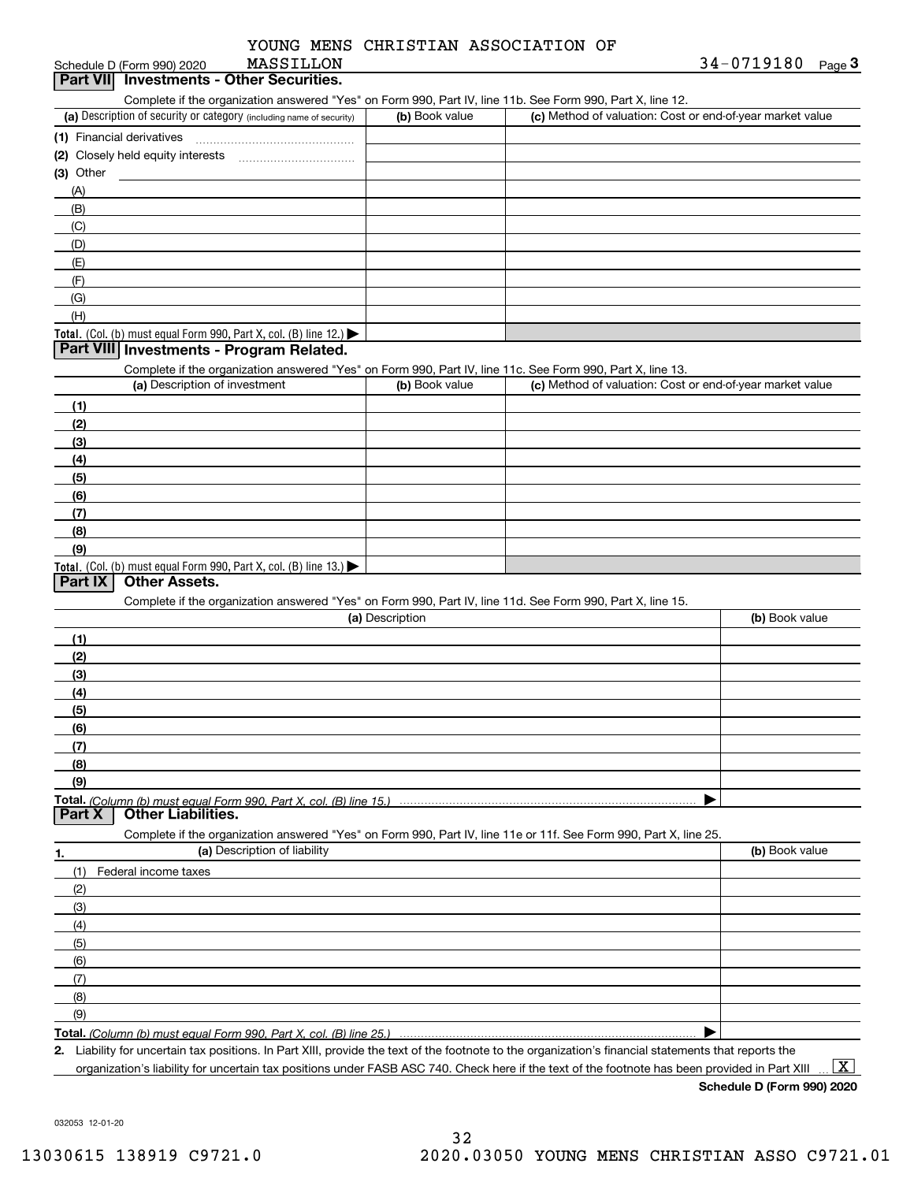YOUNG MENS CHRISTIAN ASSOCIATION OF MASSILLON

Schedule D (Form 990) 2020 34-0719180 Page 3

## Part VII Investments - Other Securities.

Complete if the organization answered "Yes" on Form 990, Part IV, line 11b. See Form 990, Part X, line 12.

| (a) Description of security or category (including name of security) | (b) Book value | (c) Method of valuation: Cost or end-of-year market value |
|---|---|---|
| (1) Financial derivatives | | |
| (2) Closely held equity interests | | |
| (3) Other | | |
| (A) | | |
| (B) | | |
| (C) | | |
| (D) | | |
| (E) | | |
| (F) | | |
| (G) | | |
| (H) | | |
| **Total.** (Col. (b) must equal Form 990, Part X, col. (B) line 12.) | | |

## Part VIII Investments - Program Related.

Complete if the organization answered "Yes" on Form 990, Part IV, line 11c. See Form 990, Part X, line 13.

| (a) Description of investment | (b) Book value | (c) Method of valuation: Cost or end-of-year market value |
|---|---|---|
| (1) | | |
| (2) | | |
| (3) | | |
| (4) | | |
| (5) | | |
| (6) | | |
| (7) | | |
| (8) | | |
| (9) | | |
| **Total.** (Col. (b) must equal Form 990, Part X, col. (B) line 13.) | | |

## Part IX Other Assets.

Complete if the organization answered "Yes" on Form 990, Part IV, line 11d. See Form 990, Part X, line 15.

| (a) Description | (b) Book value |
|---|---|
| (1) | |
| (2) | |
| (3) | |
| (4) | |
| (5) | |
| (6) | |
| (7) | |
| (8) | |
| (9) | |
| **Total.** *(Column (b) must equal Form 990, Part X, col. (B) line 15.)* | |

## Part X Other Liabilities.

Complete if the organization answered "Yes" on Form 990, Part IV, line 11e or 11f. See Form 990, Part X, line 25.

| 1. (a) Description of liability | (b) Book value |
|---|---|
| (1) Federal income taxes | |
| (2) | |
| (3) | |
| (4) | |
| (5) | |
| (6) | |
| (7) | |
| (8) | |
| (9) | |
| **Total.** *(Column (b) must equal Form 990, Part X, col. (B) line 25.)* | |

2. Liability for uncertain tax positions. In Part XIII, provide the text of the footnote to the organization's financial statements that reports the organization's liability for uncertain tax positions under FASB ASC 740. Check here if the text of the footnote has been provided in Part XIII [X]

**Schedule D (Form 990) 2020**

032053 12-01-20

13030615 138919 C9721.0 2020.03050 YOUNG MENS CHRISTIAN ASSO C9721.01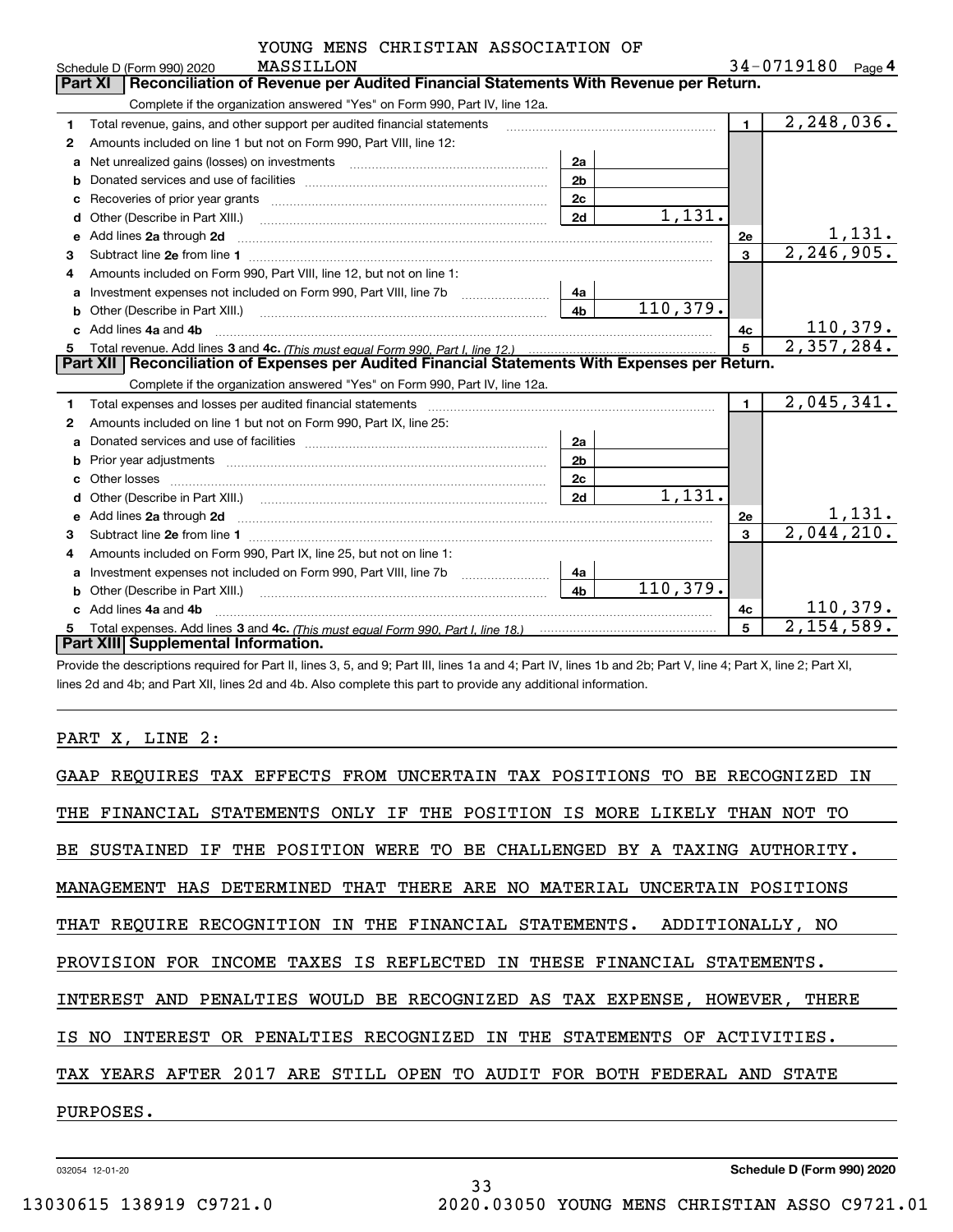YOUNG MENS CHRISTIAN ASSOCIATION OF MASSILLON

Schedule D (Form 990) 2020 — 34-0719180 — Page 4

## Part XI Reconciliation of Revenue per Audited Financial Statements With Revenue per Return.

Complete if the organization answered "Yes" on Form 990, Part IV, line 12a.

| | | | | | |
|---|---|---|---|---|---|
| 1 | Total revenue, gains, and other support per audited financial statements | | | 1 | 2,248,036. |
| 2 | Amounts included on line 1 but not on Form 990, Part VIII, line 12: | | | | |
| a | Net unrealized gains (losses) on investments | 2a | | | |
| b | Donated services and use of facilities | 2b | | | |
| c | Recoveries of prior year grants | 2c | | | |
| d | Other (Describe in Part XIII.) | 2d | 1,131. | | |
| e | Add lines 2a through 2d | | | 2e | 1,131. |
| 3 | Subtract line 2e from line 1 | | | 3 | 2,246,905. |
| 4 | Amounts included on Form 990, Part VIII, line 12, but not on line 1: | | | | |
| a | Investment expenses not included on Form 990, Part VIII, line 7b | 4a | | | |
| b | Other (Describe in Part XIII.) | 4b | 110,379. | | |
| c | Add lines 4a and 4b | | | 4c | 110,379. |
| 5 | Total revenue. Add lines 3 and 4c. *(This must equal Form 990, Part I, line 12.)* | | | 5 | 2,357,284. |

## Part XII Reconciliation of Expenses per Audited Financial Statements With Expenses per Return.

Complete if the organization answered "Yes" on Form 990, Part IV, line 12a.

| | | | | | |
|---|---|---|---|---|---|
| 1 | Total expenses and losses per audited financial statements | | | 1 | 2,045,341. |
| 2 | Amounts included on line 1 but not on Form 990, Part IX, line 25: | | | | |
| a | Donated services and use of facilities | 2a | | | |
| b | Prior year adjustments | 2b | | | |
| c | Other losses | 2c | | | |
| d | Other (Describe in Part XIII.) | 2d | 1,131. | | |
| e | Add lines 2a through 2d | | | 2e | 1,131. |
| 3 | Subtract line 2e from line 1 | | | 3 | 2,044,210. |
| 4 | Amounts included on Form 990, Part IX, line 25, but not on line 1: | | | | |
| a | Investment expenses not included on Form 990, Part VIII, line 7b | 4a | | | |
| b | Other (Describe in Part XIII.) | 4b | 110,379. | | |
| c | Add lines 4a and 4b | | | 4c | 110,379. |
| 5 | Total expenses. Add lines 3 and 4c. *(This must equal Form 990, Part I, line 18.)* | | | 5 | 2,154,589. |

## Part XIII Supplemental Information.

Provide the descriptions required for Part II, lines 3, 5, and 9; Part III, lines 1a and 4; Part IV, lines 1b and 2b; Part V, line 4; Part X, line 2; Part XI, lines 2d and 4b; and Part XII, lines 2d and 4b. Also complete this part to provide any additional information.

PART X, LINE 2:

GAAP REQUIRES TAX EFFECTS FROM UNCERTAIN TAX POSITIONS TO BE RECOGNIZED IN THE FINANCIAL STATEMENTS ONLY IF THE POSITION IS MORE LIKELY THAN NOT TO BE SUSTAINED IF THE POSITION WERE TO BE CHALLENGED BY A TAXING AUTHORITY. MANAGEMENT HAS DETERMINED THAT THERE ARE NO MATERIAL UNCERTAIN POSITIONS THAT REQUIRE RECOGNITION IN THE FINANCIAL STATEMENTS. ADDITIONALLY, NO PROVISION FOR INCOME TAXES IS REFLECTED IN THESE FINANCIAL STATEMENTS. INTEREST AND PENALTIES WOULD BE RECOGNIZED AS TAX EXPENSE, HOWEVER, THERE IS NO INTEREST OR PENALTIES RECOGNIZED IN THE STATEMENTS OF ACTIVITIES. TAX YEARS AFTER 2017 ARE STILL OPEN TO AUDIT FOR BOTH FEDERAL AND STATE PURPOSES.

032054 12-01-20 — Schedule D (Form 990) 2020

13030615 138919 C9721.0 — 2020.03050 YOUNG MENS CHRISTIAN ASSO C9721.01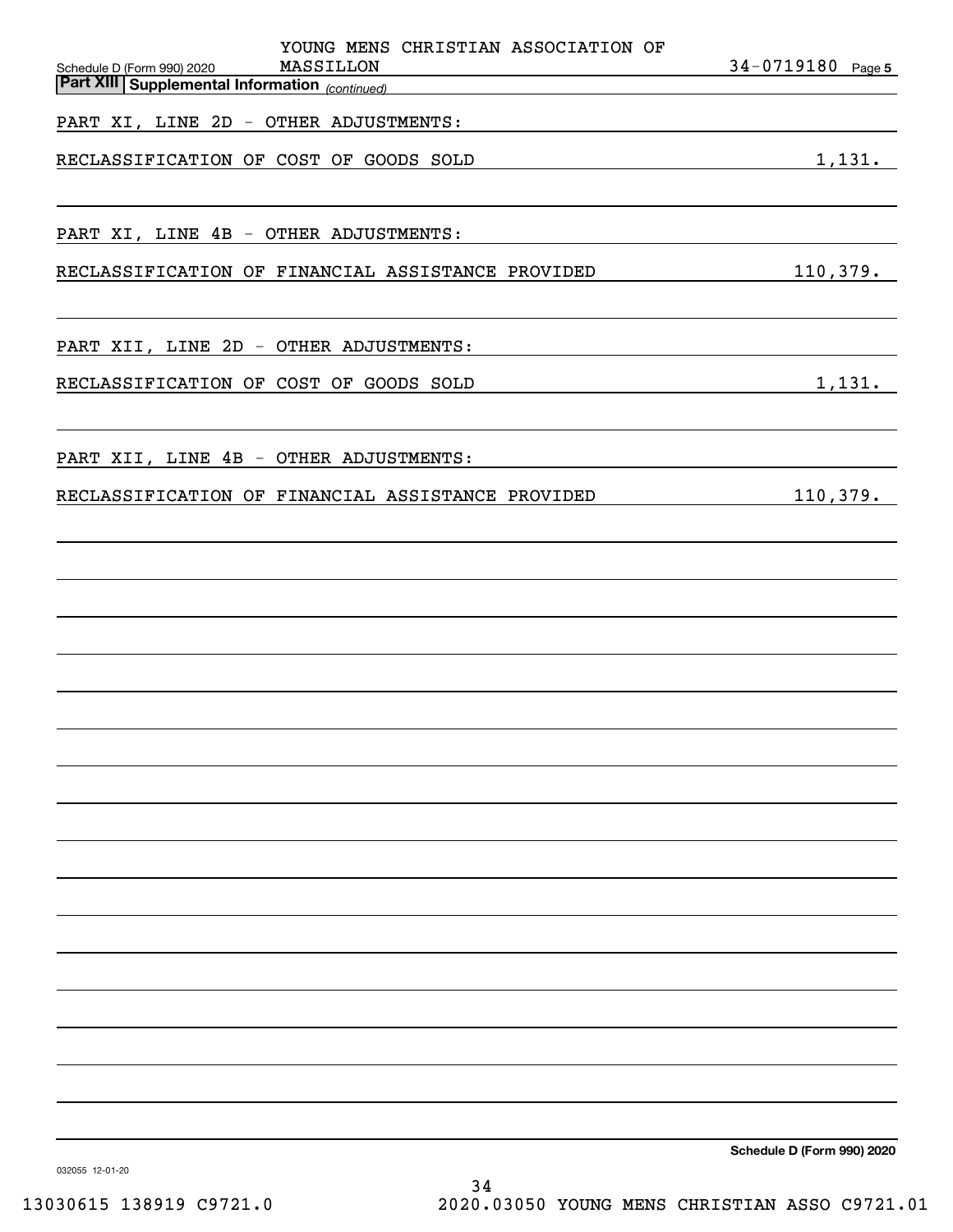YOUNG MENS CHRISTIAN ASSOCIATION OF MASSILLON

Schedule D (Form 990) 2020 — 34-0719180 Page 5

**Part XIII | Supplemental Information** *(continued)*

PART XI, LINE 2D - OTHER ADJUSTMENTS:

| | |
|---|---|
| RECLASSIFICATION OF COST OF GOODS SOLD | 1,131. |

PART XI, LINE 4B - OTHER ADJUSTMENTS:

| | |
|---|---|
| RECLASSIFICATION OF FINANCIAL ASSISTANCE PROVIDED | 110,379. |

PART XII, LINE 2D - OTHER ADJUSTMENTS:

| | |
|---|---|
| RECLASSIFICATION OF COST OF GOODS SOLD | 1,131. |

PART XII, LINE 4B - OTHER ADJUSTMENTS:

| | |
|---|---|
| RECLASSIFICATION OF FINANCIAL ASSISTANCE PROVIDED | 110,379. |

**Schedule D (Form 990) 2020**

032055 12-01-20

13030615 138919 C9721.0 2020.03050 YOUNG MENS CHRISTIAN ASSO C9721.01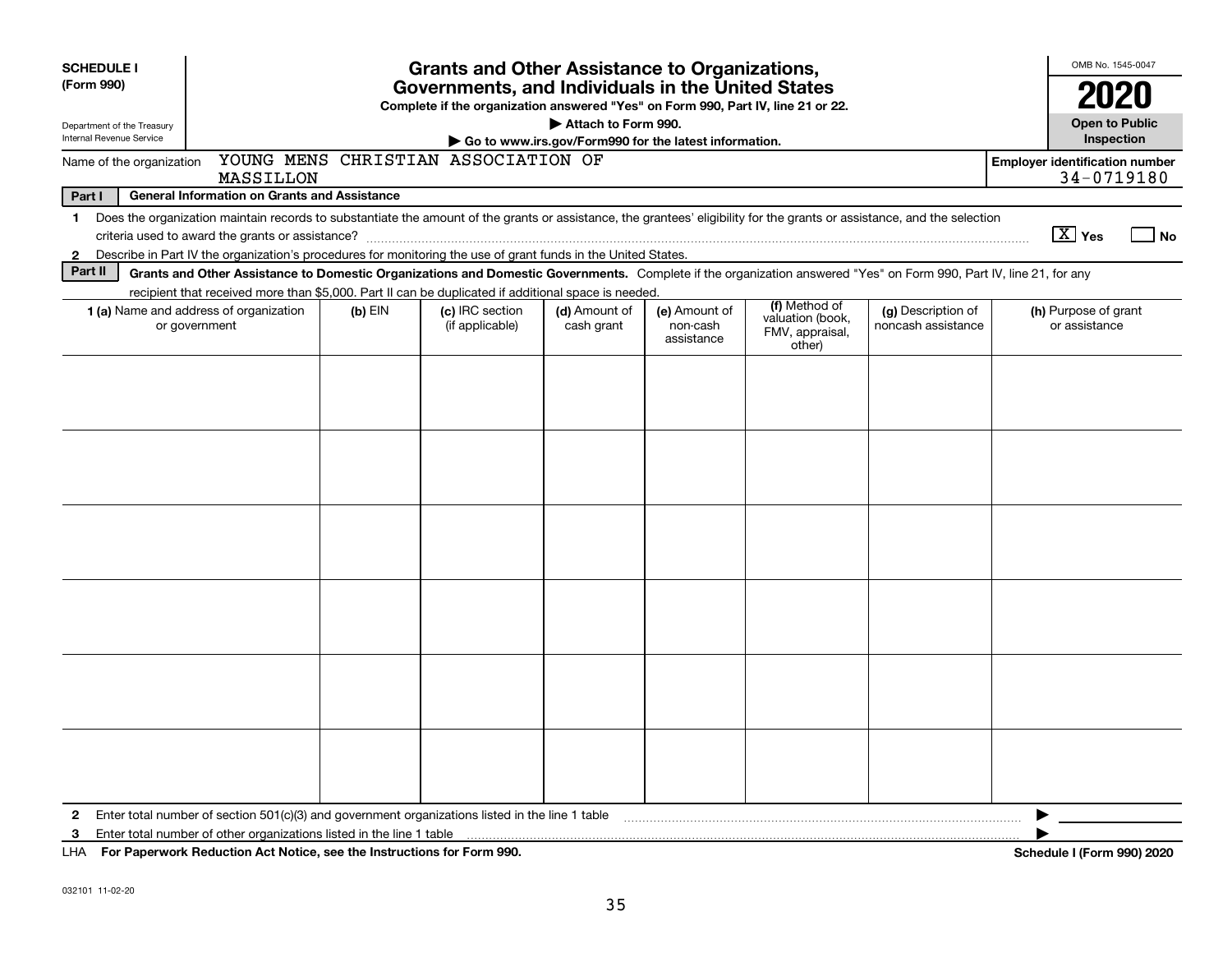**SCHEDULE I (Form 990)**

Department of the Treasury
Internal Revenue Service

# Grants and Other Assistance to Organizations, Governments, and Individuals in the United States

**Complete if the organization answered "Yes" on Form 990, Part IV, line 21 or 22.**
**▶ Attach to Form 990.**
**▶ Go to www.irs.gov/Form990 for the latest information.**

OMB No. 1545-0047

**2020**

**Open to Public Inspection**

Name of the organization: YOUNG MENS CHRISTIAN ASSOCIATION OF MASSILLON

**Employer identification number** 34-0719180

**Part I — General Information on Grants and Assistance**

1. Does the organization maintain records to substantiate the amount of the grants or assistance, the grantees' eligibility for the grants or assistance, and the selection criteria used to award the grants or assistance? [X] Yes [ ] No
2. Describe in Part IV the organization's procedures for monitoring the use of grant funds in the United States.

**Part II — Grants and Other Assistance to Domestic Organizations and Domestic Governments.** Complete if the organization answered "Yes" on Form 990, Part IV, line 21, for any recipient that received more than $5,000. Part II can be duplicated if additional space is needed.

| 1 (a) Name and address of organization or government | (b) EIN | (c) IRC section (if applicable) | (d) Amount of cash grant | (e) Amount of non-cash assistance | (f) Method of valuation (book, FMV, appraisal, other) | (g) Description of noncash assistance | (h) Purpose of grant or assistance |
|---|---|---|---|---|---|---|---|
| | | | | | | | |
| | | | | | | | |
| | | | | | | | |
| | | | | | | | |
| | | | | | | | |
| | | | | | | | |

2 Enter total number of section 501(c)(3) and government organizations listed in the line 1 table ▶

3 Enter total number of other organizations listed in the line 1 table ▶

LHA **For Paperwork Reduction Act Notice, see the Instructions for Form 990.** **Schedule I (Form 990) 2020**

032101 11-02-20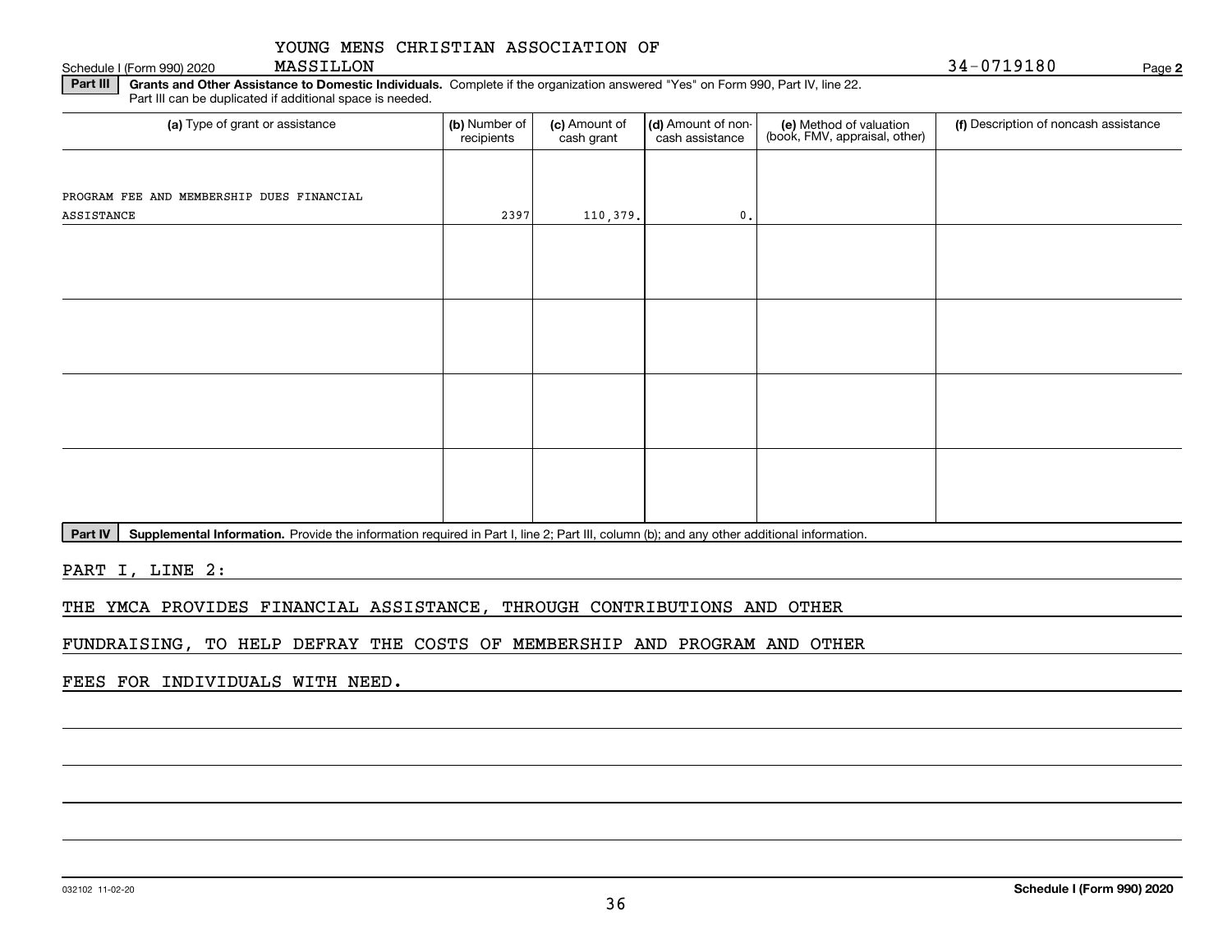YOUNG MENS CHRISTIAN ASSOCIATION OF MASSILLON

Schedule I (Form 990) 2020 — 34-0719180 — Page 2

**Part III** **Grants and Other Assistance to Domestic Individuals.** Complete if the organization answered "Yes" on Form 990, Part IV, line 22. Part III can be duplicated if additional space is needed.

| (a) Type of grant or assistance | (b) Number of recipients | (c) Amount of cash grant | (d) Amount of non-cash assistance | (e) Method of valuation (book, FMV, appraisal, other) | (f) Description of noncash assistance |
|---|---|---|---|---|---|
| PROGRAM FEE AND MEMBERSHIP DUES FINANCIAL ASSISTANCE | 2397 | 110,379. | 0. | | |
| | | | | | |
| | | | | | |
| | | | | | |
| | | | | | |

**Part IV** **Supplemental Information.** Provide the information required in Part I, line 2; Part III, column (b); and any other additional information.

PART I, LINE 2:

THE YMCA PROVIDES FINANCIAL ASSISTANCE, THROUGH CONTRIBUTIONS AND OTHER FUNDRAISING, TO HELP DEFRAY THE COSTS OF MEMBERSHIP AND PROGRAM AND OTHER FEES FOR INDIVIDUALS WITH NEED.

032102 11-02-20 **Schedule I (Form 990) 2020**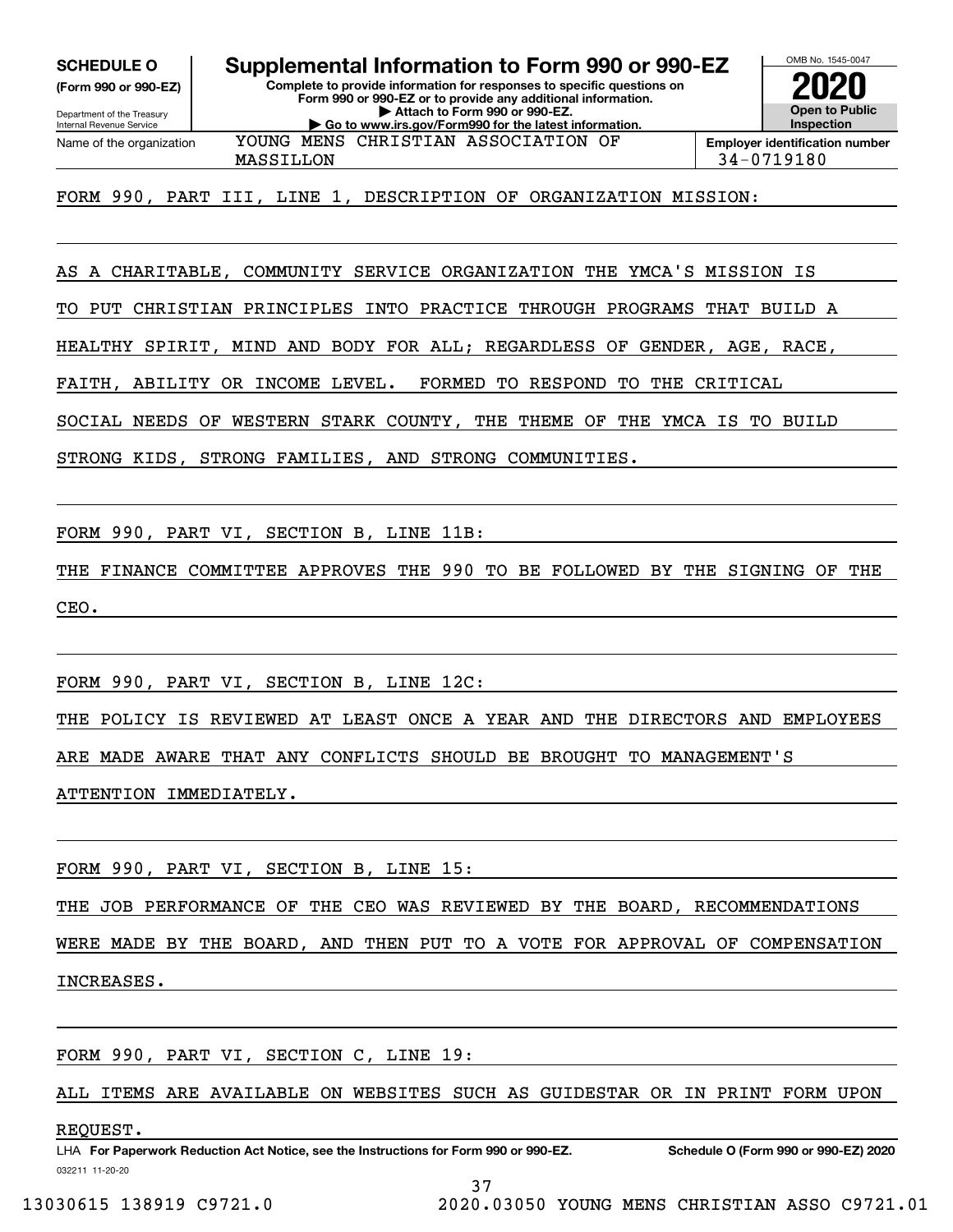**SCHEDULE O**
**(Form 990 or 990-EZ)**

Department of the Treasury
Internal Revenue Service

# Supplemental Information to Form 990 or 990-EZ

**Complete to provide information for responses to specific questions on Form 990 or 990-EZ or to provide any additional information.**
**▶ Attach to Form 990 or 990-EZ.**
**▶ Go to www.irs.gov/Form990 for the latest information.**

OMB No. 1545-0047
**2020**
**Open to Public Inspection**

| Name of the organization | Employer identification number |
| --- | --- |
| YOUNG MENS CHRISTIAN ASSOCIATION OF MASSILLON | 34-0719180 |

FORM 990, PART III, LINE 1, DESCRIPTION OF ORGANIZATION MISSION:

AS A CHARITABLE, COMMUNITY SERVICE ORGANIZATION THE YMCA'S MISSION IS TO PUT CHRISTIAN PRINCIPLES INTO PRACTICE THROUGH PROGRAMS THAT BUILD A HEALTHY SPIRIT, MIND AND BODY FOR ALL; REGARDLESS OF GENDER, AGE, RACE, FAITH, ABILITY OR INCOME LEVEL. FORMED TO RESPOND TO THE CRITICAL SOCIAL NEEDS OF WESTERN STARK COUNTY, THE THEME OF THE YMCA IS TO BUILD STRONG KIDS, STRONG FAMILIES, AND STRONG COMMUNITIES.

FORM 990, PART VI, SECTION B, LINE 11B:

THE FINANCE COMMITTEE APPROVES THE 990 TO BE FOLLOWED BY THE SIGNING OF THE CEO.

FORM 990, PART VI, SECTION B, LINE 12C:

THE POLICY IS REVIEWED AT LEAST ONCE A YEAR AND THE DIRECTORS AND EMPLOYEES ARE MADE AWARE THAT ANY CONFLICTS SHOULD BE BROUGHT TO MANAGEMENT'S ATTENTION IMMEDIATELY.

FORM 990, PART VI, SECTION B, LINE 15:

THE JOB PERFORMANCE OF THE CEO WAS REVIEWED BY THE BOARD, RECOMMENDATIONS WERE MADE BY THE BOARD, AND THEN PUT TO A VOTE FOR APPROVAL OF COMPENSATION INCREASES.

FORM 990, PART VI, SECTION C, LINE 19:

ALL ITEMS ARE AVAILABLE ON WEBSITES SUCH AS GUIDESTAR OR IN PRINT FORM UPON REQUEST.

LHA **For Paperwork Reduction Act Notice, see the Instructions for Form 990 or 990-EZ.** **Schedule O (Form 990 or 990-EZ) 2020**
032211 11-20-20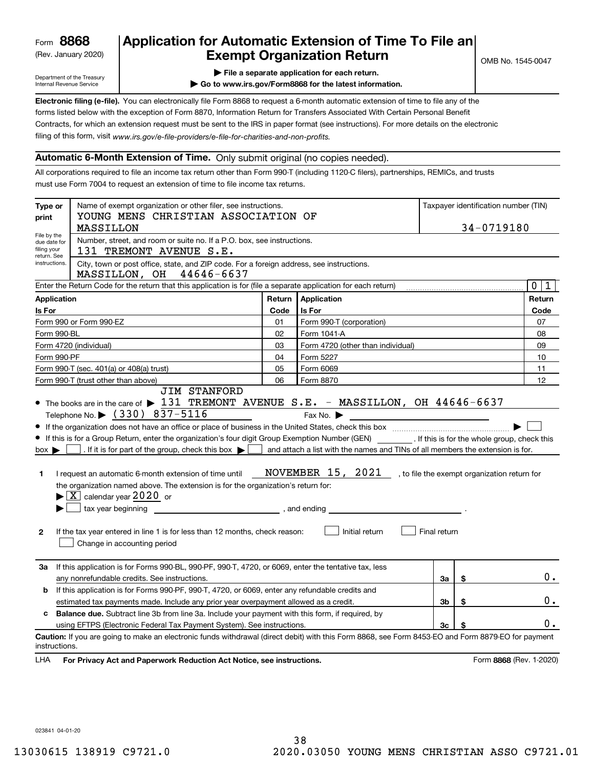Form **8868**
(Rev. January 2020)
Department of the Treasury
Internal Revenue Service

# Application for Automatic Extension of Time To File an Exempt Organization Return

▶ File a separate application for each return.
▶ Go to www.irs.gov/Form8868 for the latest information.

OMB No. 1545-0047

**Electronic filing (e-file).** You can electronically file Form 8868 to request a 6-month automatic extension of time to file any of the forms listed below with the exception of Form 8870, Information Return for Transfers Associated With Certain Personal Benefit Contracts, for which an extension request must be sent to the IRS in paper format (see instructions). For more details on the electronic filing of this form, visit *www.irs.gov/e-file-providers/e-file-for-charities-and-non-profits.*

## Automatic 6-Month Extension of Time. Only submit original (no copies needed).

All corporations required to file an income tax return other than Form 990-T (including 1120-C filers), partnerships, REMICs, and trusts must use Form 7004 to request an extension of time to file income tax returns.

| | | |
|---|---|---|
| **Type or print** | Name of exempt organization or other filer, see instructions.<br>YOUNG MENS CHRISTIAN ASSOCIATION OF MASSILLON | Taxpayer identification number (TIN)<br>34-0719180 |
| File by the due date for filing your return. See instructions. | Number, street, and room or suite no. If a P.O. box, see instructions.<br>131 TREMONT AVENUE S.E. | |
| | City, town or post office, state, and ZIP code. For a foreign address, see instructions.<br>MASSILLON, OH 44646-6637 | |

Enter the Return Code for the return that this application is for (file a separate application for each return) ..... 0 1

| Application Is For | Return Code | Application Is For | Return Code |
|---|---|---|---|
| Form 990 or Form 990-EZ | 01 | Form 990-T (corporation) | 07 |
| Form 990-BL | 02 | Form 1041-A | 08 |
| Form 4720 (individual) | 03 | Form 4720 (other than individual) | 09 |
| Form 990-PF | 04 | Form 5227 | 10 |
| Form 990-T (sec. 401(a) or 408(a) trust) | 05 | Form 6069 | 11 |
| Form 990-T (trust other than above) | 06 | Form 8870 | 12 |

- The books are in the care of ▶ JIM STANFORD 131 TREMONT AVENUE S.E. - MASSILLON, OH 44646-6637
  Telephone No. ▶ (330) 837-5116 Fax No. ▶
- If the organization does not have an office or place of business in the United States, check this box ..... ▶ ☐
- If this is for a Group Return, enter the organization's four digit Group Exemption Number (GEN) ______ . If this is for the whole group, check this box ▶ ☐ . If it is for part of the group, check this box ▶ ☐ and attach a list with the names and TINs of all members the extension is for.

**1** I request an automatic 6-month extension of time until NOVEMBER 15, 2021 , to file the exempt organization return for the organization named above. The extension is for the organization's return for:
▶ ☒ calendar year 2020 or
▶ ☐ tax year beginning ______ , and ending ______ .

**2** If the tax year entered in line 1 is for less than 12 months, check reason: ☐ Initial return ☐ Final return
☐ Change in accounting period

| | | | |
|---|---|---|---|
| **3a** | If this application is for Forms 990-BL, 990-PF, 990-T, 4720, or 6069, enter the tentative tax, less any nonrefundable credits. See instructions. | 3a | $ 0. |
| **b** | If this application is for Forms 990-PF, 990-T, 4720, or 6069, enter any refundable credits and estimated tax payments made. Include any prior year overpayment allowed as a credit. | 3b | $ 0. |
| **c** | **Balance due.** Subtract line 3b from line 3a. Include your payment with this form, if required, by using EFTPS (Electronic Federal Tax Payment System). See instructions. | 3c | $ 0. |

**Caution:** If you are going to make an electronic funds withdrawal (direct debit) with this Form 8868, see Form 8453-EO and Form 8879-EO for payment instructions.

LHA **For Privacy Act and Paperwork Reduction Act Notice, see instructions.** Form **8868** (Rev. 1-2020)

023841 04-01-20

13030615 138919 C9721.0 2020.03050 YOUNG MENS CHRISTIAN ASSO C9721.01